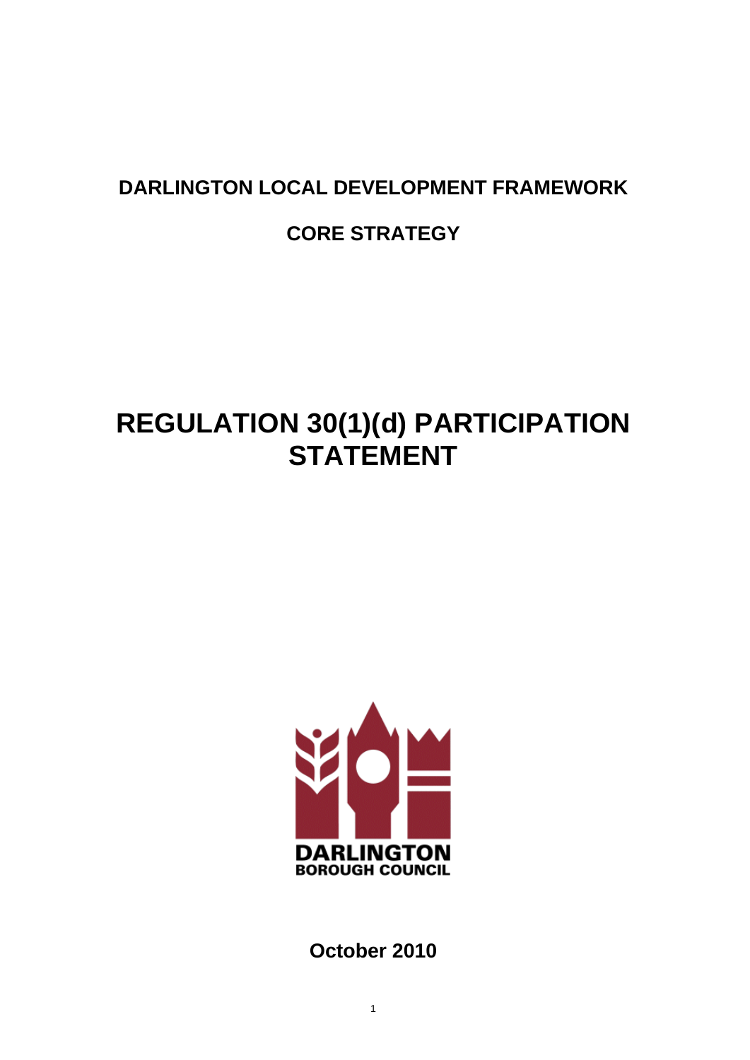**DARLINGTON LOCAL DEVELOPMENT FRAMEWORK**

**CORE STRATEGY**

# REGULATION 30(1)(d) PARTICIPATION STATEMENT

DARLINGTON
BOROUGH COUNCIL

**October 2010**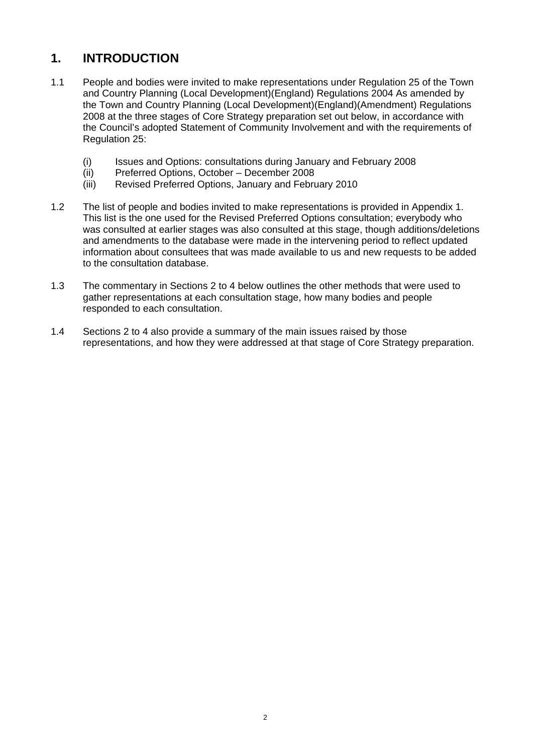# 1. INTRODUCTION

1.1 People and bodies were invited to make representations under Regulation 25 of the Town and Country Planning (Local Development)(England) Regulations 2004 As amended by the Town and Country Planning (Local Development)(England)(Amendment) Regulations 2008 at the three stages of Core Strategy preparation set out below, in accordance with the Council's adopted Statement of Community Involvement and with the requirements of Regulation 25:

(i) Issues and Options: consultations during January and February 2008
(ii) Preferred Options, October – December 2008
(iii) Revised Preferred Options, January and February 2010

1.2 The list of people and bodies invited to make representations is provided in Appendix 1. This list is the one used for the Revised Preferred Options consultation; everybody who was consulted at earlier stages was also consulted at this stage, though additions/deletions and amendments to the database were made in the intervening period to reflect updated information about consultees that was made available to us and new requests to be added to the consultation database.

1.3 The commentary in Sections 2 to 4 below outlines the other methods that were used to gather representations at each consultation stage, how many bodies and people responded to each consultation.

1.4 Sections 2 to 4 also provide a summary of the main issues raised by those representations, and how they were addressed at that stage of Core Strategy preparation.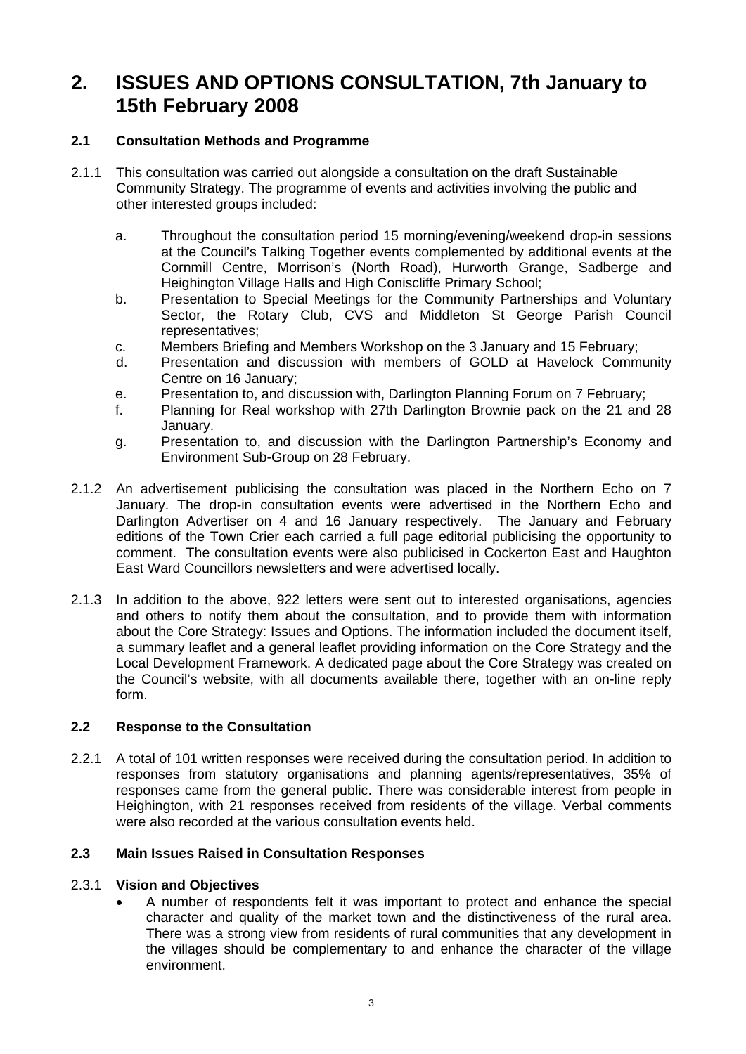# 2. ISSUES AND OPTIONS CONSULTATION, 7th January to 15th February 2008

### 2.1 Consultation Methods and Programme

2.1.1 This consultation was carried out alongside a consultation on the draft Sustainable Community Strategy. The programme of events and activities involving the public and other interested groups included:

a. Throughout the consultation period 15 morning/evening/weekend drop-in sessions at the Council's Talking Together events complemented by additional events at the Cornmill Centre, Morrison's (North Road), Hurworth Grange, Sadberge and Heighington Village Halls and High Coniscliffe Primary School;

b. Presentation to Special Meetings for the Community Partnerships and Voluntary Sector, the Rotary Club, CVS and Middleton St George Parish Council representatives;

c. Members Briefing and Members Workshop on the 3 January and 15 February;

d. Presentation and discussion with members of GOLD at Havelock Community Centre on 16 January;

e. Presentation to, and discussion with, Darlington Planning Forum on 7 February;

f. Planning for Real workshop with 27th Darlington Brownie pack on the 21 and 28 January.

g. Presentation to, and discussion with the Darlington Partnership's Economy and Environment Sub-Group on 28 February.

2.1.2 An advertisement publicising the consultation was placed in the Northern Echo on 7 January. The drop-in consultation events were advertised in the Northern Echo and Darlington Advertiser on 4 and 16 January respectively. The January and February editions of the Town Crier each carried a full page editorial publicising the opportunity to comment. The consultation events were also publicised in Cockerton East and Haughton East Ward Councillors newsletters and were advertised locally.

2.1.3 In addition to the above, 922 letters were sent out to interested organisations, agencies and others to notify them about the consultation, and to provide them with information about the Core Strategy: Issues and Options. The information included the document itself, a summary leaflet and a general leaflet providing information on the Core Strategy and the Local Development Framework. A dedicated page about the Core Strategy was created on the Council's website, with all documents available there, together with an on-line reply form.

### 2.2 Response to the Consultation

2.2.1 A total of 101 written responses were received during the consultation period. In addition to responses from statutory organisations and planning agents/representatives, 35% of responses came from the general public. There was considerable interest from people in Heighington, with 21 responses received from residents of the village. Verbal comments were also recorded at the various consultation events held.

### 2.3 Main Issues Raised in Consultation Responses

2.3.1 **Vision and Objectives**

- A number of respondents felt it was important to protect and enhance the special character and quality of the market town and the distinctiveness of the rural area. There was a strong view from residents of rural communities that any development in the villages should be complementary to and enhance the character of the village environment.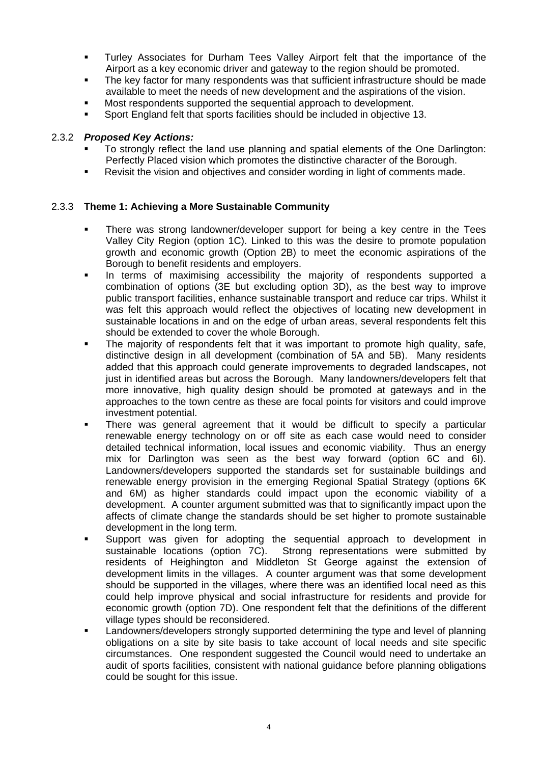- Turley Associates for Durham Tees Valley Airport felt that the importance of the Airport as a key economic driver and gateway to the region should be promoted.
- The key factor for many respondents was that sufficient infrastructure should be made available to meet the needs of new development and the aspirations of the vision.
- Most respondents supported the sequential approach to development.
- Sport England felt that sports facilities should be included in objective 13.

2.3.2 ***Proposed Key Actions:***

- To strongly reflect the land use planning and spatial elements of the One Darlington: Perfectly Placed vision which promotes the distinctive character of the Borough.
- Revisit the vision and objectives and consider wording in light of comments made.

2.3.3 **Theme 1: Achieving a More Sustainable Community**

- There was strong landowner/developer support for being a key centre in the Tees Valley City Region (option 1C). Linked to this was the desire to promote population growth and economic growth (Option 2B) to meet the economic aspirations of the Borough to benefit residents and employers.
- In terms of maximising accessibility the majority of respondents supported a combination of options (3E but excluding option 3D), as the best way to improve public transport facilities, enhance sustainable transport and reduce car trips. Whilst it was felt this approach would reflect the objectives of locating new development in sustainable locations in and on the edge of urban areas, several respondents felt this should be extended to cover the whole Borough.
- The majority of respondents felt that it was important to promote high quality, safe, distinctive design in all development (combination of 5A and 5B). Many residents added that this approach could generate improvements to degraded landscapes, not just in identified areas but across the Borough. Many landowners/developers felt that more innovative, high quality design should be promoted at gateways and in the approaches to the town centre as these are focal points for visitors and could improve investment potential.
- There was general agreement that it would be difficult to specify a particular renewable energy technology on or off site as each case would need to consider detailed technical information, local issues and economic viability. Thus an energy mix for Darlington was seen as the best way forward (option 6C and 6I). Landowners/developers supported the standards set for sustainable buildings and renewable energy provision in the emerging Regional Spatial Strategy (options 6K and 6M) as higher standards could impact upon the economic viability of a development. A counter argument submitted was that to significantly impact upon the affects of climate change the standards should be set higher to promote sustainable development in the long term.
- Support was given for adopting the sequential approach to development in sustainable locations (option 7C). Strong representations were submitted by residents of Heighington and Middleton St George against the extension of development limits in the villages. A counter argument was that some development should be supported in the villages, where there was an identified local need as this could help improve physical and social infrastructure for residents and provide for economic growth (option 7D). One respondent felt that the definitions of the different village types should be reconsidered.
- Landowners/developers strongly supported determining the type and level of planning obligations on a site by site basis to take account of local needs and site specific circumstances. One respondent suggested the Council would need to undertake an audit of sports facilities, consistent with national guidance before planning obligations could be sought for this issue.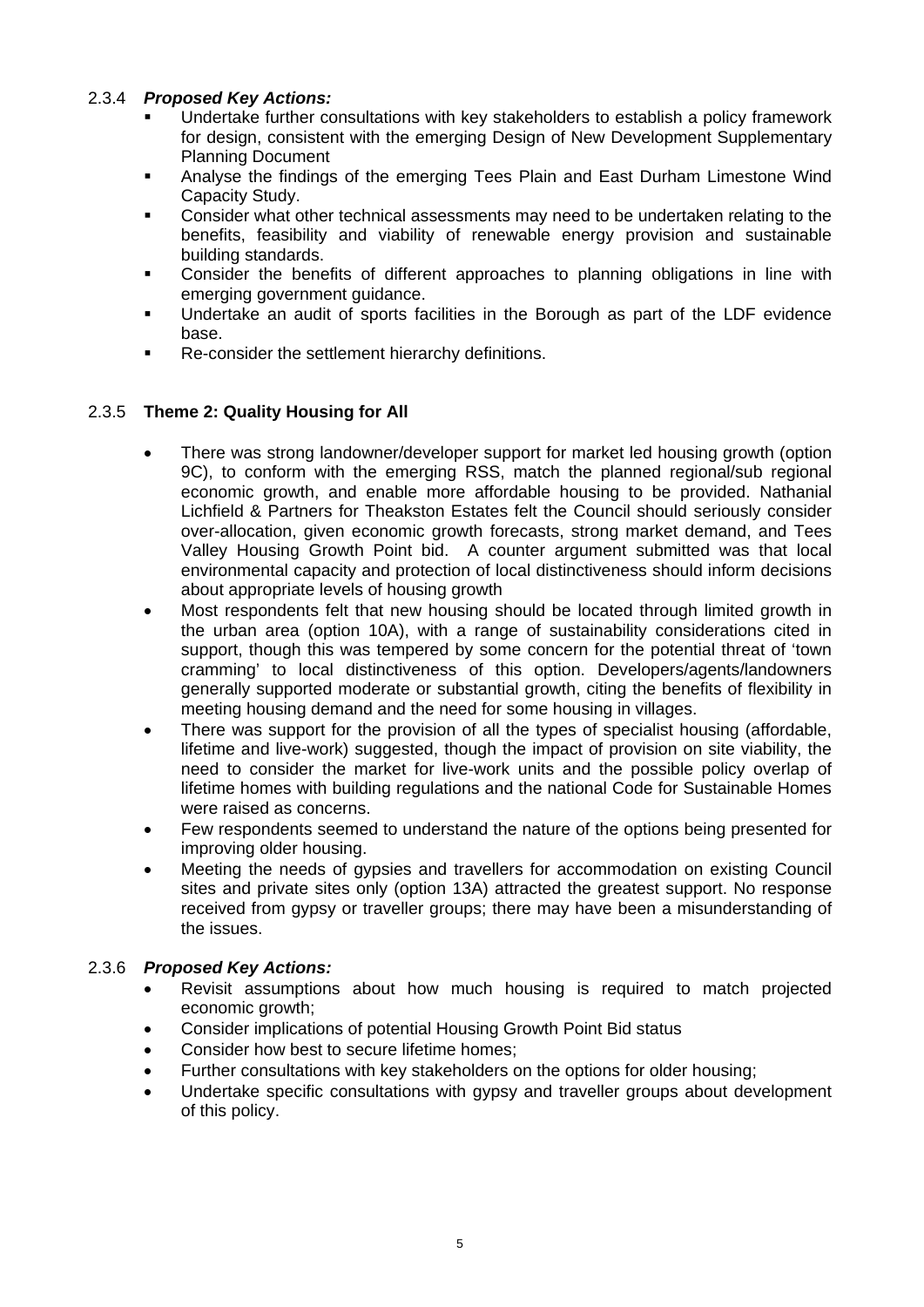2.3.4 ***Proposed Key Actions:***

- Undertake further consultations with key stakeholders to establish a policy framework for design, consistent with the emerging Design of New Development Supplementary Planning Document
- Analyse the findings of the emerging Tees Plain and East Durham Limestone Wind Capacity Study.
- Consider what other technical assessments may need to be undertaken relating to the benefits, feasibility and viability of renewable energy provision and sustainable building standards.
- Consider the benefits of different approaches to planning obligations in line with emerging government guidance.
- Undertake an audit of sports facilities in the Borough as part of the LDF evidence base.
- Re-consider the settlement hierarchy definitions.

2.3.5 **Theme 2: Quality Housing for All**

- There was strong landowner/developer support for market led housing growth (option 9C), to conform with the emerging RSS, match the planned regional/sub regional economic growth, and enable more affordable housing to be provided. Nathanial Lichfield & Partners for Theakston Estates felt the Council should seriously consider over-allocation, given economic growth forecasts, strong market demand, and Tees Valley Housing Growth Point bid. A counter argument submitted was that local environmental capacity and protection of local distinctiveness should inform decisions about appropriate levels of housing growth
- Most respondents felt that new housing should be located through limited growth in the urban area (option 10A), with a range of sustainability considerations cited in support, though this was tempered by some concern for the potential threat of 'town cramming' to local distinctiveness of this option. Developers/agents/landowners generally supported moderate or substantial growth, citing the benefits of flexibility in meeting housing demand and the need for some housing in villages.
- There was support for the provision of all the types of specialist housing (affordable, lifetime and live-work) suggested, though the impact of provision on site viability, the need to consider the market for live-work units and the possible policy overlap of lifetime homes with building regulations and the national Code for Sustainable Homes were raised as concerns.
- Few respondents seemed to understand the nature of the options being presented for improving older housing.
- Meeting the needs of gypsies and travellers for accommodation on existing Council sites and private sites only (option 13A) attracted the greatest support. No response received from gypsy or traveller groups; there may have been a misunderstanding of the issues.

2.3.6 ***Proposed Key Actions:***

- Revisit assumptions about how much housing is required to match projected economic growth;
- Consider implications of potential Housing Growth Point Bid status
- Consider how best to secure lifetime homes;
- Further consultations with key stakeholders on the options for older housing;
- Undertake specific consultations with gypsy and traveller groups about development of this policy.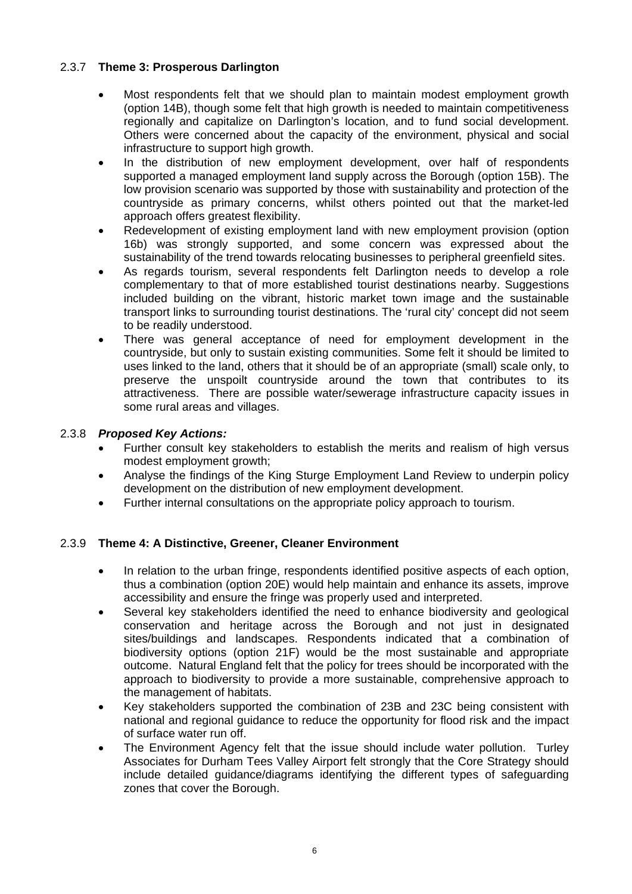2.3.7 **Theme 3: Prosperous Darlington**

- Most respondents felt that we should plan to maintain modest employment growth (option 14B), though some felt that high growth is needed to maintain competitiveness regionally and capitalize on Darlington's location, and to fund social development. Others were concerned about the capacity of the environment, physical and social infrastructure to support high growth.
- In the distribution of new employment development, over half of respondents supported a managed employment land supply across the Borough (option 15B). The low provision scenario was supported by those with sustainability and protection of the countryside as primary concerns, whilst others pointed out that the market-led approach offers greatest flexibility.
- Redevelopment of existing employment land with new employment provision (option 16b) was strongly supported, and some concern was expressed about the sustainability of the trend towards relocating businesses to peripheral greenfield sites.
- As regards tourism, several respondents felt Darlington needs to develop a role complementary to that of more established tourist destinations nearby. Suggestions included building on the vibrant, historic market town image and the sustainable transport links to surrounding tourist destinations. The 'rural city' concept did not seem to be readily understood.
- There was general acceptance of need for employment development in the countryside, but only to sustain existing communities. Some felt it should be limited to uses linked to the land, others that it should be of an appropriate (small) scale only, to preserve the unspoilt countryside around the town that contributes to its attractiveness. There are possible water/sewerage infrastructure capacity issues in some rural areas and villages.

2.3.8 ***Proposed Key Actions:***

- Further consult key stakeholders to establish the merits and realism of high versus modest employment growth;
- Analyse the findings of the King Sturge Employment Land Review to underpin policy development on the distribution of new employment development.
- Further internal consultations on the appropriate policy approach to tourism.

2.3.9 **Theme 4: A Distinctive, Greener, Cleaner Environment**

- In relation to the urban fringe, respondents identified positive aspects of each option, thus a combination (option 20E) would help maintain and enhance its assets, improve accessibility and ensure the fringe was properly used and interpreted.
- Several key stakeholders identified the need to enhance biodiversity and geological conservation and heritage across the Borough and not just in designated sites/buildings and landscapes. Respondents indicated that a combination of biodiversity options (option 21F) would be the most sustainable and appropriate outcome. Natural England felt that the policy for trees should be incorporated with the approach to biodiversity to provide a more sustainable, comprehensive approach to the management of habitats.
- Key stakeholders supported the combination of 23B and 23C being consistent with national and regional guidance to reduce the opportunity for flood risk and the impact of surface water run off.
- The Environment Agency felt that the issue should include water pollution. Turley Associates for Durham Tees Valley Airport felt strongly that the Core Strategy should include detailed guidance/diagrams identifying the different types of safeguarding zones that cover the Borough.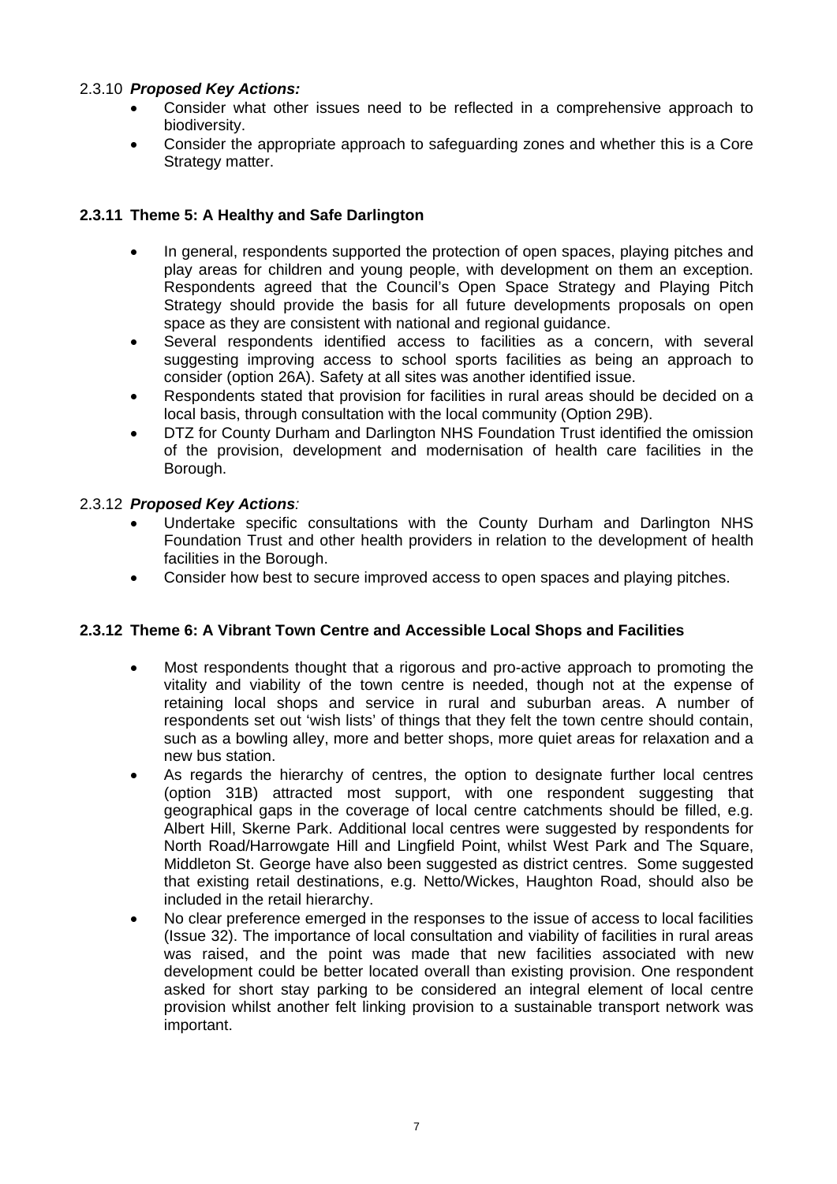2.3.10 ***Proposed Key Actions:***

- Consider what other issues need to be reflected in a comprehensive approach to biodiversity.
- Consider the appropriate approach to safeguarding zones and whether this is a Core Strategy matter.

**2.3.11 Theme 5: A Healthy and Safe Darlington**

- In general, respondents supported the protection of open spaces, playing pitches and play areas for children and young people, with development on them an exception. Respondents agreed that the Council's Open Space Strategy and Playing Pitch Strategy should provide the basis for all future developments proposals on open space as they are consistent with national and regional guidance.
- Several respondents identified access to facilities as a concern, with several suggesting improving access to school sports facilities as being an approach to consider (option 26A). Safety at all sites was another identified issue.
- Respondents stated that provision for facilities in rural areas should be decided on a local basis, through consultation with the local community (Option 29B).
- DTZ for County Durham and Darlington NHS Foundation Trust identified the omission of the provision, development and modernisation of health care facilities in the Borough.

2.3.12 ***Proposed Key Actions:***

- Undertake specific consultations with the County Durham and Darlington NHS Foundation Trust and other health providers in relation to the development of health facilities in the Borough.
- Consider how best to secure improved access to open spaces and playing pitches.

**2.3.12 Theme 6: A Vibrant Town Centre and Accessible Local Shops and Facilities**

- Most respondents thought that a rigorous and pro-active approach to promoting the vitality and viability of the town centre is needed, though not at the expense of retaining local shops and service in rural and suburban areas. A number of respondents set out 'wish lists' of things that they felt the town centre should contain, such as a bowling alley, more and better shops, more quiet areas for relaxation and a new bus station.
- As regards the hierarchy of centres, the option to designate further local centres (option 31B) attracted most support, with one respondent suggesting that geographical gaps in the coverage of local centre catchments should be filled, e.g. Albert Hill, Skerne Park. Additional local centres were suggested by respondents for North Road/Harrowgate Hill and Lingfield Point, whilst West Park and The Square, Middleton St. George have also been suggested as district centres. Some suggested that existing retail destinations, e.g. Netto/Wickes, Haughton Road, should also be included in the retail hierarchy.
- No clear preference emerged in the responses to the issue of access to local facilities (Issue 32). The importance of local consultation and viability of facilities in rural areas was raised, and the point was made that new facilities associated with new development could be better located overall than existing provision. One respondent asked for short stay parking to be considered an integral element of local centre provision whilst another felt linking provision to a sustainable transport network was important.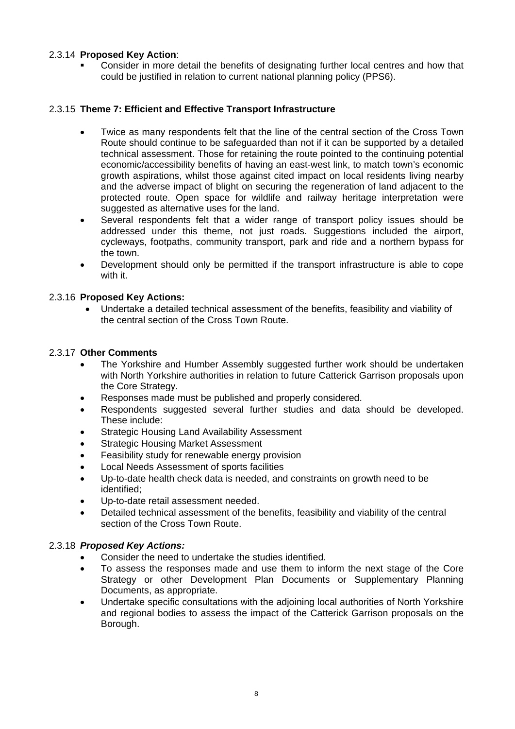2.3.14 **Proposed Key Action**:

- Consider in more detail the benefits of designating further local centres and how that could be justified in relation to current national planning policy (PPS6).

2.3.15 **Theme 7: Efficient and Effective Transport Infrastructure**

- Twice as many respondents felt that the line of the central section of the Cross Town Route should continue to be safeguarded than not if it can be supported by a detailed technical assessment. Those for retaining the route pointed to the continuing potential economic/accessibility benefits of having an east-west link, to match town's economic growth aspirations, whilst those against cited impact on local residents living nearby and the adverse impact of blight on securing the regeneration of land adjacent to the protected route. Open space for wildlife and railway heritage interpretation were suggested as alternative uses for the land.
- Several respondents felt that a wider range of transport policy issues should be addressed under this theme, not just roads. Suggestions included the airport, cycleways, footpaths, community transport, park and ride and a northern bypass for the town.
- Development should only be permitted if the transport infrastructure is able to cope with it.

2.3.16 **Proposed Key Actions:**

- Undertake a detailed technical assessment of the benefits, feasibility and viability of the central section of the Cross Town Route.

2.3.17 **Other Comments**

- The Yorkshire and Humber Assembly suggested further work should be undertaken with North Yorkshire authorities in relation to future Catterick Garrison proposals upon the Core Strategy.
- Responses made must be published and properly considered.
- Respondents suggested several further studies and data should be developed. These include:
- Strategic Housing Land Availability Assessment
- Strategic Housing Market Assessment
- Feasibility study for renewable energy provision
- Local Needs Assessment of sports facilities
- Up-to-date health check data is needed, and constraints on growth need to be identified;
- Up-to-date retail assessment needed.
- Detailed technical assessment of the benefits, feasibility and viability of the central section of the Cross Town Route.

2.3.18 ***Proposed Key Actions:***

- Consider the need to undertake the studies identified.
- To assess the responses made and use them to inform the next stage of the Core Strategy or other Development Plan Documents or Supplementary Planning Documents, as appropriate.
- Undertake specific consultations with the adjoining local authorities of North Yorkshire and regional bodies to assess the impact of the Catterick Garrison proposals on the Borough.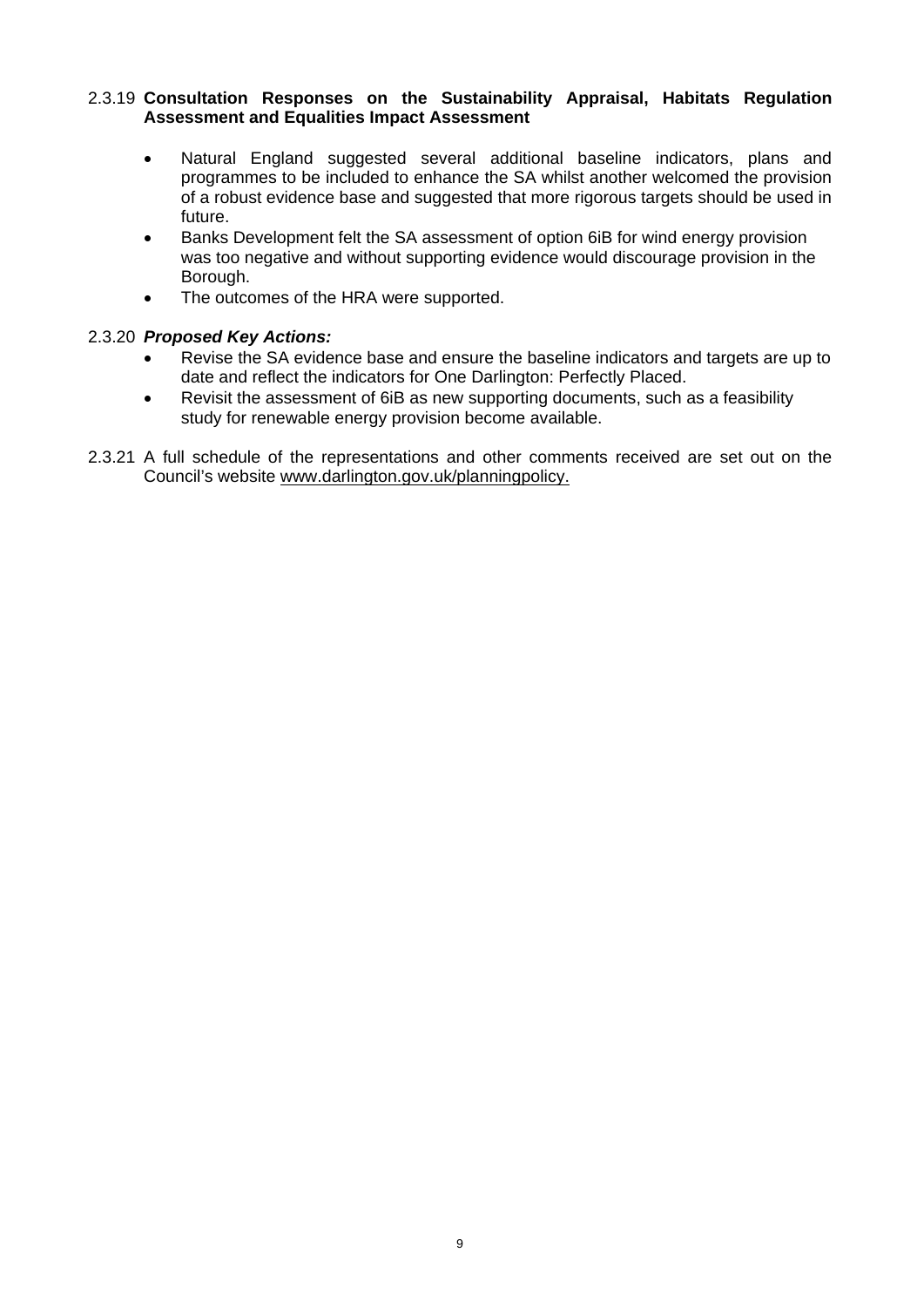2.3.19 **Consultation Responses on the Sustainability Appraisal, Habitats Regulation Assessment and Equalities Impact Assessment**

- Natural England suggested several additional baseline indicators, plans and programmes to be included to enhance the SA whilst another welcomed the provision of a robust evidence base and suggested that more rigorous targets should be used in future.
- Banks Development felt the SA assessment of option 6iB for wind energy provision was too negative and without supporting evidence would discourage provision in the Borough.
- The outcomes of the HRA were supported.

2.3.20 ***Proposed Key Actions:***

- Revise the SA evidence base and ensure the baseline indicators and targets are up to date and reflect the indicators for One Darlington: Perfectly Placed.
- Revisit the assessment of 6iB as new supporting documents, such as a feasibility study for renewable energy provision become available.

2.3.21 A full schedule of the representations and other comments received are set out on the Council's website www.darlington.gov.uk/planningpolicy.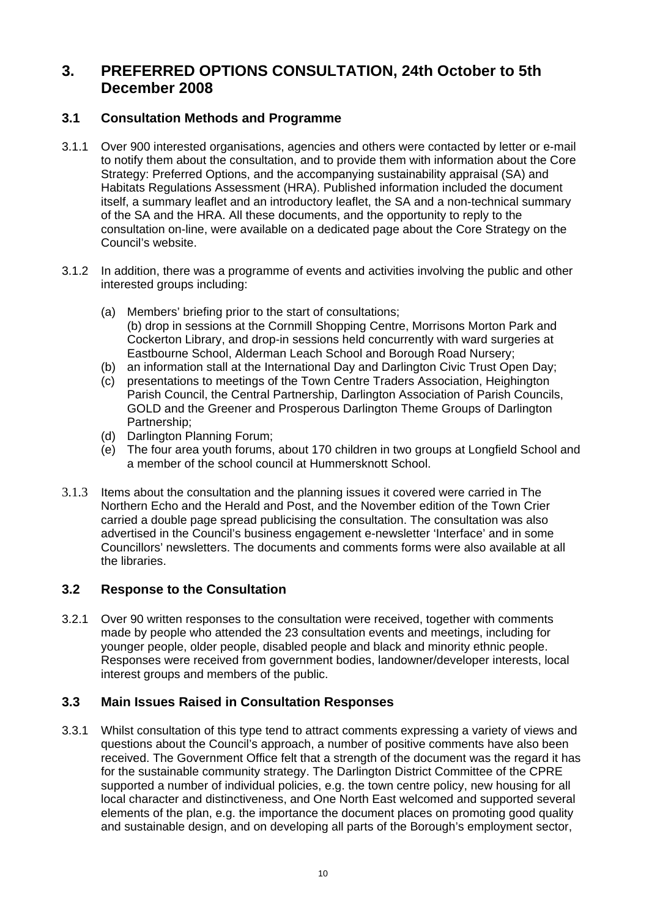## 3. PREFERRED OPTIONS CONSULTATION, 24th October to 5th December 2008

### 3.1 Consultation Methods and Programme

3.1.1 Over 900 interested organisations, agencies and others were contacted by letter or e-mail to notify them about the consultation, and to provide them with information about the Core Strategy: Preferred Options, and the accompanying sustainability appraisal (SA) and Habitats Regulations Assessment (HRA). Published information included the document itself, a summary leaflet and an introductory leaflet, the SA and a non-technical summary of the SA and the HRA. All these documents, and the opportunity to reply to the consultation on-line, were available on a dedicated page about the Core Strategy on the Council's website.

3.1.2 In addition, there was a programme of events and activities involving the public and other interested groups including:

(a) Members' briefing prior to the start of consultations;
(b) drop in sessions at the Cornmill Shopping Centre, Morrisons Morton Park and Cockerton Library, and drop-in sessions held concurrently with ward surgeries at Eastbourne School, Alderman Leach School and Borough Road Nursery;
(b) an information stall at the International Day and Darlington Civic Trust Open Day;
(c) presentations to meetings of the Town Centre Traders Association, Heighington Parish Council, the Central Partnership, Darlington Association of Parish Councils, GOLD and the Greener and Prosperous Darlington Theme Groups of Darlington Partnership;
(d) Darlington Planning Forum;
(e) The four area youth forums, about 170 children in two groups at Longfield School and a member of the school council at Hummersknott School.

3.1.3 Items about the consultation and the planning issues it covered were carried in The Northern Echo and the Herald and Post, and the November edition of the Town Crier carried a double page spread publicising the consultation. The consultation was also advertised in the Council's business engagement e-newsletter 'Interface' and in some Councillors' newsletters. The documents and comments forms were also available at all the libraries.

### 3.2 Response to the Consultation

3.2.1 Over 90 written responses to the consultation were received, together with comments made by people who attended the 23 consultation events and meetings, including for younger people, older people, disabled people and black and minority ethnic people. Responses were received from government bodies, landowner/developer interests, local interest groups and members of the public.

### 3.3 Main Issues Raised in Consultation Responses

3.3.1 Whilst consultation of this type tend to attract comments expressing a variety of views and questions about the Council's approach, a number of positive comments have also been received. The Government Office felt that a strength of the document was the regard it has for the sustainable community strategy. The Darlington District Committee of the CPRE supported a number of individual policies, e.g. the town centre policy, new housing for all local character and distinctiveness, and One North East welcomed and supported several elements of the plan, e.g. the importance the document places on promoting good quality and sustainable design, and on developing all parts of the Borough's employment sector,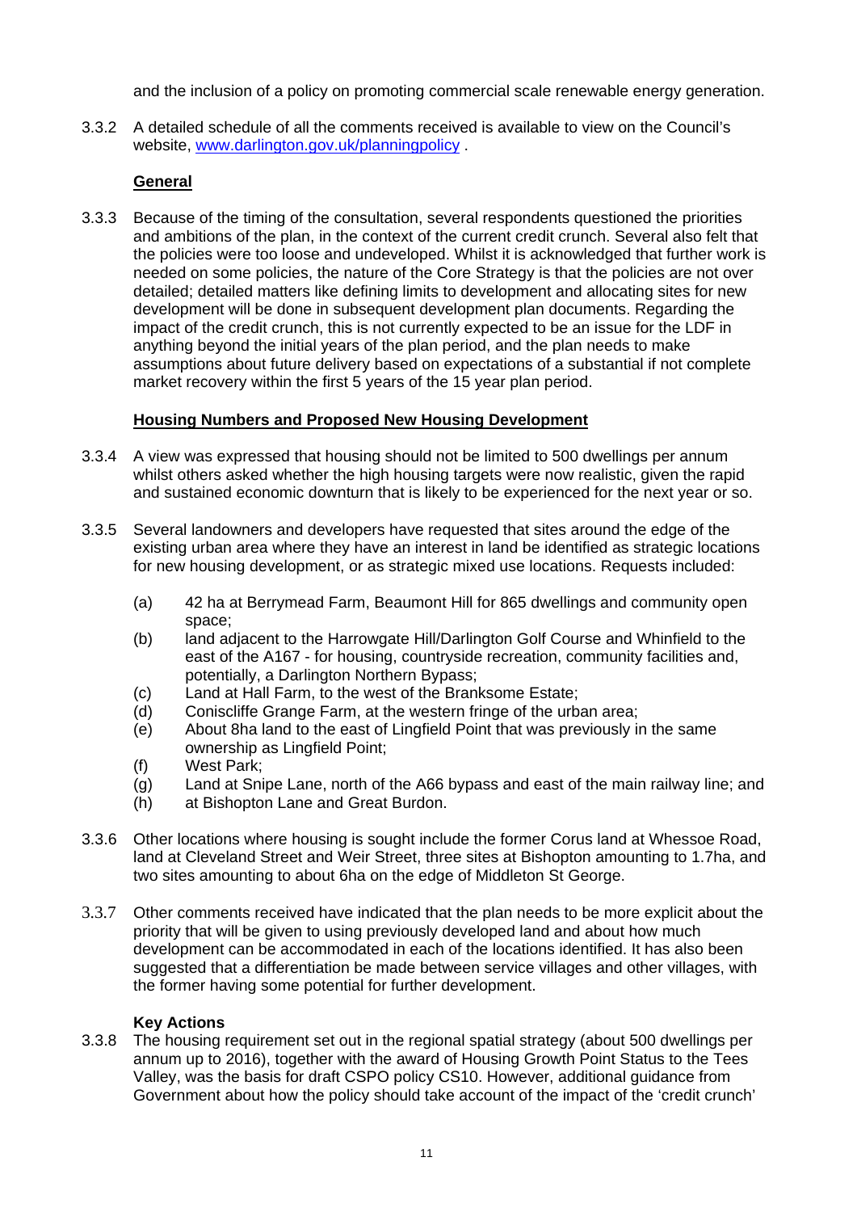and the inclusion of a policy on promoting commercial scale renewable energy generation.

3.3.2 A detailed schedule of all the comments received is available to view on the Council's website, [www.darlington.gov.uk/planningpolicy](http://www.darlington.gov.uk/planningpolicy) .

**General**

3.3.3 Because of the timing of the consultation, several respondents questioned the priorities and ambitions of the plan, in the context of the current credit crunch. Several also felt that the policies were too loose and undeveloped. Whilst it is acknowledged that further work is needed on some policies, the nature of the Core Strategy is that the policies are not over detailed; detailed matters like defining limits to development and allocating sites for new development will be done in subsequent development plan documents. Regarding the impact of the credit crunch, this is not currently expected to be an issue for the LDF in anything beyond the initial years of the plan period, and the plan needs to make assumptions about future delivery based on expectations of a substantial if not complete market recovery within the first 5 years of the 15 year plan period.

**Housing Numbers and Proposed New Housing Development**

3.3.4 A view was expressed that housing should not be limited to 500 dwellings per annum whilst others asked whether the high housing targets were now realistic, given the rapid and sustained economic downturn that is likely to be experienced for the next year or so.

3.3.5 Several landowners and developers have requested that sites around the edge of the existing urban area where they have an interest in land be identified as strategic locations for new housing development, or as strategic mixed use locations. Requests included:

(a) 42 ha at Berrymead Farm, Beaumont Hill for 865 dwellings and community open space;
(b) land adjacent to the Harrowgate Hill/Darlington Golf Course and Whinfield to the east of the A167 - for housing, countryside recreation, community facilities and, potentially, a Darlington Northern Bypass;
(c) Land at Hall Farm, to the west of the Branksome Estate;
(d) Coniscliffe Grange Farm, at the western fringe of the urban area;
(e) About 8ha land to the east of Lingfield Point that was previously in the same ownership as Lingfield Point;
(f) West Park;
(g) Land at Snipe Lane, north of the A66 bypass and east of the main railway line; and
(h) at Bishopton Lane and Great Burdon.

3.3.6 Other locations where housing is sought include the former Corus land at Whessoe Road, land at Cleveland Street and Weir Street, three sites at Bishopton amounting to 1.7ha, and two sites amounting to about 6ha on the edge of Middleton St George.

3.3.7 Other comments received have indicated that the plan needs to be more explicit about the priority that will be given to using previously developed land and about how much development can be accommodated in each of the locations identified. It has also been suggested that a differentiation be made between service villages and other villages, with the former having some potential for further development.

**Key Actions**

3.3.8 The housing requirement set out in the regional spatial strategy (about 500 dwellings per annum up to 2016), together with the award of Housing Growth Point Status to the Tees Valley, was the basis for draft CSPO policy CS10. However, additional guidance from Government about how the policy should take account of the impact of the 'credit crunch'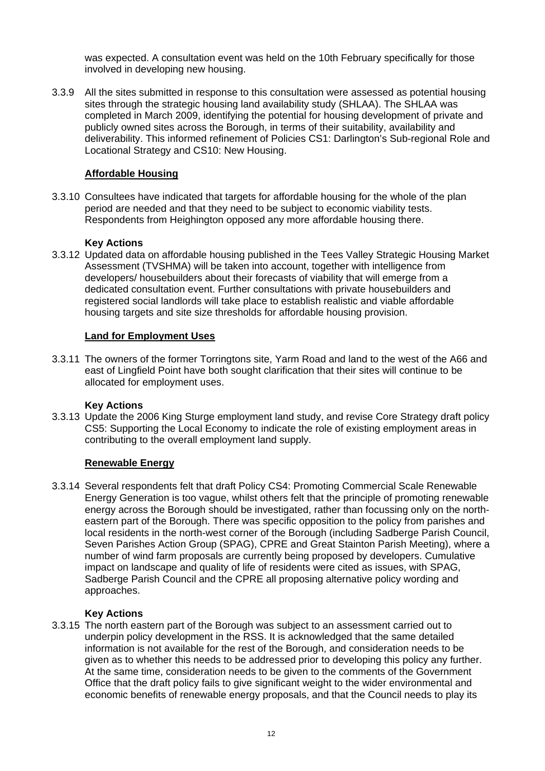was expected. A consultation event was held on the 10th February specifically for those involved in developing new housing.

3.3.9 All the sites submitted in response to this consultation were assessed as potential housing sites through the strategic housing land availability study (SHLAA). The SHLAA was completed in March 2009, identifying the potential for housing development of private and publicly owned sites across the Borough, in terms of their suitability, availability and deliverability. This informed refinement of Policies CS1: Darlington's Sub-regional Role and Locational Strategy and CS10: New Housing.

### Affordable Housing

3.3.10 Consultees have indicated that targets for affordable housing for the whole of the plan period are needed and that they need to be subject to economic viability tests. Respondents from Heighington opposed any more affordable housing there.

**Key Actions**

3.3.12 Updated data on affordable housing published in the Tees Valley Strategic Housing Market Assessment (TVSHMA) will be taken into account, together with intelligence from developers/ housebuilders about their forecasts of viability that will emerge from a dedicated consultation event. Further consultations with private housebuilders and registered social landlords will take place to establish realistic and viable affordable housing targets and site size thresholds for affordable housing provision.

### Land for Employment Uses

3.3.11 The owners of the former Torringtons site, Yarm Road and land to the west of the A66 and east of Lingfield Point have both sought clarification that their sites will continue to be allocated for employment uses.

**Key Actions**

3.3.13 Update the 2006 King Sturge employment land study, and revise Core Strategy draft policy CS5: Supporting the Local Economy to indicate the role of existing employment areas in contributing to the overall employment land supply.

### Renewable Energy

3.3.14 Several respondents felt that draft Policy CS4: Promoting Commercial Scale Renewable Energy Generation is too vague, whilst others felt that the principle of promoting renewable energy across the Borough should be investigated, rather than focussing only on the north-eastern part of the Borough. There was specific opposition to the policy from parishes and local residents in the north-west corner of the Borough (including Sadberge Parish Council, Seven Parishes Action Group (SPAG), CPRE and Great Stainton Parish Meeting), where a number of wind farm proposals are currently being proposed by developers. Cumulative impact on landscape and quality of life of residents were cited as issues, with SPAG, Sadberge Parish Council and the CPRE all proposing alternative policy wording and approaches.

**Key Actions**

3.3.15 The north eastern part of the Borough was subject to an assessment carried out to underpin policy development in the RSS. It is acknowledged that the same detailed information is not available for the rest of the Borough, and consideration needs to be given as to whether this needs to be addressed prior to developing this policy any further. At the same time, consideration needs to be given to the comments of the Government Office that the draft policy fails to give significant weight to the wider environmental and economic benefits of renewable energy proposals, and that the Council needs to play its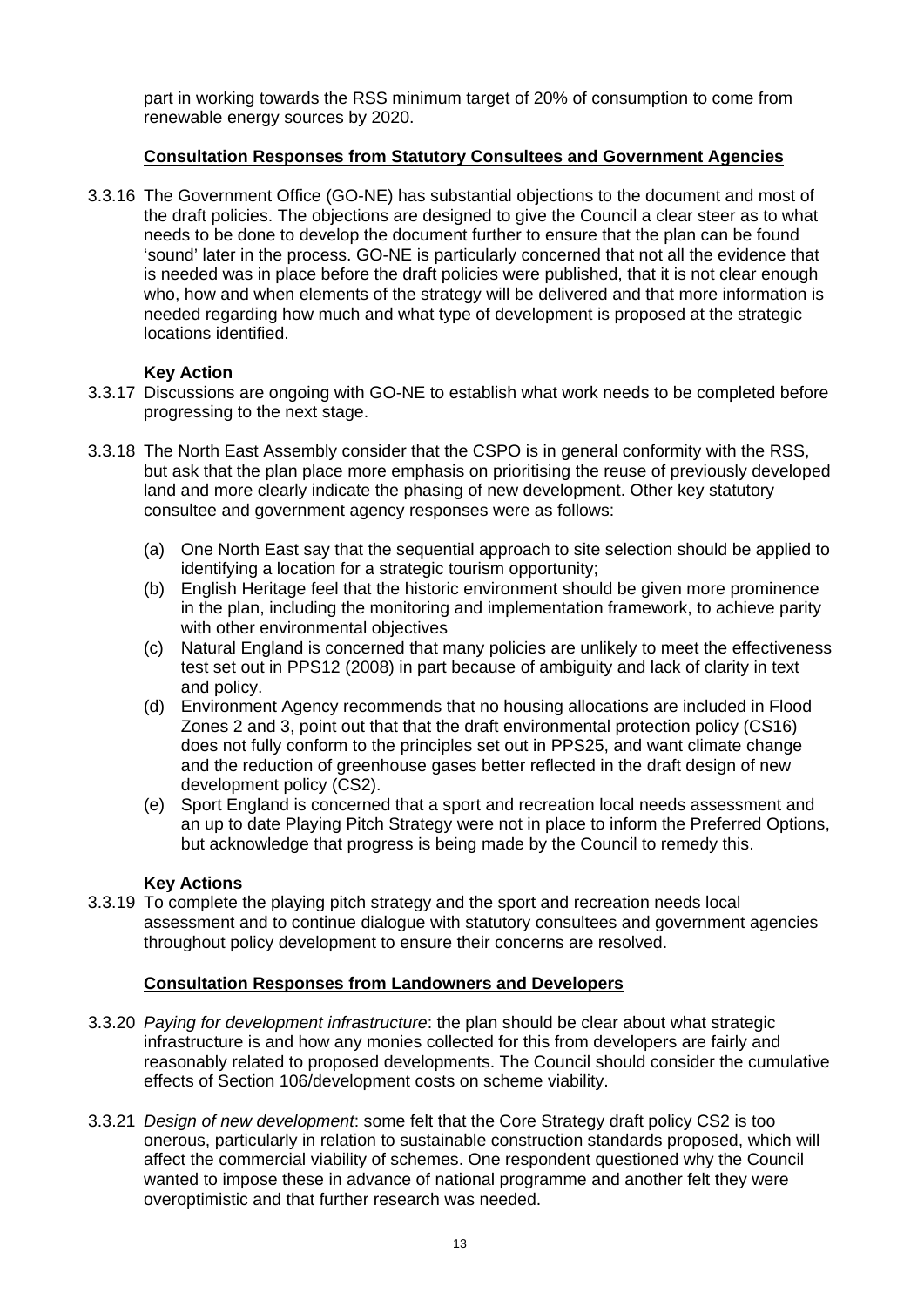part in working towards the RSS minimum target of 20% of consumption to come from renewable energy sources by 2020.

**Consultation Responses from Statutory Consultees and Government Agencies**

3.3.16 The Government Office (GO-NE) has substantial objections to the document and most of the draft policies. The objections are designed to give the Council a clear steer as to what needs to be done to develop the document further to ensure that the plan can be found 'sound' later in the process. GO-NE is particularly concerned that not all the evidence that is needed was in place before the draft policies were published, that it is not clear enough who, how and when elements of the strategy will be delivered and that more information is needed regarding how much and what type of development is proposed at the strategic locations identified.

**Key Action**

3.3.17 Discussions are ongoing with GO-NE to establish what work needs to be completed before progressing to the next stage.

3.3.18 The North East Assembly consider that the CSPO is in general conformity with the RSS, but ask that the plan place more emphasis on prioritising the reuse of previously developed land and more clearly indicate the phasing of new development. Other key statutory consultee and government agency responses were as follows:

(a) One North East say that the sequential approach to site selection should be applied to identifying a location for a strategic tourism opportunity;

(b) English Heritage feel that the historic environment should be given more prominence in the plan, including the monitoring and implementation framework, to achieve parity with other environmental objectives

(c) Natural England is concerned that many policies are unlikely to meet the effectiveness test set out in PPS12 (2008) in part because of ambiguity and lack of clarity in text and policy.

(d) Environment Agency recommends that no housing allocations are included in Flood Zones 2 and 3, point out that that the draft environmental protection policy (CS16) does not fully conform to the principles set out in PPS25, and want climate change and the reduction of greenhouse gases better reflected in the draft design of new development policy (CS2).

(e) Sport England is concerned that a sport and recreation local needs assessment and an up to date Playing Pitch Strategy were not in place to inform the Preferred Options, but acknowledge that progress is being made by the Council to remedy this.

**Key Actions**

3.3.19 To complete the playing pitch strategy and the sport and recreation needs local assessment and to continue dialogue with statutory consultees and government agencies throughout policy development to ensure their concerns are resolved.

**Consultation Responses from Landowners and Developers**

3.3.20 *Paying for development infrastructure*: the plan should be clear about what strategic infrastructure is and how any monies collected for this from developers are fairly and reasonably related to proposed developments. The Council should consider the cumulative effects of Section 106/development costs on scheme viability.

3.3.21 *Design of new development*: some felt that the Core Strategy draft policy CS2 is too onerous, particularly in relation to sustainable construction standards proposed, which will affect the commercial viability of schemes. One respondent questioned why the Council wanted to impose these in advance of national programme and another felt they were overoptimistic and that further research was needed.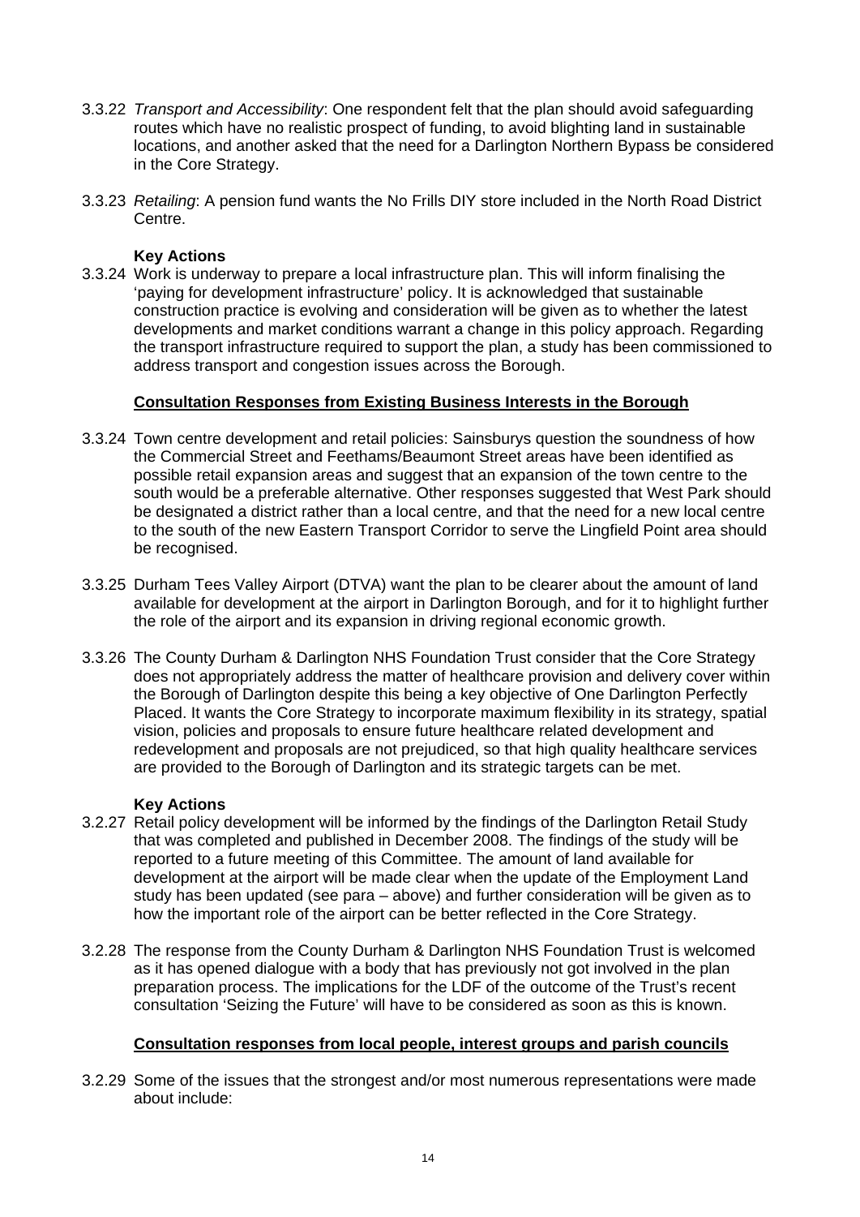3.3.22 *Transport and Accessibility*: One respondent felt that the plan should avoid safeguarding routes which have no realistic prospect of funding, to avoid blighting land in sustainable locations, and another asked that the need for a Darlington Northern Bypass be considered in the Core Strategy.

3.3.23 *Retailing*: A pension fund wants the No Frills DIY store included in the North Road District Centre.

**Key Actions**

3.3.24 Work is underway to prepare a local infrastructure plan. This will inform finalising the 'paying for development infrastructure' policy. It is acknowledged that sustainable construction practice is evolving and consideration will be given as to whether the latest developments and market conditions warrant a change in this policy approach. Regarding the transport infrastructure required to support the plan, a study has been commissioned to address transport and congestion issues across the Borough.

**<u>Consultation Responses from Existing Business Interests in the Borough</u>**

3.3.24 Town centre development and retail policies: Sainsburys question the soundness of how the Commercial Street and Feethams/Beaumont Street areas have been identified as possible retail expansion areas and suggest that an expansion of the town centre to the south would be a preferable alternative. Other responses suggested that West Park should be designated a district rather than a local centre, and that the need for a new local centre to the south of the new Eastern Transport Corridor to serve the Lingfield Point area should be recognised.

3.3.25 Durham Tees Valley Airport (DTVA) want the plan to be clearer about the amount of land available for development at the airport in Darlington Borough, and for it to highlight further the role of the airport and its expansion in driving regional economic growth.

3.3.26 The County Durham & Darlington NHS Foundation Trust consider that the Core Strategy does not appropriately address the matter of healthcare provision and delivery cover within the Borough of Darlington despite this being a key objective of One Darlington Perfectly Placed. It wants the Core Strategy to incorporate maximum flexibility in its strategy, spatial vision, policies and proposals to ensure future healthcare related development and redevelopment and proposals are not prejudiced, so that high quality healthcare services are provided to the Borough of Darlington and its strategic targets can be met.

**Key Actions**

3.2.27 Retail policy development will be informed by the findings of the Darlington Retail Study that was completed and published in December 2008. The findings of the study will be reported to a future meeting of this Committee. The amount of land available for development at the airport will be made clear when the update of the Employment Land study has been updated (see para – above) and further consideration will be given as to how the important role of the airport can be better reflected in the Core Strategy.

3.2.28 The response from the County Durham & Darlington NHS Foundation Trust is welcomed as it has opened dialogue with a body that has previously not got involved in the plan preparation process. The implications for the LDF of the outcome of the Trust's recent consultation 'Seizing the Future' will have to be considered as soon as this is known.

**<u>Consultation responses from local people, interest groups and parish councils</u>**

3.2.29 Some of the issues that the strongest and/or most numerous representations were made about include: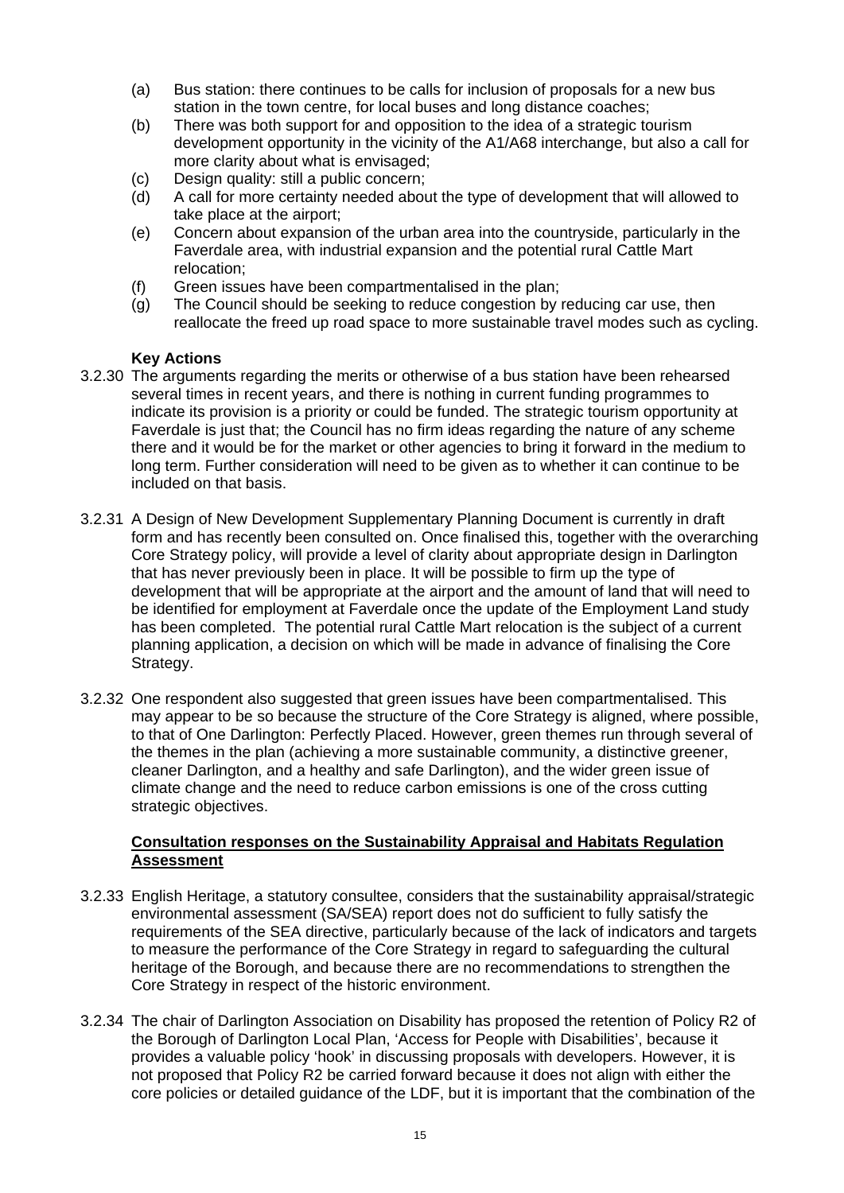(a) Bus station: there continues to be calls for inclusion of proposals for a new bus station in the town centre, for local buses and long distance coaches;
(b) There was both support for and opposition to the idea of a strategic tourism development opportunity in the vicinity of the A1/A68 interchange, but also a call for more clarity about what is envisaged;
(c) Design quality: still a public concern;
(d) A call for more certainty needed about the type of development that will allowed to take place at the airport;
(e) Concern about expansion of the urban area into the countryside, particularly in the Faverdale area, with industrial expansion and the potential rural Cattle Mart relocation;
(f) Green issues have been compartmentalised in the plan;
(g) The Council should be seeking to reduce congestion by reducing car use, then reallocate the freed up road space to more sustainable travel modes such as cycling.

**Key Actions**

3.2.30 The arguments regarding the merits or otherwise of a bus station have been rehearsed several times in recent years, and there is nothing in current funding programmes to indicate its provision is a priority or could be funded. The strategic tourism opportunity at Faverdale is just that; the Council has no firm ideas regarding the nature of any scheme there and it would be for the market or other agencies to bring it forward in the medium to long term. Further consideration will need to be given as to whether it can continue to be included on that basis.

3.2.31 A Design of New Development Supplementary Planning Document is currently in draft form and has recently been consulted on. Once finalised this, together with the overarching Core Strategy policy, will provide a level of clarity about appropriate design in Darlington that has never previously been in place. It will be possible to firm up the type of development that will be appropriate at the airport and the amount of land that will need to be identified for employment at Faverdale once the update of the Employment Land study has been completed. The potential rural Cattle Mart relocation is the subject of a current planning application, a decision on which will be made in advance of finalising the Core Strategy.

3.2.32 One respondent also suggested that green issues have been compartmentalised. This may appear to be so because the structure of the Core Strategy is aligned, where possible, to that of One Darlington: Perfectly Placed. However, green themes run through several of the themes in the plan (achieving a more sustainable community, a distinctive greener, cleaner Darlington, and a healthy and safe Darlington), and the wider green issue of climate change and the need to reduce carbon emissions is one of the cross cutting strategic objectives.

**Consultation responses on the Sustainability Appraisal and Habitats Regulation Assessment**

3.2.33 English Heritage, a statutory consultee, considers that the sustainability appraisal/strategic environmental assessment (SA/SEA) report does not do sufficient to fully satisfy the requirements of the SEA directive, particularly because of the lack of indicators and targets to measure the performance of the Core Strategy in regard to safeguarding the cultural heritage of the Borough, and because there are no recommendations to strengthen the Core Strategy in respect of the historic environment.

3.2.34 The chair of Darlington Association on Disability has proposed the retention of Policy R2 of the Borough of Darlington Local Plan, 'Access for People with Disabilities', because it provides a valuable policy 'hook' in discussing proposals with developers. However, it is not proposed that Policy R2 be carried forward because it does not align with either the core policies or detailed guidance of the LDF, but it is important that the combination of the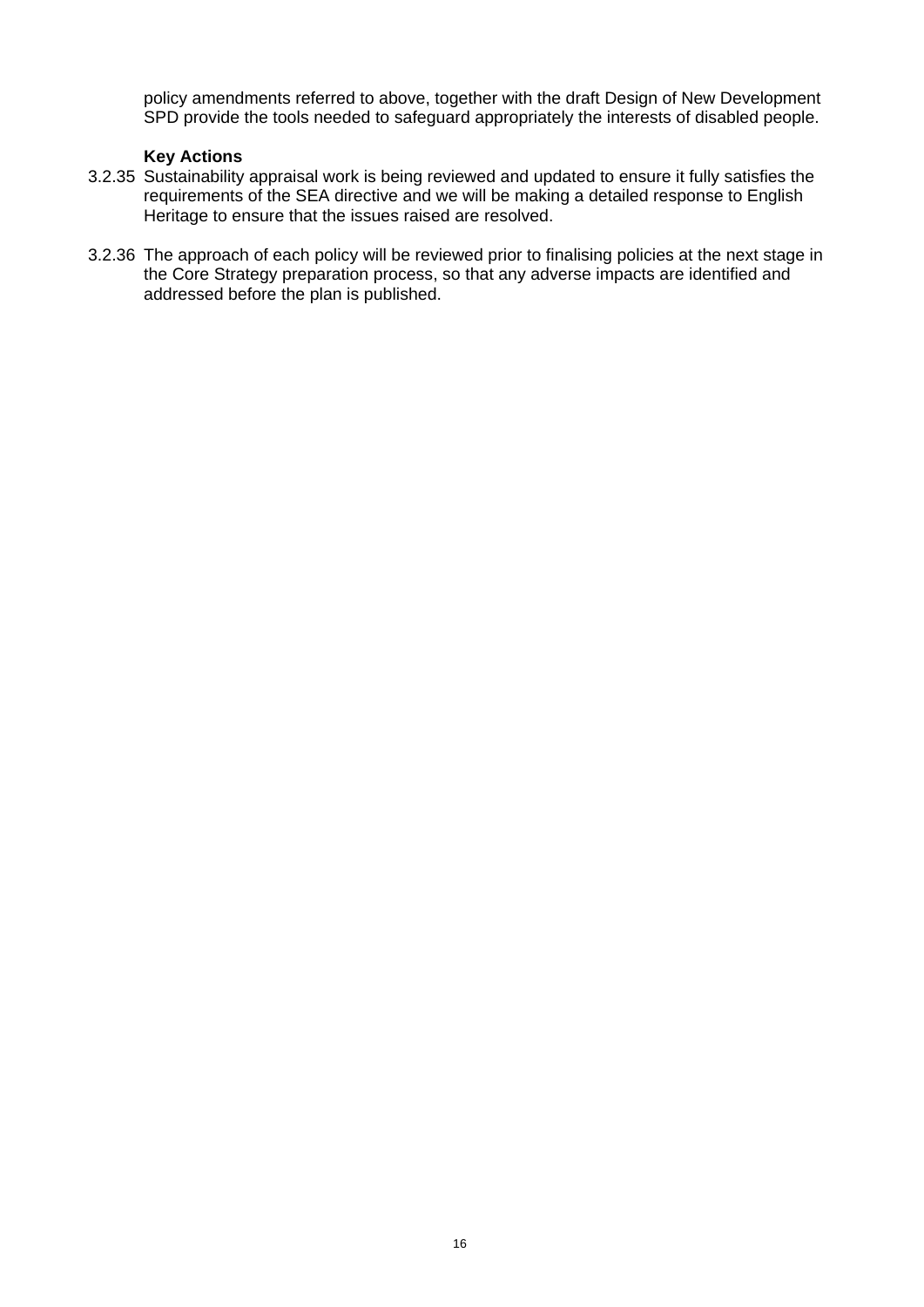policy amendments referred to above, together with the draft Design of New Development SPD provide the tools needed to safeguard appropriately the interests of disabled people.

**Key Actions**

3.2.35 Sustainability appraisal work is being reviewed and updated to ensure it fully satisfies the requirements of the SEA directive and we will be making a detailed response to English Heritage to ensure that the issues raised are resolved.

3.2.36 The approach of each policy will be reviewed prior to finalising policies at the next stage in the Core Strategy preparation process, so that any adverse impacts are identified and addressed before the plan is published.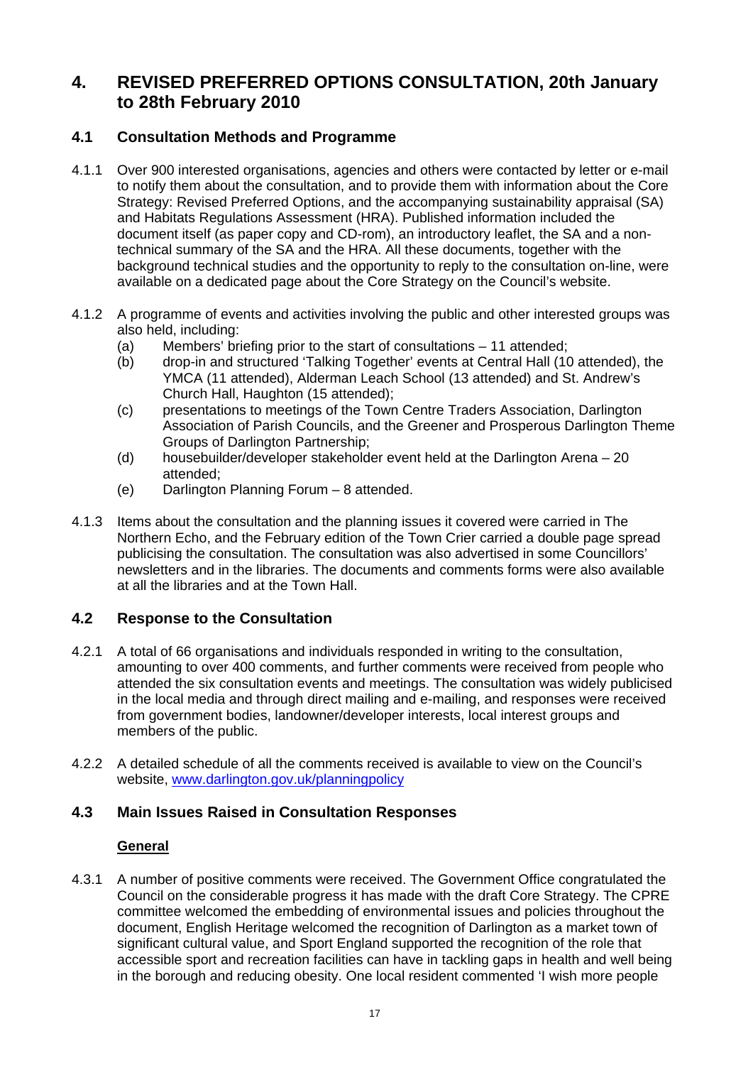# 4. REVISED PREFERRED OPTIONS CONSULTATION, 20th January to 28th February 2010

## 4.1 Consultation Methods and Programme

4.1.1 Over 900 interested organisations, agencies and others were contacted by letter or e-mail to notify them about the consultation, and to provide them with information about the Core Strategy: Revised Preferred Options, and the accompanying sustainability appraisal (SA) and Habitats Regulations Assessment (HRA). Published information included the document itself (as paper copy and CD-rom), an introductory leaflet, the SA and a non-technical summary of the SA and the HRA. All these documents, together with the background technical studies and the opportunity to reply to the consultation on-line, were available on a dedicated page about the Core Strategy on the Council's website.

4.1.2 A programme of events and activities involving the public and other interested groups was also held, including:

(a) Members' briefing prior to the start of consultations – 11 attended;
(b) drop-in and structured 'Talking Together' events at Central Hall (10 attended), the YMCA (11 attended), Alderman Leach School (13 attended) and St. Andrew's Church Hall, Haughton (15 attended);
(c) presentations to meetings of the Town Centre Traders Association, Darlington Association of Parish Councils, and the Greener and Prosperous Darlington Theme Groups of Darlington Partnership;
(d) housebuilder/developer stakeholder event held at the Darlington Arena – 20 attended;
(e) Darlington Planning Forum – 8 attended.

4.1.3 Items about the consultation and the planning issues it covered were carried in The Northern Echo, and the February edition of the Town Crier carried a double page spread publicising the consultation. The consultation was also advertised in some Councillors' newsletters and in the libraries. The documents and comments forms were also available at all the libraries and at the Town Hall.

## 4.2 Response to the Consultation

4.2.1 A total of 66 organisations and individuals responded in writing to the consultation, amounting to over 400 comments, and further comments were received from people who attended the six consultation events and meetings. The consultation was widely publicised in the local media and through direct mailing and e-mailing, and responses were received from government bodies, landowner/developer interests, local interest groups and members of the public.

4.2.2 A detailed schedule of all the comments received is available to view on the Council's website, [www.darlington.gov.uk/planningpolicy](http://www.darlington.gov.uk/planningpolicy)

## 4.3 Main Issues Raised in Consultation Responses

**General**

4.3.1 A number of positive comments were received. The Government Office congratulated the Council on the considerable progress it has made with the draft Core Strategy. The CPRE committee welcomed the embedding of environmental issues and policies throughout the document, English Heritage welcomed the recognition of Darlington as a market town of significant cultural value, and Sport England supported the recognition of the role that accessible sport and recreation facilities can have in tackling gaps in health and well being in the borough and reducing obesity. One local resident commented 'I wish more people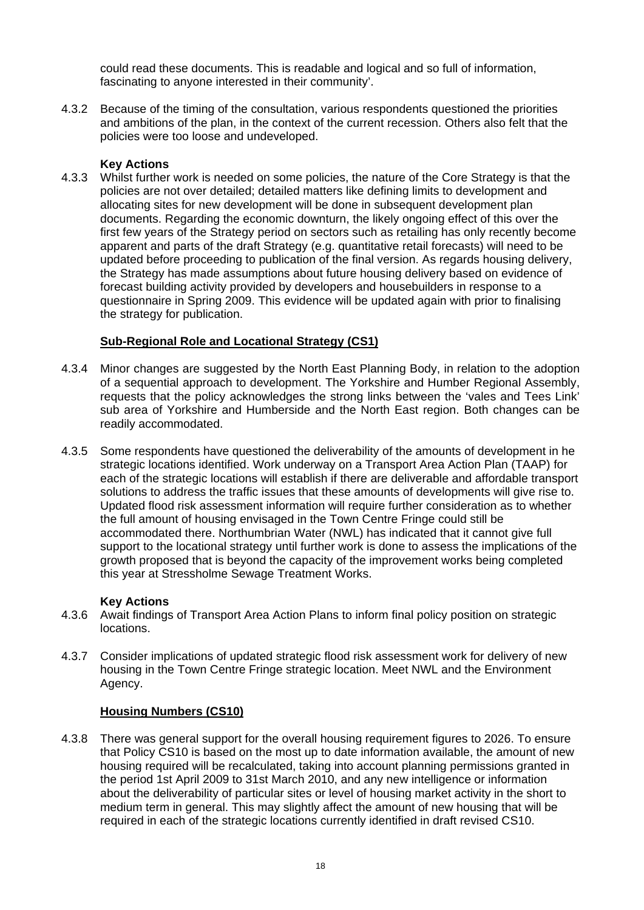could read these documents. This is readable and logical and so full of information, fascinating to anyone interested in their community'.

4.3.2 Because of the timing of the consultation, various respondents questioned the priorities and ambitions of the plan, in the context of the current recession. Others also felt that the policies were too loose and undeveloped.

**Key Actions**

4.3.3 Whilst further work is needed on some policies, the nature of the Core Strategy is that the policies are not over detailed; detailed matters like defining limits to development and allocating sites for new development will be done in subsequent development plan documents. Regarding the economic downturn, the likely ongoing effect of this over the first few years of the Strategy period on sectors such as retailing has only recently become apparent and parts of the draft Strategy (e.g. quantitative retail forecasts) will need to be updated before proceeding to publication of the final version. As regards housing delivery, the Strategy has made assumptions about future housing delivery based on evidence of forecast building activity provided by developers and housebuilders in response to a questionnaire in Spring 2009. This evidence will be updated again with prior to finalising the strategy for publication.

**<u>Sub-Regional Role and Locational Strategy (CS1)</u>**

4.3.4 Minor changes are suggested by the North East Planning Body, in relation to the adoption of a sequential approach to development. The Yorkshire and Humber Regional Assembly, requests that the policy acknowledges the strong links between the 'vales and Tees Link' sub area of Yorkshire and Humberside and the North East region. Both changes can be readily accommodated.

4.3.5 Some respondents have questioned the deliverability of the amounts of development in he strategic locations identified. Work underway on a Transport Area Action Plan (TAAP) for each of the strategic locations will establish if there are deliverable and affordable transport solutions to address the traffic issues that these amounts of developments will give rise to. Updated flood risk assessment information will require further consideration as to whether the full amount of housing envisaged in the Town Centre Fringe could still be accommodated there. Northumbrian Water (NWL) has indicated that it cannot give full support to the locational strategy until further work is done to assess the implications of the growth proposed that is beyond the capacity of the improvement works being completed this year at Stressholme Sewage Treatment Works.

**Key Actions**

4.3.6 Await findings of Transport Area Action Plans to inform final policy position on strategic locations.

4.3.7 Consider implications of updated strategic flood risk assessment work for delivery of new housing in the Town Centre Fringe strategic location. Meet NWL and the Environment Agency.

**<u>Housing Numbers (CS10)</u>**

4.3.8 There was general support for the overall housing requirement figures to 2026. To ensure that Policy CS10 is based on the most up to date information available, the amount of new housing required will be recalculated, taking into account planning permissions granted in the period 1st April 2009 to 31st March 2010, and any new intelligence or information about the deliverability of particular sites or level of housing market activity in the short to medium term in general. This may slightly affect the amount of new housing that will be required in each of the strategic locations currently identified in draft revised CS10.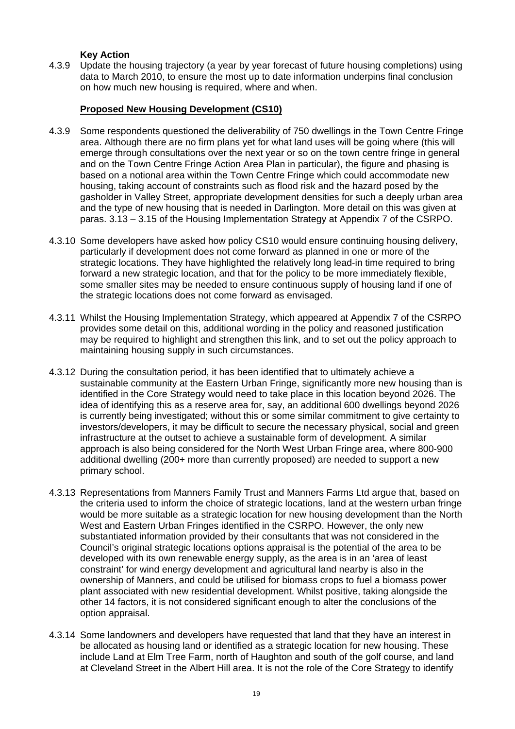**Key Action**

4.3.9 Update the housing trajectory (a year by year forecast of future housing completions) using data to March 2010, to ensure the most up to date information underpins final conclusion on how much new housing is required, where and when.

**Proposed New Housing Development (CS10)**

4.3.9 Some respondents questioned the deliverability of 750 dwellings in the Town Centre Fringe area. Although there are no firm plans yet for what land uses will be going where (this will emerge through consultations over the next year or so on the town centre fringe in general and on the Town Centre Fringe Action Area Plan in particular), the figure and phasing is based on a notional area within the Town Centre Fringe which could accommodate new housing, taking account of constraints such as flood risk and the hazard posed by the gasholder in Valley Street, appropriate development densities for such a deeply urban area and the type of new housing that is needed in Darlington. More detail on this was given at paras. 3.13 – 3.15 of the Housing Implementation Strategy at Appendix 7 of the CSRPO.

4.3.10 Some developers have asked how policy CS10 would ensure continuing housing delivery, particularly if development does not come forward as planned in one or more of the strategic locations. They have highlighted the relatively long lead-in time required to bring forward a new strategic location, and that for the policy to be more immediately flexible, some smaller sites may be needed to ensure continuous supply of housing land if one of the strategic locations does not come forward as envisaged.

4.3.11 Whilst the Housing Implementation Strategy, which appeared at Appendix 7 of the CSRPO provides some detail on this, additional wording in the policy and reasoned justification may be required to highlight and strengthen this link, and to set out the policy approach to maintaining housing supply in such circumstances.

4.3.12 During the consultation period, it has been identified that to ultimately achieve a sustainable community at the Eastern Urban Fringe, significantly more new housing than is identified in the Core Strategy would need to take place in this location beyond 2026. The idea of identifying this as a reserve area for, say, an additional 600 dwellings beyond 2026 is currently being investigated; without this or some similar commitment to give certainty to investors/developers, it may be difficult to secure the necessary physical, social and green infrastructure at the outset to achieve a sustainable form of development. A similar approach is also being considered for the North West Urban Fringe area, where 800-900 additional dwelling (200+ more than currently proposed) are needed to support a new primary school.

4.3.13 Representations from Manners Family Trust and Manners Farms Ltd argue that, based on the criteria used to inform the choice of strategic locations, land at the western urban fringe would be more suitable as a strategic location for new housing development than the North West and Eastern Urban Fringes identified in the CSRPO. However, the only new substantiated information provided by their consultants that was not considered in the Council's original strategic locations options appraisal is the potential of the area to be developed with its own renewable energy supply, as the area is in an 'area of least constraint' for wind energy development and agricultural land nearby is also in the ownership of Manners, and could be utilised for biomass crops to fuel a biomass power plant associated with new residential development. Whilst positive, taking alongside the other 14 factors, it is not considered significant enough to alter the conclusions of the option appraisal.

4.3.14 Some landowners and developers have requested that land that they have an interest in be allocated as housing land or identified as a strategic location for new housing. These include Land at Elm Tree Farm, north of Haughton and south of the golf course, and land at Cleveland Street in the Albert Hill area. It is not the role of the Core Strategy to identify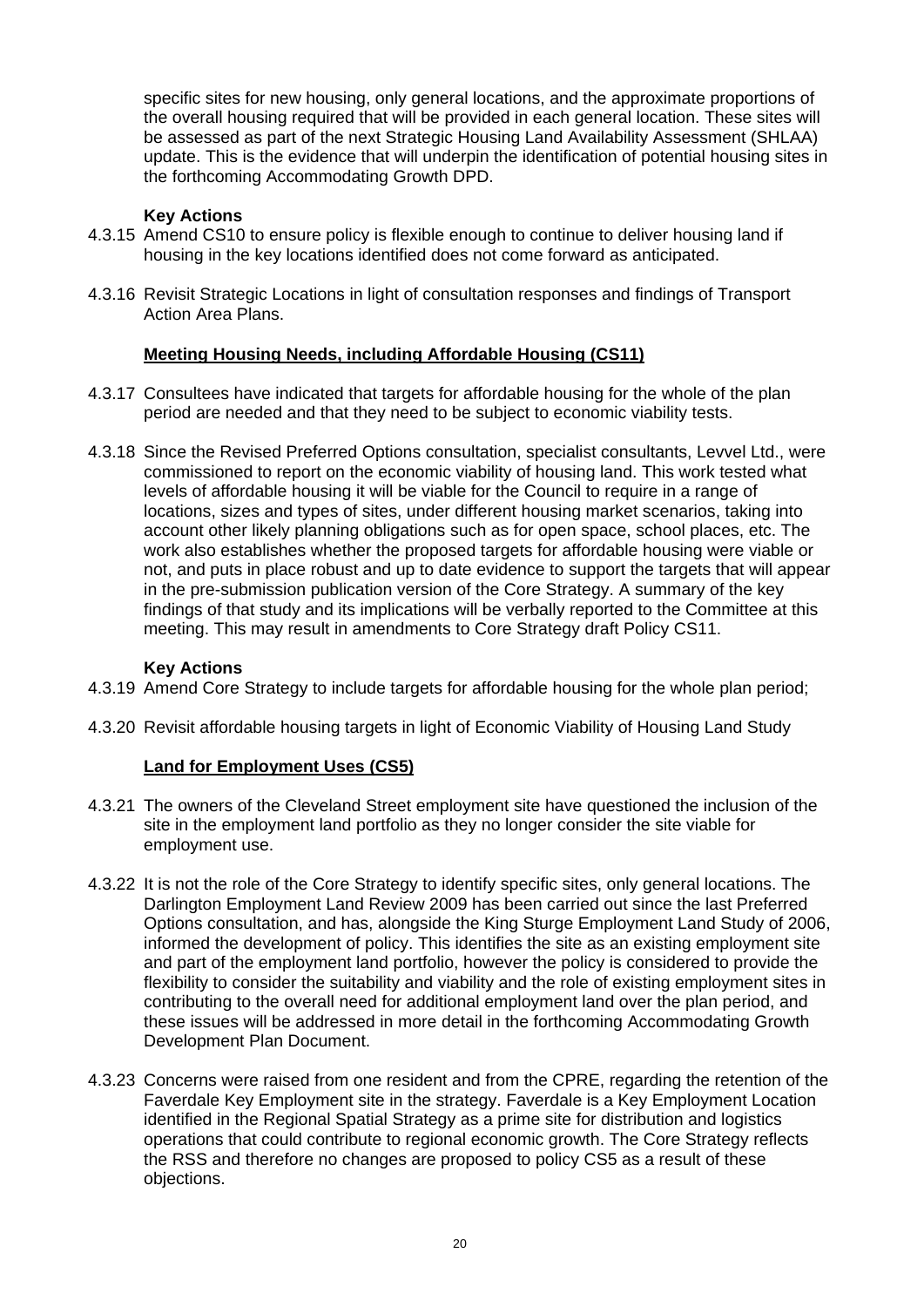specific sites for new housing, only general locations, and the approximate proportions of the overall housing required that will be provided in each general location. These sites will be assessed as part of the next Strategic Housing Land Availability Assessment (SHLAA) update. This is the evidence that will underpin the identification of potential housing sites in the forthcoming Accommodating Growth DPD.

**Key Actions**

4.3.15 Amend CS10 to ensure policy is flexible enough to continue to deliver housing land if housing in the key locations identified does not come forward as anticipated.

4.3.16 Revisit Strategic Locations in light of consultation responses and findings of Transport Action Area Plans.

**Meeting Housing Needs, including Affordable Housing (CS11)**

4.3.17 Consultees have indicated that targets for affordable housing for the whole of the plan period are needed and that they need to be subject to economic viability tests.

4.3.18 Since the Revised Preferred Options consultation, specialist consultants, Levvel Ltd., were commissioned to report on the economic viability of housing land. This work tested what levels of affordable housing it will be viable for the Council to require in a range of locations, sizes and types of sites, under different housing market scenarios, taking into account other likely planning obligations such as for open space, school places, etc. The work also establishes whether the proposed targets for affordable housing were viable or not, and puts in place robust and up to date evidence to support the targets that will appear in the pre-submission publication version of the Core Strategy. A summary of the key findings of that study and its implications will be verbally reported to the Committee at this meeting. This may result in amendments to Core Strategy draft Policy CS11.

**Key Actions**

4.3.19 Amend Core Strategy to include targets for affordable housing for the whole plan period;

4.3.20 Revisit affordable housing targets in light of Economic Viability of Housing Land Study

**Land for Employment Uses (CS5)**

4.3.21 The owners of the Cleveland Street employment site have questioned the inclusion of the site in the employment land portfolio as they no longer consider the site viable for employment use.

4.3.22 It is not the role of the Core Strategy to identify specific sites, only general locations. The Darlington Employment Land Review 2009 has been carried out since the last Preferred Options consultation, and has, alongside the King Sturge Employment Land Study of 2006, informed the development of policy. This identifies the site as an existing employment site and part of the employment land portfolio, however the policy is considered to provide the flexibility to consider the suitability and viability and the role of existing employment sites in contributing to the overall need for additional employment land over the plan period, and these issues will be addressed in more detail in the forthcoming Accommodating Growth Development Plan Document.

4.3.23 Concerns were raised from one resident and from the CPRE, regarding the retention of the Faverdale Key Employment site in the strategy. Faverdale is a Key Employment Location identified in the Regional Spatial Strategy as a prime site for distribution and logistics operations that could contribute to regional economic growth. The Core Strategy reflects the RSS and therefore no changes are proposed to policy CS5 as a result of these objections.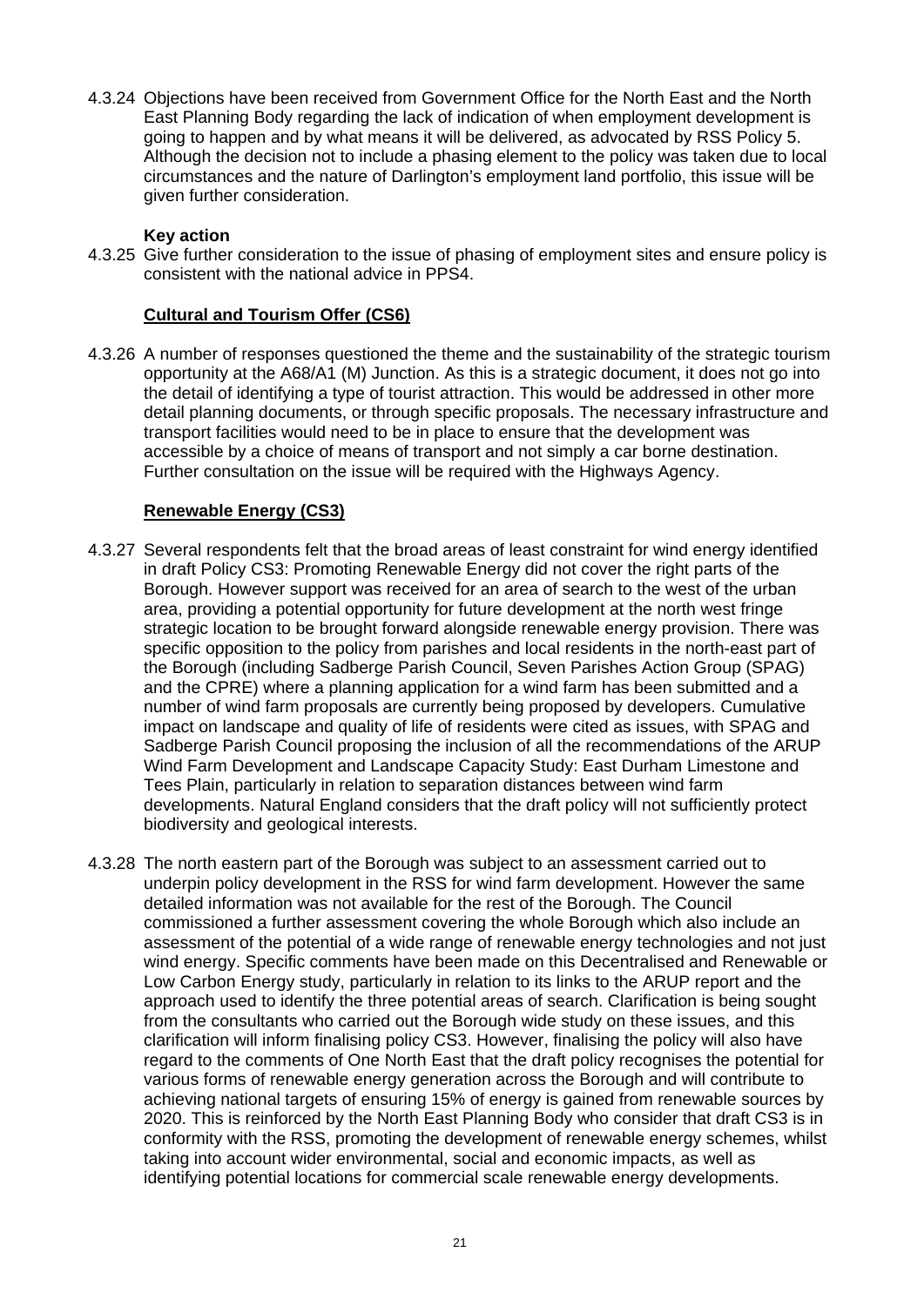4.3.24 Objections have been received from Government Office for the North East and the North East Planning Body regarding the lack of indication of when employment development is going to happen and by what means it will be delivered, as advocated by RSS Policy 5. Although the decision not to include a phasing element to the policy was taken due to local circumstances and the nature of Darlington's employment land portfolio, this issue will be given further consideration.

**Key action**

4.3.25 Give further consideration to the issue of phasing of employment sites and ensure policy is consistent with the national advice in PPS4.

**<u>Cultural and Tourism Offer (CS6)</u>**

4.3.26 A number of responses questioned the theme and the sustainability of the strategic tourism opportunity at the A68/A1 (M) Junction. As this is a strategic document, it does not go into the detail of identifying a type of tourist attraction. This would be addressed in other more detail planning documents, or through specific proposals. The necessary infrastructure and transport facilities would need to be in place to ensure that the development was accessible by a choice of means of transport and not simply a car borne destination. Further consultation on the issue will be required with the Highways Agency.

**<u>Renewable Energy (CS3)</u>**

4.3.27 Several respondents felt that the broad areas of least constraint for wind energy identified in draft Policy CS3: Promoting Renewable Energy did not cover the right parts of the Borough. However support was received for an area of search to the west of the urban area, providing a potential opportunity for future development at the north west fringe strategic location to be brought forward alongside renewable energy provision. There was specific opposition to the policy from parishes and local residents in the north-east part of the Borough (including Sadberge Parish Council, Seven Parishes Action Group (SPAG) and the CPRE) where a planning application for a wind farm has been submitted and a number of wind farm proposals are currently being proposed by developers. Cumulative impact on landscape and quality of life of residents were cited as issues, with SPAG and Sadberge Parish Council proposing the inclusion of all the recommendations of the ARUP Wind Farm Development and Landscape Capacity Study: East Durham Limestone and Tees Plain, particularly in relation to separation distances between wind farm developments. Natural England considers that the draft policy will not sufficiently protect biodiversity and geological interests.

4.3.28 The north eastern part of the Borough was subject to an assessment carried out to underpin policy development in the RSS for wind farm development. However the same detailed information was not available for the rest of the Borough. The Council commissioned a further assessment covering the whole Borough which also include an assessment of the potential of a wide range of renewable energy technologies and not just wind energy. Specific comments have been made on this Decentralised and Renewable or Low Carbon Energy study, particularly in relation to its links to the ARUP report and the approach used to identify the three potential areas of search. Clarification is being sought from the consultants who carried out the Borough wide study on these issues, and this clarification will inform finalising policy CS3. However, finalising the policy will also have regard to the comments of One North East that the draft policy recognises the potential for various forms of renewable energy generation across the Borough and will contribute to achieving national targets of ensuring 15% of energy is gained from renewable sources by 2020. This is reinforced by the North East Planning Body who consider that draft CS3 is in conformity with the RSS, promoting the development of renewable energy schemes, whilst taking into account wider environmental, social and economic impacts, as well as identifying potential locations for commercial scale renewable energy developments.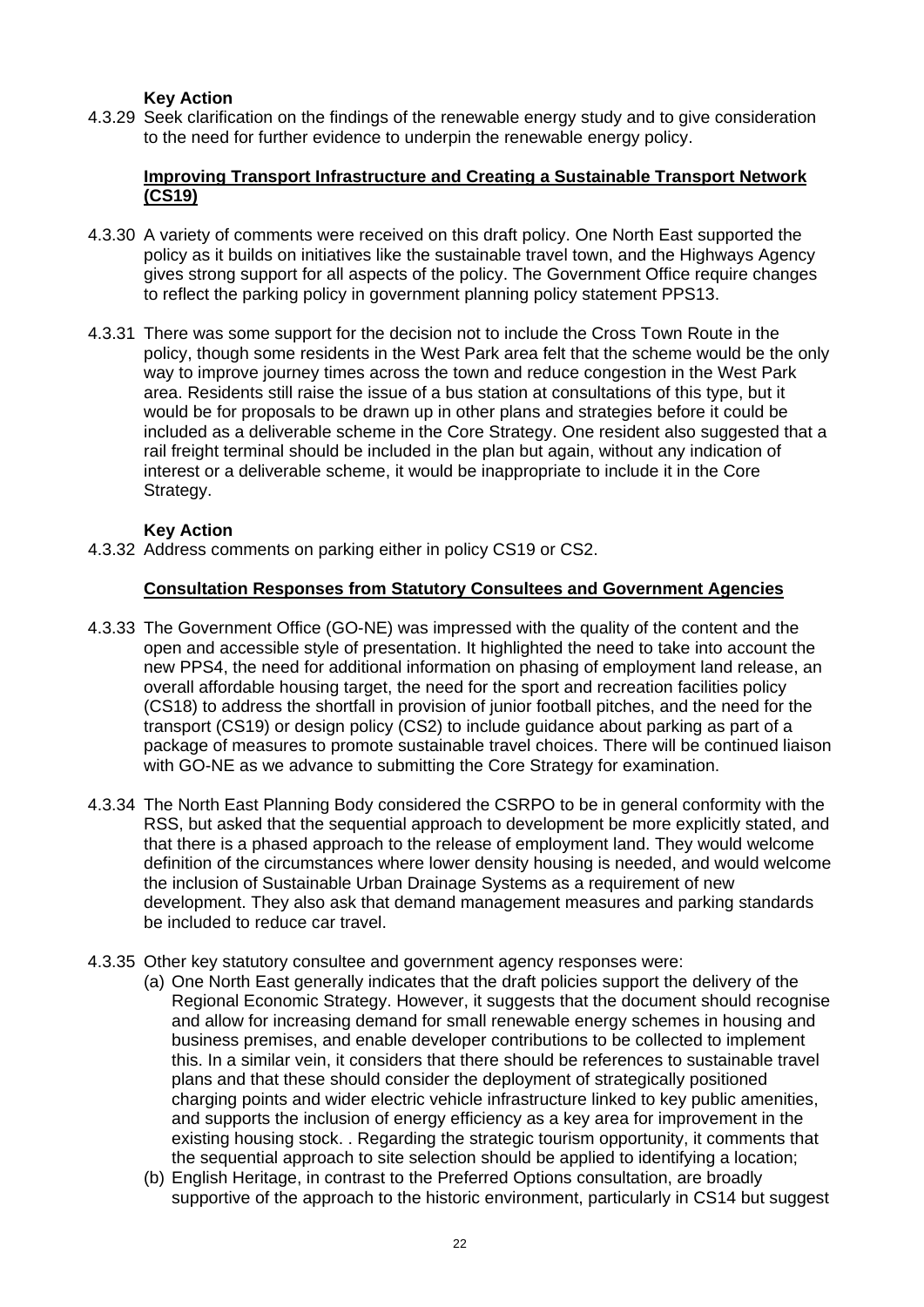**Key Action**

4.3.29 Seek clarification on the findings of the renewable energy study and to give consideration to the need for further evidence to underpin the renewable energy policy.

**Improving Transport Infrastructure and Creating a Sustainable Transport Network (CS19)**

4.3.30 A variety of comments were received on this draft policy. One North East supported the policy as it builds on initiatives like the sustainable travel town, and the Highways Agency gives strong support for all aspects of the policy. The Government Office require changes to reflect the parking policy in government planning policy statement PPS13.

4.3.31 There was some support for the decision not to include the Cross Town Route in the policy, though some residents in the West Park area felt that the scheme would be the only way to improve journey times across the town and reduce congestion in the West Park area. Residents still raise the issue of a bus station at consultations of this type, but it would be for proposals to be drawn up in other plans and strategies before it could be included as a deliverable scheme in the Core Strategy. One resident also suggested that a rail freight terminal should be included in the plan but again, without any indication of interest or a deliverable scheme, it would be inappropriate to include it in the Core Strategy.

**Key Action**

4.3.32 Address comments on parking either in policy CS19 or CS2.

**Consultation Responses from Statutory Consultees and Government Agencies**

4.3.33 The Government Office (GO-NE) was impressed with the quality of the content and the open and accessible style of presentation. It highlighted the need to take into account the new PPS4, the need for additional information on phasing of employment land release, an overall affordable housing target, the need for the sport and recreation facilities policy (CS18) to address the shortfall in provision of junior football pitches, and the need for the transport (CS19) or design policy (CS2) to include guidance about parking as part of a package of measures to promote sustainable travel choices. There will be continued liaison with GO-NE as we advance to submitting the Core Strategy for examination.

4.3.34 The North East Planning Body considered the CSRPO to be in general conformity with the RSS, but asked that the sequential approach to development be more explicitly stated, and that there is a phased approach to the release of employment land. They would welcome definition of the circumstances where lower density housing is needed, and would welcome the inclusion of Sustainable Urban Drainage Systems as a requirement of new development. They also ask that demand management measures and parking standards be included to reduce car travel.

4.3.35 Other key statutory consultee and government agency responses were:

(a) One North East generally indicates that the draft policies support the delivery of the Regional Economic Strategy. However, it suggests that the document should recognise and allow for increasing demand for small renewable energy schemes in housing and business premises, and enable developer contributions to be collected to implement this. In a similar vein, it considers that there should be references to sustainable travel plans and that these should consider the deployment of strategically positioned charging points and wider electric vehicle infrastructure linked to key public amenities, and supports the inclusion of energy efficiency as a key area for improvement in the existing housing stock. . Regarding the strategic tourism opportunity, it comments that the sequential approach to site selection should be applied to identifying a location;

(b) English Heritage, in contrast to the Preferred Options consultation, are broadly supportive of the approach to the historic environment, particularly in CS14 but suggest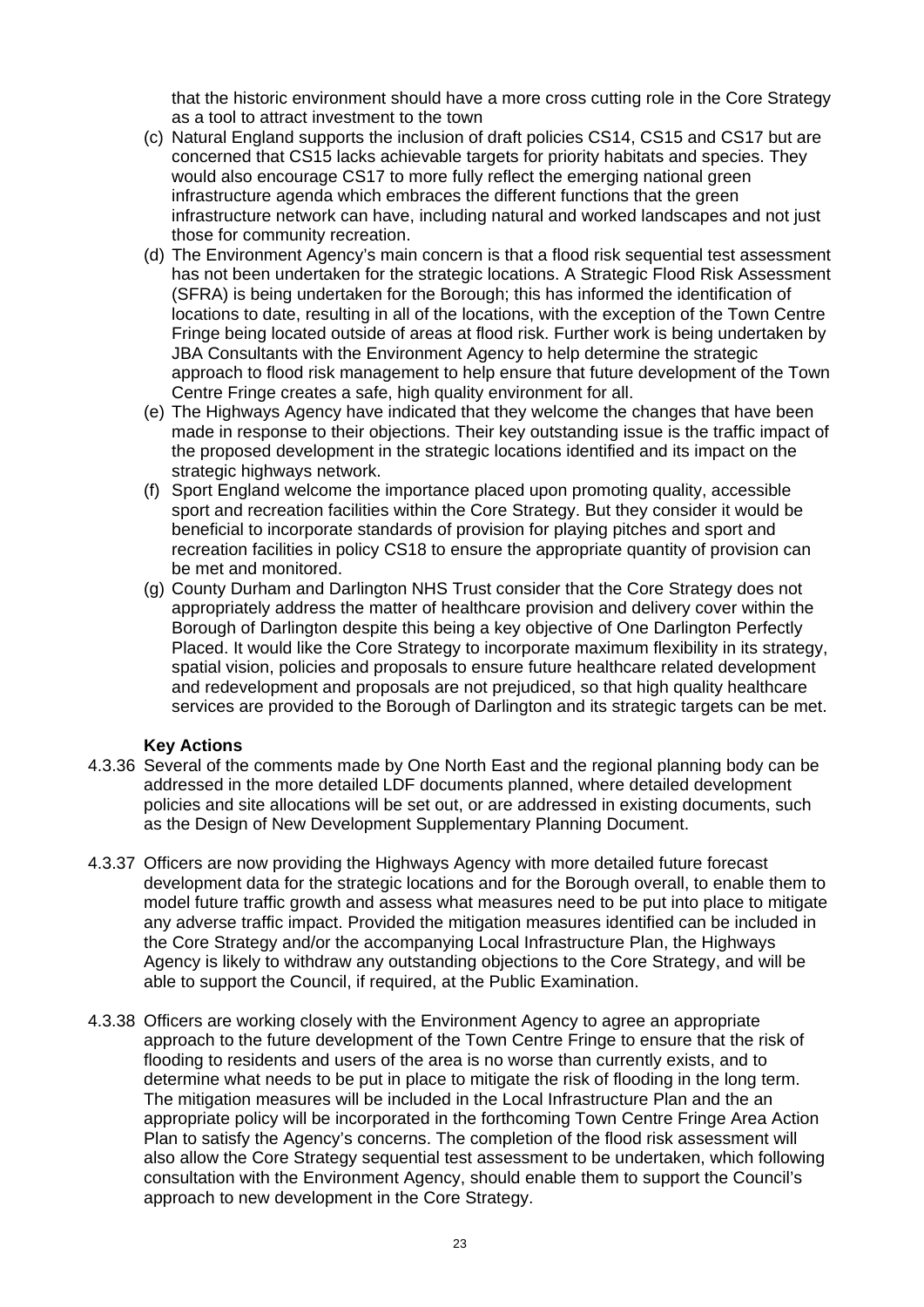that the historic environment should have a more cross cutting role in the Core Strategy as a tool to attract investment to the town

(c) Natural England supports the inclusion of draft policies CS14, CS15 and CS17 but are concerned that CS15 lacks achievable targets for priority habitats and species. They would also encourage CS17 to more fully reflect the emerging national green infrastructure agenda which embraces the different functions that the green infrastructure network can have, including natural and worked landscapes and not just those for community recreation.

(d) The Environment Agency's main concern is that a flood risk sequential test assessment has not been undertaken for the strategic locations. A Strategic Flood Risk Assessment (SFRA) is being undertaken for the Borough; this has informed the identification of locations to date, resulting in all of the locations, with the exception of the Town Centre Fringe being located outside of areas at flood risk. Further work is being undertaken by JBA Consultants with the Environment Agency to help determine the strategic approach to flood risk management to help ensure that future development of the Town Centre Fringe creates a safe, high quality environment for all.

(e) The Highways Agency have indicated that they welcome the changes that have been made in response to their objections. Their key outstanding issue is the traffic impact of the proposed development in the strategic locations identified and its impact on the strategic highways network.

(f) Sport England welcome the importance placed upon promoting quality, accessible sport and recreation facilities within the Core Strategy. But they consider it would be beneficial to incorporate standards of provision for playing pitches and sport and recreation facilities in policy CS18 to ensure the appropriate quantity of provision can be met and monitored.

(g) County Durham and Darlington NHS Trust consider that the Core Strategy does not appropriately address the matter of healthcare provision and delivery cover within the Borough of Darlington despite this being a key objective of One Darlington Perfectly Placed. It would like the Core Strategy to incorporate maximum flexibility in its strategy, spatial vision, policies and proposals to ensure future healthcare related development and redevelopment and proposals are not prejudiced, so that high quality healthcare services are provided to the Borough of Darlington and its strategic targets can be met.

**Key Actions**

4.3.36 Several of the comments made by One North East and the regional planning body can be addressed in the more detailed LDF documents planned, where detailed development policies and site allocations will be set out, or are addressed in existing documents, such as the Design of New Development Supplementary Planning Document.

4.3.37 Officers are now providing the Highways Agency with more detailed future forecast development data for the strategic locations and for the Borough overall, to enable them to model future traffic growth and assess what measures need to be put into place to mitigate any adverse traffic impact. Provided the mitigation measures identified can be included in the Core Strategy and/or the accompanying Local Infrastructure Plan, the Highways Agency is likely to withdraw any outstanding objections to the Core Strategy, and will be able to support the Council, if required, at the Public Examination.

4.3.38 Officers are working closely with the Environment Agency to agree an appropriate approach to the future development of the Town Centre Fringe to ensure that the risk of flooding to residents and users of the area is no worse than currently exists, and to determine what needs to be put in place to mitigate the risk of flooding in the long term. The mitigation measures will be included in the Local Infrastructure Plan and the an appropriate policy will be incorporated in the forthcoming Town Centre Fringe Area Action Plan to satisfy the Agency's concerns. The completion of the flood risk assessment will also allow the Core Strategy sequential test assessment to be undertaken, which following consultation with the Environment Agency, should enable them to support the Council's approach to new development in the Core Strategy.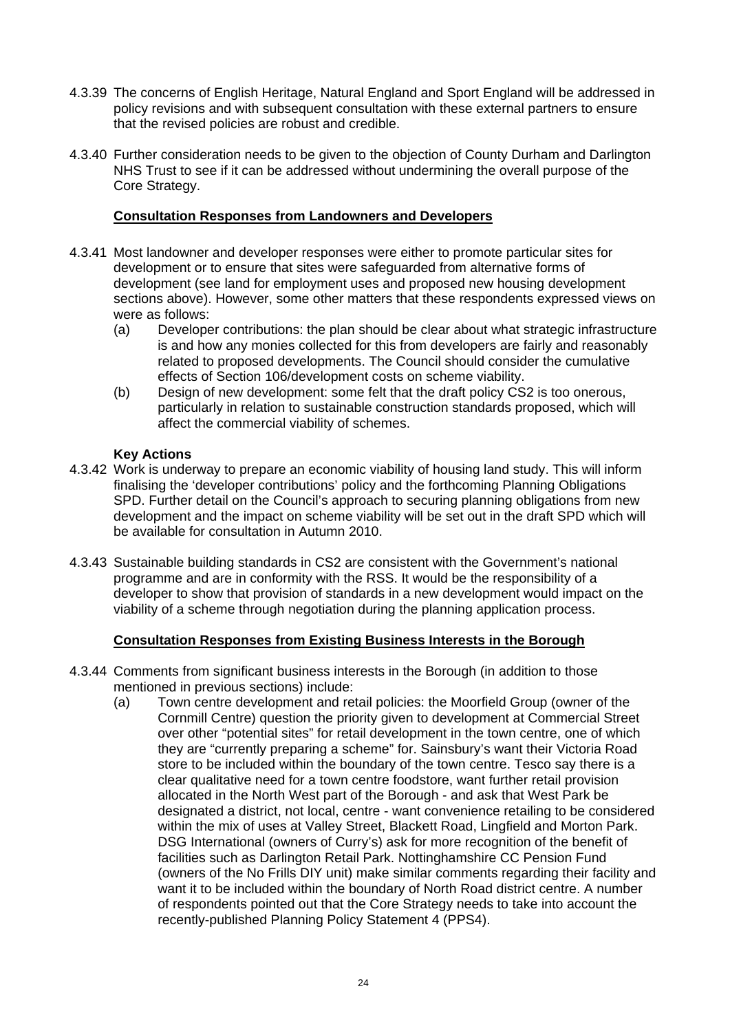4.3.39 The concerns of English Heritage, Natural England and Sport England will be addressed in policy revisions and with subsequent consultation with these external partners to ensure that the revised policies are robust and credible.

4.3.40 Further consideration needs to be given to the objection of County Durham and Darlington NHS Trust to see if it can be addressed without undermining the overall purpose of the Core Strategy.

**Consultation Responses from Landowners and Developers**

4.3.41 Most landowner and developer responses were either to promote particular sites for development or to ensure that sites were safeguarded from alternative forms of development (see land for employment uses and proposed new housing development sections above). However, some other matters that these respondents expressed views on were as follows:

(a) Developer contributions: the plan should be clear about what strategic infrastructure is and how any monies collected for this from developers are fairly and reasonably related to proposed developments. The Council should consider the cumulative effects of Section 106/development costs on scheme viability.

(b) Design of new development: some felt that the draft policy CS2 is too onerous, particularly in relation to sustainable construction standards proposed, which will affect the commercial viability of schemes.

**Key Actions**

4.3.42 Work is underway to prepare an economic viability of housing land study. This will inform finalising the 'developer contributions' policy and the forthcoming Planning Obligations SPD. Further detail on the Council's approach to securing planning obligations from new development and the impact on scheme viability will be set out in the draft SPD which will be available for consultation in Autumn 2010.

4.3.43 Sustainable building standards in CS2 are consistent with the Government's national programme and are in conformity with the RSS. It would be the responsibility of a developer to show that provision of standards in a new development would impact on the viability of a scheme through negotiation during the planning application process.

**Consultation Responses from Existing Business Interests in the Borough**

4.3.44 Comments from significant business interests in the Borough (in addition to those mentioned in previous sections) include:

(a) Town centre development and retail policies: the Moorfield Group (owner of the Cornmill Centre) question the priority given to development at Commercial Street over other "potential sites" for retail development in the town centre, one of which they are "currently preparing a scheme" for. Sainsbury's want their Victoria Road store to be included within the boundary of the town centre. Tesco say there is a clear qualitative need for a town centre foodstore, want further retail provision allocated in the North West part of the Borough - and ask that West Park be designated a district, not local, centre - want convenience retailing to be considered within the mix of uses at Valley Street, Blackett Road, Lingfield and Morton Park. DSG International (owners of Curry's) ask for more recognition of the benefit of facilities such as Darlington Retail Park. Nottinghamshire CC Pension Fund (owners of the No Frills DIY unit) make similar comments regarding their facility and want it to be included within the boundary of North Road district centre. A number of respondents pointed out that the Core Strategy needs to take into account the recently-published Planning Policy Statement 4 (PPS4).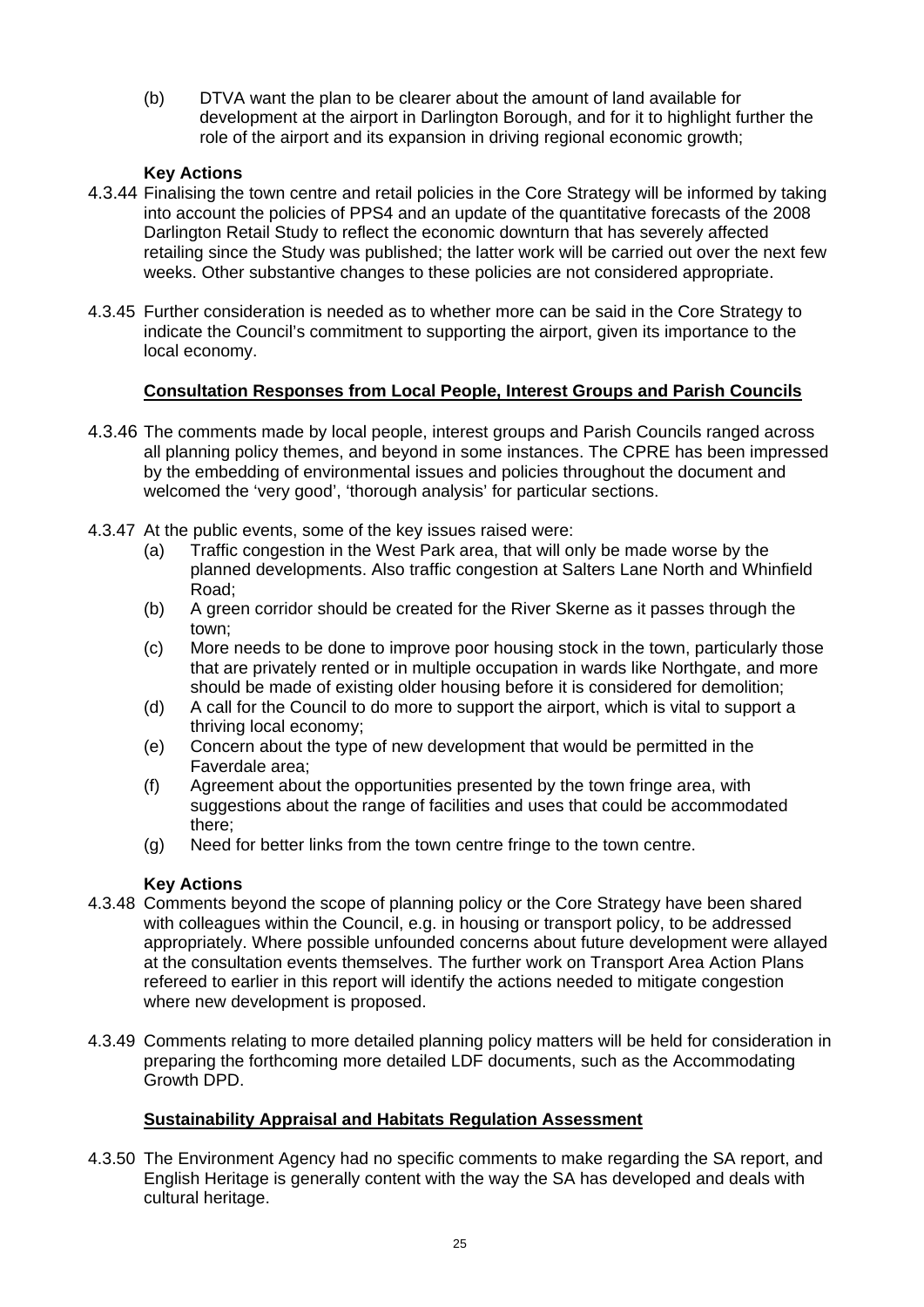(b) DTVA want the plan to be clearer about the amount of land available for development at the airport in Darlington Borough, and for it to highlight further the role of the airport and its expansion in driving regional economic growth;

**Key Actions**

4.3.44 Finalising the town centre and retail policies in the Core Strategy will be informed by taking into account the policies of PPS4 and an update of the quantitative forecasts of the 2008 Darlington Retail Study to reflect the economic downturn that has severely affected retailing since the Study was published; the latter work will be carried out over the next few weeks. Other substantive changes to these policies are not considered appropriate.

4.3.45 Further consideration is needed as to whether more can be said in the Core Strategy to indicate the Council's commitment to supporting the airport, given its importance to the local economy.

**Consultation Responses from Local People, Interest Groups and Parish Councils**

4.3.46 The comments made by local people, interest groups and Parish Councils ranged across all planning policy themes, and beyond in some instances. The CPRE has been impressed by the embedding of environmental issues and policies throughout the document and welcomed the 'very good', 'thorough analysis' for particular sections.

4.3.47 At the public events, some of the key issues raised were:

(a) Traffic congestion in the West Park area, that will only be made worse by the planned developments. Also traffic congestion at Salters Lane North and Whinfield Road;

(b) A green corridor should be created for the River Skerne as it passes through the town;

(c) More needs to be done to improve poor housing stock in the town, particularly those that are privately rented or in multiple occupation in wards like Northgate, and more should be made of existing older housing before it is considered for demolition;

(d) A call for the Council to do more to support the airport, which is vital to support a thriving local economy;

(e) Concern about the type of new development that would be permitted in the Faverdale area;

(f) Agreement about the opportunities presented by the town fringe area, with suggestions about the range of facilities and uses that could be accommodated there;

(g) Need for better links from the town centre fringe to the town centre.

**Key Actions**

4.3.48 Comments beyond the scope of planning policy or the Core Strategy have been shared with colleagues within the Council, e.g. in housing or transport policy, to be addressed appropriately. Where possible unfounded concerns about future development were allayed at the consultation events themselves. The further work on Transport Area Action Plans refereed to earlier in this report will identify the actions needed to mitigate congestion where new development is proposed.

4.3.49 Comments relating to more detailed planning policy matters will be held for consideration in preparing the forthcoming more detailed LDF documents, such as the Accommodating Growth DPD.

**Sustainability Appraisal and Habitats Regulation Assessment**

4.3.50 The Environment Agency had no specific comments to make regarding the SA report, and English Heritage is generally content with the way the SA has developed and deals with cultural heritage.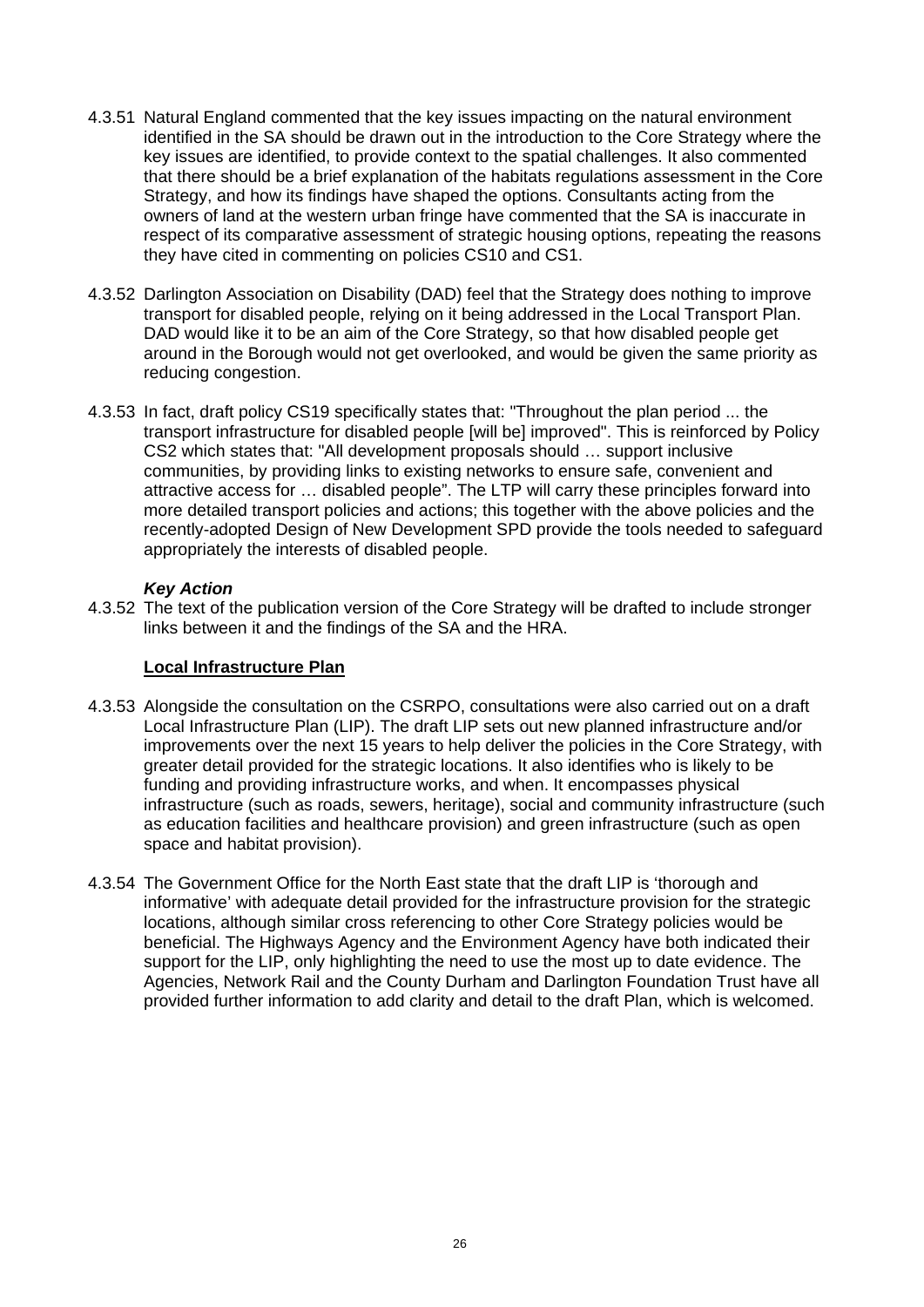4.3.51 Natural England commented that the key issues impacting on the natural environment identified in the SA should be drawn out in the introduction to the Core Strategy where the key issues are identified, to provide context to the spatial challenges. It also commented that there should be a brief explanation of the habitats regulations assessment in the Core Strategy, and how its findings have shaped the options. Consultants acting from the owners of land at the western urban fringe have commented that the SA is inaccurate in respect of its comparative assessment of strategic housing options, repeating the reasons they have cited in commenting on policies CS10 and CS1.

4.3.52 Darlington Association on Disability (DAD) feel that the Strategy does nothing to improve transport for disabled people, relying on it being addressed in the Local Transport Plan. DAD would like it to be an aim of the Core Strategy, so that how disabled people get around in the Borough would not get overlooked, and would be given the same priority as reducing congestion.

4.3.53 In fact, draft policy CS19 specifically states that: "Throughout the plan period ... the transport infrastructure for disabled people [will be] improved". This is reinforced by Policy CS2 which states that: "All development proposals should … support inclusive communities, by providing links to existing networks to ensure safe, convenient and attractive access for … disabled people”. The LTP will carry these principles forward into more detailed transport policies and actions; this together with the above policies and the recently-adopted Design of New Development SPD provide the tools needed to safeguard appropriately the interests of disabled people.

***Key Action***

4.3.52 The text of the publication version of the Core Strategy will be drafted to include stronger links between it and the findings of the SA and the HRA.

**Local Infrastructure Plan**

4.3.53 Alongside the consultation on the CSRPO, consultations were also carried out on a draft Local Infrastructure Plan (LIP). The draft LIP sets out new planned infrastructure and/or improvements over the next 15 years to help deliver the policies in the Core Strategy, with greater detail provided for the strategic locations. It also identifies who is likely to be funding and providing infrastructure works, and when. It encompasses physical infrastructure (such as roads, sewers, heritage), social and community infrastructure (such as education facilities and healthcare provision) and green infrastructure (such as open space and habitat provision).

4.3.54 The Government Office for the North East state that the draft LIP is ‘thorough and informative’ with adequate detail provided for the infrastructure provision for the strategic locations, although similar cross referencing to other Core Strategy policies would be beneficial. The Highways Agency and the Environment Agency have both indicated their support for the LIP, only highlighting the need to use the most up to date evidence. The Agencies, Network Rail and the County Durham and Darlington Foundation Trust have all provided further information to add clarity and detail to the draft Plan, which is welcomed.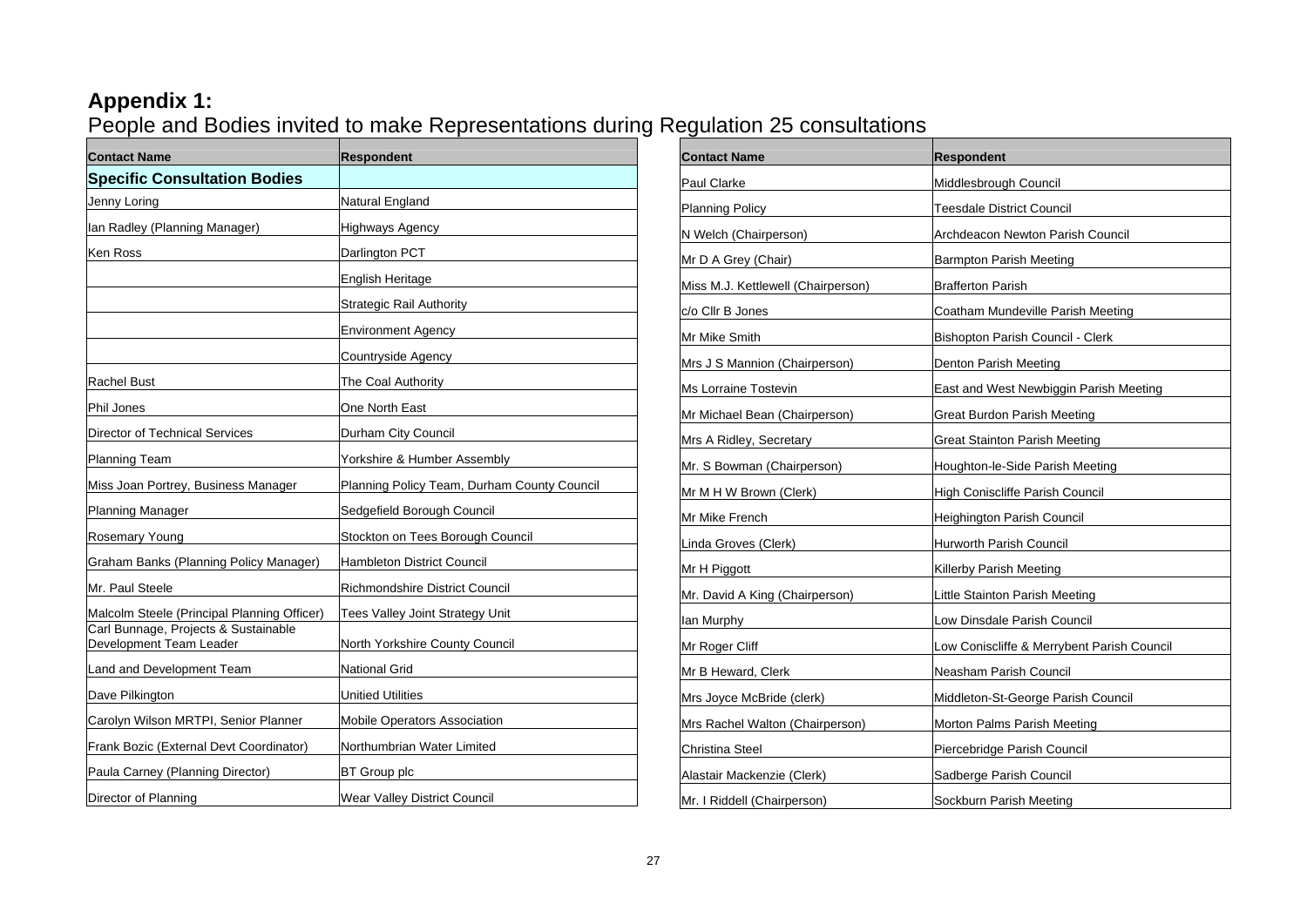**Appendix 1:**

People and Bodies invited to make Representations during Regulation 25 consultations

| Contact Name | Respondent |
|---|---|
| **Specific Consultation Bodies** | |
| Jenny Loring | Natural England |
| Ian Radley (Planning Manager) | Highways Agency |
| Ken Ross | Darlington PCT |
| | English Heritage |
| | Strategic Rail Authority |
| | Environment Agency |
| | Countryside Agency |
| Rachel Bust | The Coal Authority |
| Phil Jones | One North East |
| Director of Technical Services | Durham City Council |
| Planning Team | Yorkshire & Humber Assembly |
| Miss Joan Portrey, Business Manager | Planning Policy Team, Durham County Council |
| Planning Manager | Sedgefield Borough Council |
| Rosemary Young | Stockton on Tees Borough Council |
| Graham Banks (Planning Policy Manager) | Hambleton District Council |
| Mr. Paul Steele | Richmondshire District Council |
| Malcolm Steele (Principal Planning Officer) | Tees Valley Joint Strategy Unit |
| Carl Bunnage, Projects & Sustainable Development Team Leader | North Yorkshire County Council |
| Land and Development Team | National Grid |
| Dave Pilkington | Unitied Utilities |
| Carolyn Wilson MRTPI, Senior Planner | Mobile Operators Association |
| Frank Bozic (External Devt Coordinator) | Northumbrian Water Limited |
| Paula Carney (Planning Director) | BT Group plc |
| Director of Planning | Wear Valley District Council |
| Paul Clarke | Middlesbrough Council |
| Planning Policy | Teesdale District Council |
| N Welch (Chairperson) | Archdeacon Newton Parish Council |
| Mr D A Grey (Chair) | Barmpton Parish Meeting |
| Miss M.J. Kettlewell (Chairperson) | Brafferton Parish |
| c/o Cllr B Jones | Coatham Mundeville Parish Meeting |
| Mr Mike Smith | Bishopton Parish Council - Clerk |
| Mrs J S Mannion (Chairperson) | Denton Parish Meeting |
| Ms Lorraine Tostevin | East and West Newbiggin Parish Meeting |
| Mr Michael Bean (Chairperson) | Great Burdon Parish Meeting |
| Mrs A Ridley, Secretary | Great Stainton Parish Meeting |
| Mr. S Bowman (Chairperson) | Houghton-le-Side Parish Meeting |
| Mr M H W Brown (Clerk) | High Coniscliffe Parish Council |
| Mr Mike French | Heighington Parish Council |
| Linda Groves (Clerk) | Hurworth Parish Council |
| Mr H Piggott | Killerby Parish Meeting |
| Mr. David A King (Chairperson) | Little Stainton Parish Meeting |
| Ian Murphy | Low Dinsdale Parish Council |
| Mr Roger Cliff | Low Coniscliffe & Merrybent Parish Council |
| Mr B Heward, Clerk | Neasham Parish Council |
| Mrs Joyce McBride (clerk) | Middleton-St-George Parish Council |
| Mrs Rachel Walton (Chairperson) | Morton Palms Parish Meeting |
| Christina Steel | Piercebridge Parish Council |
| Alastair Mackenzie (Clerk) | Sadberge Parish Council |
| Mr. I Riddell (Chairperson) | Sockburn Parish Meeting |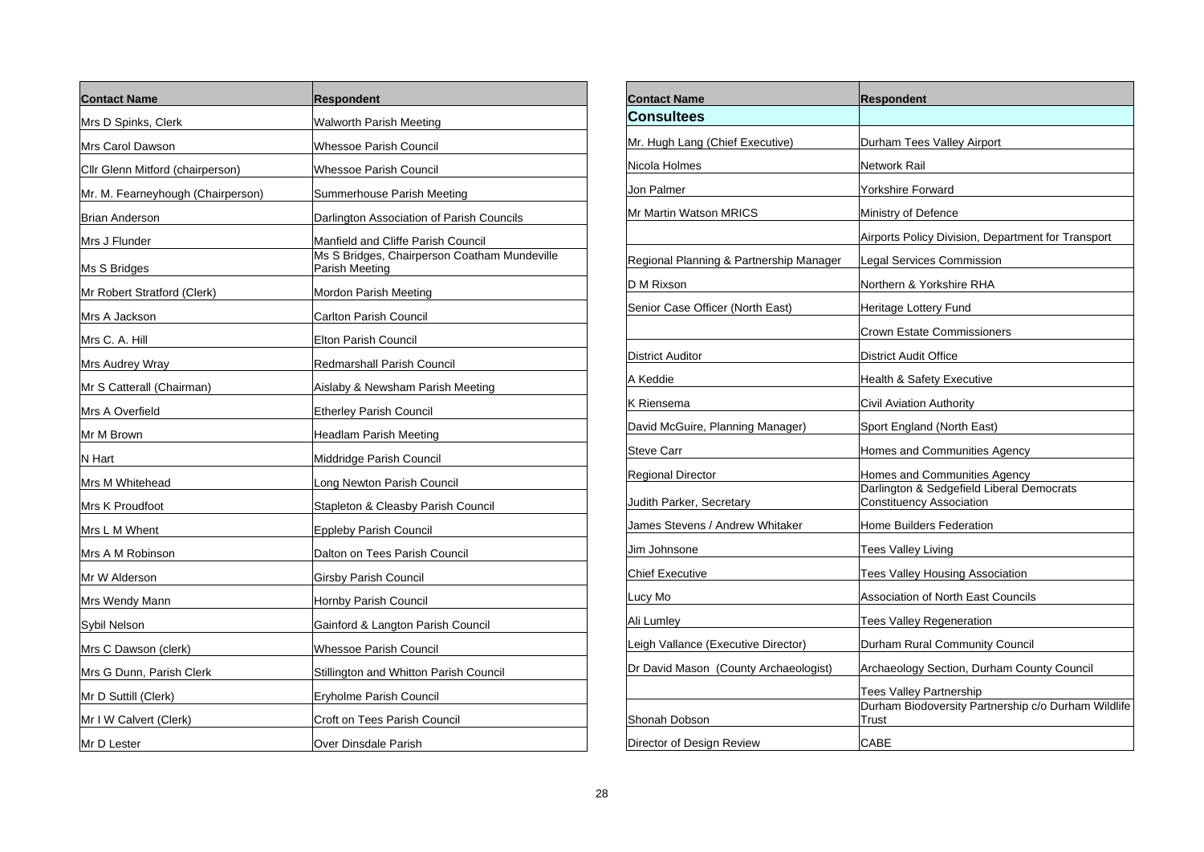| Contact Name | Respondent |
|---|---|
| Mrs D Spinks, Clerk | Walworth Parish Meeting |
| Mrs Carol Dawson | Whessoe Parish Council |
| Cllr Glenn Mitford (chairperson) | Whessoe Parish Council |
| Mr. M. Fearneyhough (Chairperson) | Summerhouse Parish Meeting |
| Brian Anderson | Darlington Association of Parish Councils |
| Mrs J Flunder | Manfield and Cliffe Parish Council |
| Ms S Bridges | Ms S Bridges, Chairperson Coatham Mundeville Parish Meeting |
| Mr Robert Stratford (Clerk) | Mordon Parish Meeting |
| Mrs A Jackson | Carlton Parish Council |
| Mrs C. A. Hill | Elton Parish Council |
| Mrs Audrey Wray | Redmarshall Parish Council |
| Mr S Catterall (Chairman) | Aislaby & Newsham Parish Meeting |
| Mrs A Overfield | Etherley Parish Council |
| Mr M Brown | Headlam Parish Meeting |
| N Hart | Middridge Parish Council |
| Mrs M Whitehead | Long Newton Parish Council |
| Mrs K Proudfoot | Stapleton & Cleasby Parish Council |
| Mrs L M Whent | Eppleby Parish Council |
| Mrs A M Robinson | Dalton on Tees Parish Council |
| Mr W Alderson | Girsby Parish Council |
| Mrs Wendy Mann | Hornby Parish Council |
| Sybil Nelson | Gainford & Langton Parish Council |
| Mrs C Dawson (clerk) | Whessoe Parish Council |
| Mrs G Dunn, Parish Clerk | Stillington and Whitton Parish Council |
| Mr D Suttill (Clerk) | Eryholme Parish Council |
| Mr I W Calvert (Clerk) | Croft on Tees Parish Council |
| Mr D Lester | Over Dinsdale Parish |

| Contact Name | Respondent |
|---|---|
| **Consultees** | |
| Mr. Hugh Lang (Chief Executive) | Durham Tees Valley Airport |
| Nicola Holmes | Network Rail |
| Jon Palmer | Yorkshire Forward |
| Mr Martin Watson MRICS | Ministry of Defence |
| | Airports Policy Division, Department for Transport |
| Regional Planning & Partnership Manager | Legal Services Commission |
| D M Rixson | Northern & Yorkshire RHA |
| Senior Case Officer (North East) | Heritage Lottery Fund |
| | Crown Estate Commissioners |
| District Auditor | District Audit Office |
| A Keddie | Health & Safety Executive |
| K Riensema | Civil Aviation Authority |
| David McGuire, Planning Manager) | Sport England (North East) |
| Steve Carr | Homes and Communities Agency |
| Regional Director | Homes and Communities Agency |
| Judith Parker, Secretary | Darlington & Sedgefield Liberal Democrats Constituency Association |
| James Stevens / Andrew Whitaker | Home Builders Federation |
| Jim Johnsone | Tees Valley Living |
| Chief Executive | Tees Valley Housing Association |
| Lucy Mo | Association of North East Councils |
| Ali Lumley | Tees Valley Regeneration |
| Leigh Vallance (Executive Director) | Durham Rural Community Council |
| Dr David Mason (County Archaeologist) | Archaeology Section, Durham County Council |
| | Tees Valley Partnership |
| Shonah Dobson | Durham Biodoversity Partnership c/o Durham Wildlife Trust |
| Director of Design Review | CABE |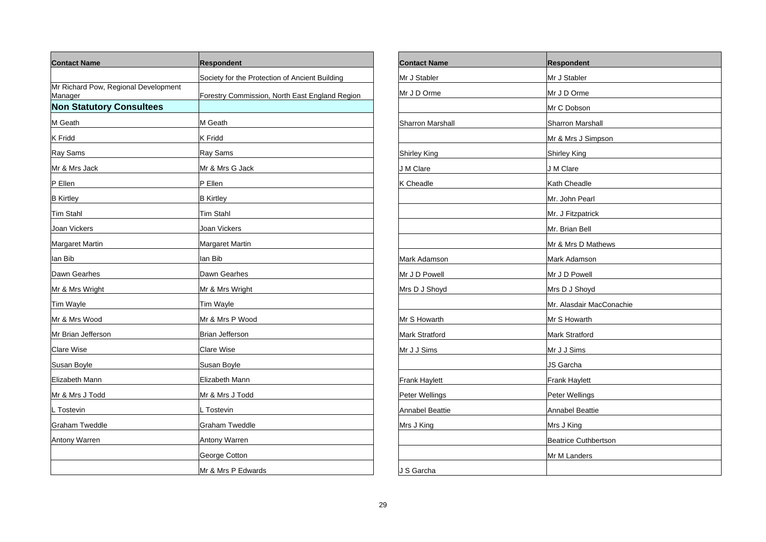| Contact Name | Respondent |
|---|---|
| | Society for the Protection of Ancient Building |
| Mr Richard Pow, Regional Development Manager | Forestry Commission, North East England Region |
| **Non Statutory Consultees** | |
| M Geath | M Geath |
| K Fridd | K Fridd |
| Ray Sams | Ray Sams |
| Mr & Mrs Jack | Mr & Mrs G Jack |
| P Ellen | P Ellen |
| B Kirtley | B Kirtley |
| Tim Stahl | Tim Stahl |
| Joan Vickers | Joan Vickers |
| Margaret Martin | Margaret Martin |
| Ian Bib | Ian Bib |
| Dawn Gearhes | Dawn Gearhes |
| Mr & Mrs Wright | Mr & Mrs Wright |
| Tim Wayle | Tim Wayle |
| Mr & Mrs Wood | Mr & Mrs P Wood |
| Mr Brian Jefferson | Brian Jefferson |
| Clare Wise | Clare Wise |
| Susan Boyle | Susan Boyle |
| Elizabeth Mann | Elizabeth Mann |
| Mr & Mrs J Todd | Mr & Mrs J Todd |
| L Tostevin | L Tostevin |
| Graham Tweddle | Graham Tweddle |
| Antony Warren | Antony Warren |
| | George Cotton |
| | Mr & Mrs P Edwards |

| Contact Name | Respondent |
|---|---|
| Mr J Stabler | Mr J Stabler |
| Mr J D Orme | Mr J D Orme |
| | Mr C Dobson |
| Sharron Marshall | Sharron Marshall |
| | Mr & Mrs J Simpson |
| Shirley King | Shirley King |
| J M Clare | J M Clare |
| K Cheadle | Kath Cheadle |
| | Mr. John Pearl |
| | Mr. J Fitzpatrick |
| | Mr. Brian Bell |
| | Mr & Mrs D Mathews |
| Mark Adamson | Mark Adamson |
| Mr J D Powell | Mr J D Powell |
| Mrs D J Shoyd | Mrs D J Shoyd |
| | Mr. Alasdair MacConachie |
| Mr S Howarth | Mr S Howarth |
| Mark Stratford | Mark Stratford |
| Mr J J Sims | Mr J J Sims |
| | JS Garcha |
| Frank Haylett | Frank Haylett |
| Peter Wellings | Peter Wellings |
| Annabel Beattie | Annabel Beattie |
| Mrs J King | Mrs J King |
| | Beatrice Cuthbertson |
| | Mr M Landers |
| J S Garcha | |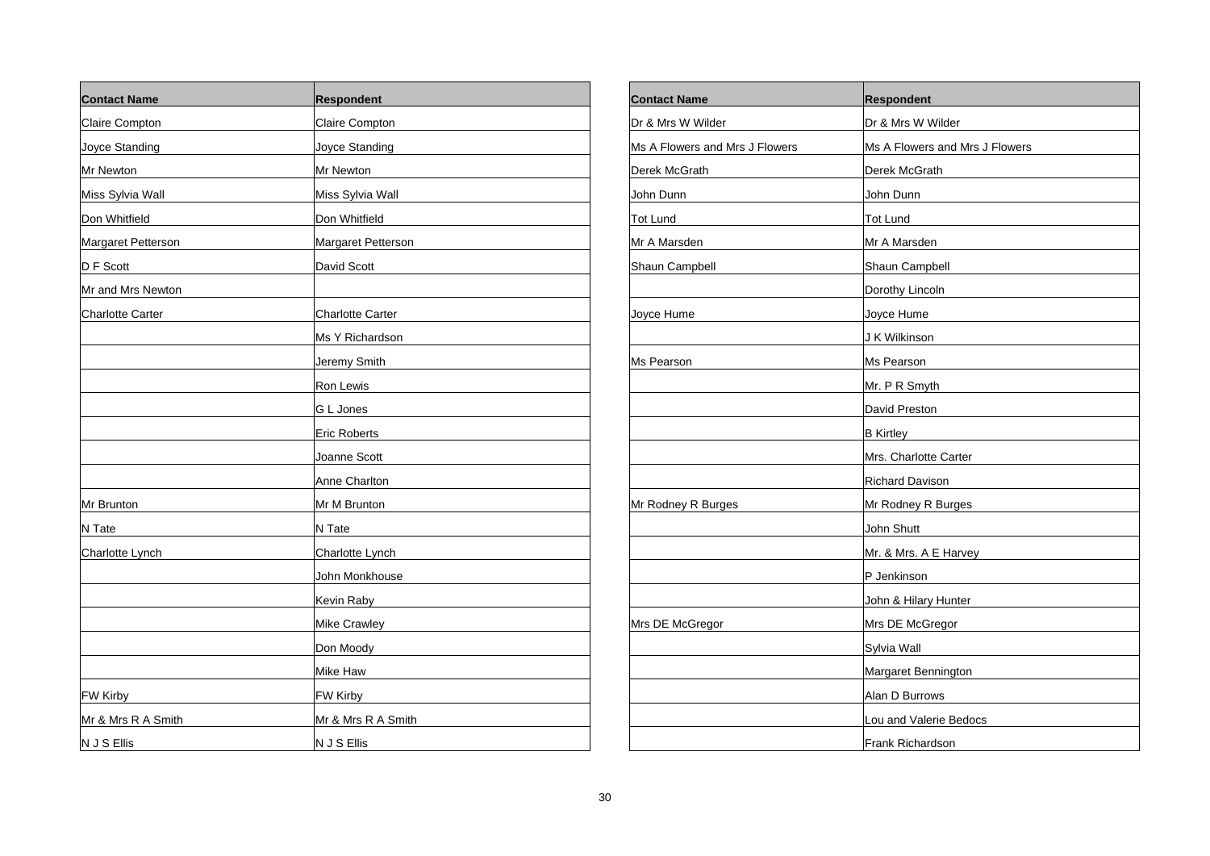| Contact Name | Respondent |
| --- | --- |
| Claire Compton | Claire Compton |
| Joyce Standing | Joyce Standing |
| Mr Newton | Mr Newton |
| Miss Sylvia Wall | Miss Sylvia Wall |
| Don Whitfield | Don Whitfield |
| Margaret Petterson | Margaret Petterson |
| D F Scott | David Scott |
| Mr and Mrs Newton | |
| Charlotte Carter | Charlotte Carter |
| | Ms Y Richardson |
| | Jeremy Smith |
| | Ron Lewis |
| | G L Jones |
| | Eric Roberts |
| | Joanne Scott |
| | Anne Charlton |
| Mr Brunton | Mr M Brunton |
| N Tate | N Tate |
| Charlotte Lynch | Charlotte Lynch |
| | John Monkhouse |
| | Kevin Raby |
| | Mike Crawley |
| | Don Moody |
| | Mike Haw |
| FW Kirby | FW Kirby |
| Mr & Mrs R A Smith | Mr & Mrs R A Smith |
| N J S Ellis | N J S Ellis |

| Contact Name | Respondent |
| --- | --- |
| Dr & Mrs W Wilder | Dr & Mrs W Wilder |
| Ms A Flowers and Mrs J Flowers | Ms A Flowers and Mrs J Flowers |
| Derek McGrath | Derek McGrath |
| John Dunn | John Dunn |
| Tot Lund | Tot Lund |
| Mr A Marsden | Mr A Marsden |
| Shaun Campbell | Shaun Campbell |
| | Dorothy Lincoln |
| Joyce Hume | Joyce Hume |
| | J K Wilkinson |
| Ms Pearson | Ms Pearson |
| | Mr. P R Smyth |
| | David Preston |
| | B Kirtley |
| | Mrs. Charlotte Carter |
| | Richard Davison |
| Mr Rodney R Burges | Mr Rodney R Burges |
| | John Shutt |
| | Mr. & Mrs. A E Harvey |
| | P Jenkinson |
| | John & Hilary Hunter |
| Mrs DE McGregor | Mrs DE McGregor |
| | Sylvia Wall |
| | Margaret Bennington |
| | Alan D Burrows |
| | Lou and Valerie Bedocs |
| | Frank Richardson |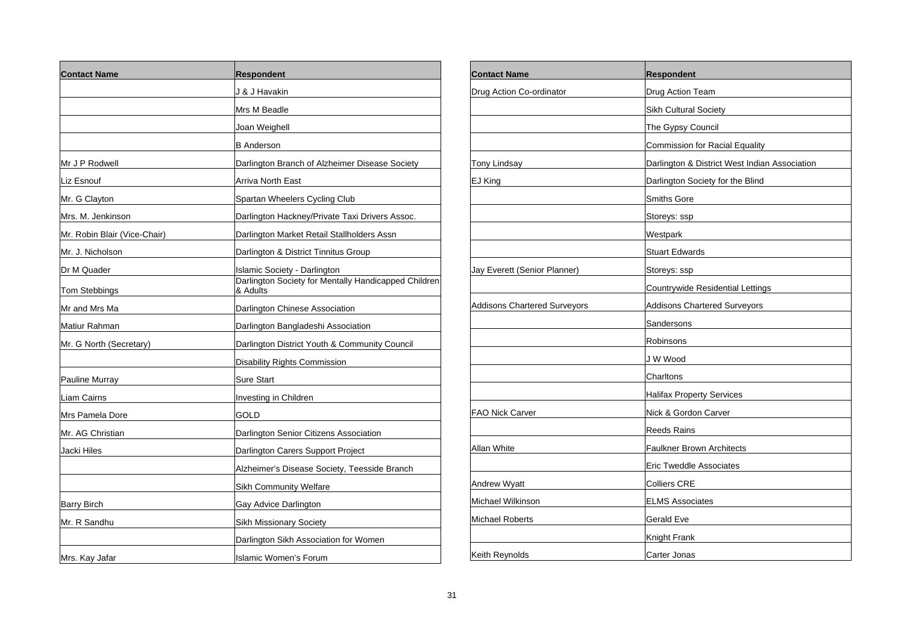| Contact Name | Respondent |
|---|---|
| | J & J Havakin |
| | Mrs M Beadle |
| | Joan Weighell |
| | B Anderson |
| Mr J P Rodwell | Darlington Branch of Alzheimer Disease Society |
| Liz Esnouf | Arriva North East |
| Mr. G Clayton | Spartan Wheelers Cycling Club |
| Mrs. M. Jenkinson | Darlington Hackney/Private Taxi Drivers Assoc. |
| Mr. Robin Blair (Vice-Chair) | Darlington Market Retail Stallholders Assn |
| Mr. J. Nicholson | Darlington & District Tinnitus Group |
| Dr M Quader | Islamic Society - Darlington |
| Tom Stebbings | Darlington Society for Mentally Handicapped Children & Adults |
| Mr and Mrs Ma | Darlington Chinese Association |
| Matiur Rahman | Darlington Bangladeshi Association |
| Mr. G North (Secretary) | Darlington District Youth & Community Council |
| | Disability Rights Commission |
| Pauline Murray | Sure Start |
| Liam Cairns | Investing in Children |
| Mrs Pamela Dore | GOLD |
| Mr. AG Christian | Darlington Senior Citizens Association |
| Jacki Hiles | Darlington Carers Support Project |
| | Alzheimer's Disease Society, Teesside Branch |
| | Sikh Community Welfare |
| Barry Birch | Gay Advice Darlington |
| Mr. R Sandhu | Sikh Missionary Society |
| | Darlington Sikh Association for Women |
| Mrs. Kay Jafar | Islamic Women's Forum |

| Contact Name | Respondent |
|---|---|
| Drug Action Co-ordinator | Drug Action Team |
| | Sikh Cultural Society |
| | The Gypsy Council |
| | Commission for Racial Equality |
| Tony Lindsay | Darlington & District West Indian Association |
| EJ King | Darlington Society for the Blind |
| | Smiths Gore |
| | Storeys: ssp |
| | Westpark |
| | Stuart Edwards |
| Jay Everett (Senior Planner) | Storeys: ssp |
| | Countrywide Residential Lettings |
| Addisons Chartered Surveyors | Addisons Chartered Surveyors |
| | Sandersons |
| | Robinsons |
| | J W Wood |
| | Charltons |
| | Halifax Property Services |
| FAO Nick Carver | Nick & Gordon Carver |
| | Reeds Rains |
| Allan White | Faulkner Brown Architects |
| | Eric Tweddle Associates |
| Andrew Wyatt | Colliers CRE |
| Michael Wilkinson | ELMS Associates |
| Michael Roberts | Gerald Eve |
| | Knight Frank |
| Keith Reynolds | Carter Jonas |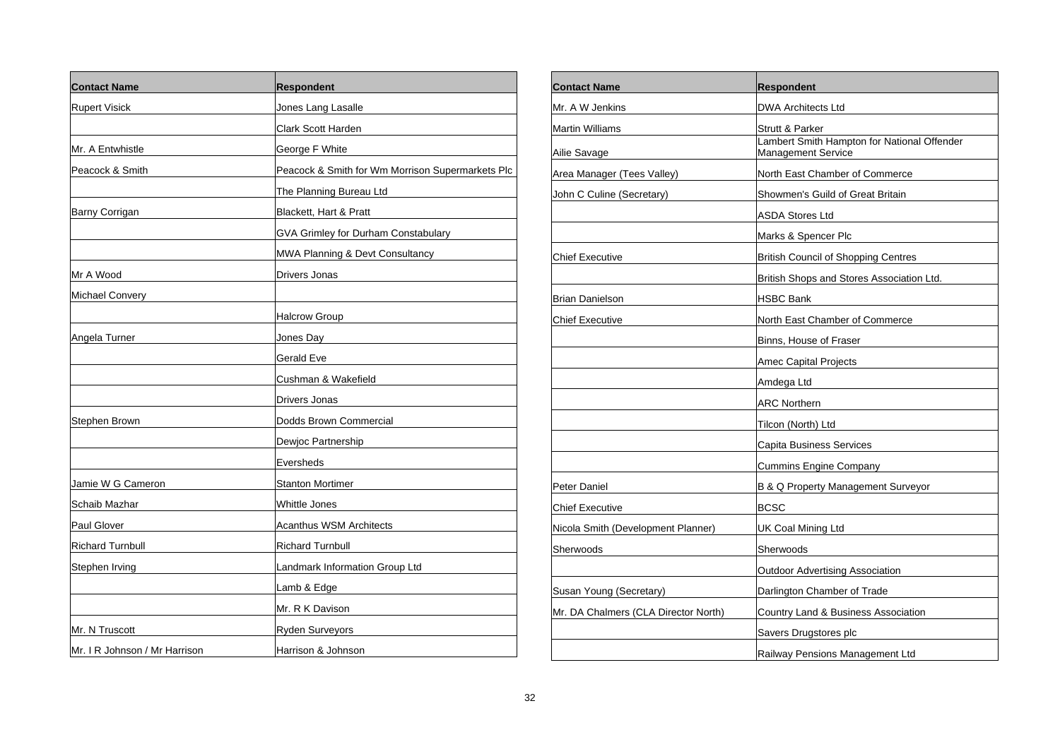| Contact Name | Respondent |
| --- | --- |
| Rupert Visick | Jones Lang Lasalle |
| | Clark Scott Harden |
| Mr. A Entwhistle | George F White |
| Peacock & Smith | Peacock & Smith for Wm Morrison Supermarkets Plc |
| | The Planning Bureau Ltd |
| Barny Corrigan | Blackett, Hart & Pratt |
| | GVA Grimley for Durham Constabulary |
| | MWA Planning & Devt Consultancy |
| Mr A Wood | Drivers Jonas |
| Michael Convery | |
| | Halcrow Group |
| Angela Turner | Jones Day |
| | Gerald Eve |
| | Cushman & Wakefield |
| | Drivers Jonas |
| Stephen Brown | Dodds Brown Commercial |
| | Dewjoc Partnership |
| | Eversheds |
| Jamie W G Cameron | Stanton Mortimer |
| Schaib Mazhar | Whittle Jones |
| Paul Glover | Acanthus WSM Architects |
| Richard Turnbull | Richard Turnbull |
| Stephen Irving | Landmark Information Group Ltd |
| | Lamb & Edge |
| | Mr. R K Davison |
| Mr. N Truscott | Ryden Surveyors |
| Mr. I R Johnson / Mr Harrison | Harrison & Johnson |

| Contact Name | Respondent |
| --- | --- |
| Mr. A W Jenkins | DWA Architects Ltd |
| Martin Williams | Strutt & Parker |
| Ailie Savage | Lambert Smith Hampton for National Offender Management Service |
| Area Manager (Tees Valley) | North East Chamber of Commerce |
| John C Culine (Secretary) | Showmen's Guild of Great Britain |
| | ASDA Stores Ltd |
| | Marks & Spencer Plc |
| Chief Executive | British Council of Shopping Centres |
| | British Shops and Stores Association Ltd. |
| Brian Danielson | HSBC Bank |
| Chief Executive | North East Chamber of Commerce |
| | Binns, House of Fraser |
| | Amec Capital Projects |
| | Amdega Ltd |
| | ARC Northern |
| | Tilcon (North) Ltd |
| | Capita Business Services |
| | Cummins Engine Company |
| Peter Daniel | B & Q Property Management Surveyor |
| Chief Executive | BCSC |
| Nicola Smith (Development Planner) | UK Coal Mining Ltd |
| Sherwoods | Sherwoods |
| | Outdoor Advertising Association |
| Susan Young (Secretary) | Darlington Chamber of Trade |
| Mr. DA Chalmers (CLA Director North) | Country Land & Business Association |
| | Savers Drugstores plc |
| | Railway Pensions Management Ltd |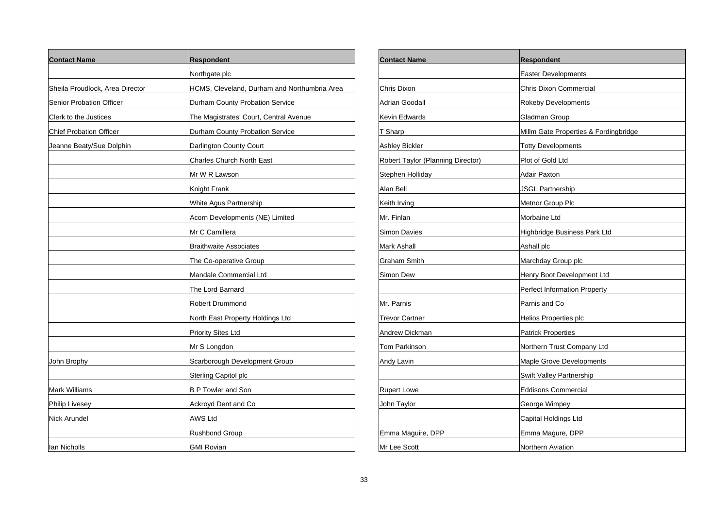| Contact Name | Respondent |
|---|---|
| | Northgate plc |
| Sheila Proudlock, Area Director | HCMS, Cleveland, Durham and Northumbria Area |
| Senior Probation Officer | Durham County Probation Service |
| Clerk to the Justices | The Magistrates' Court, Central Avenue |
| Chief Probation Officer | Durham County Probation Service |
| Jeanne Beaty/Sue Dolphin | Darlington County Court |
| | Charles Church North East |
| | Mr W R Lawson |
| | Knight Frank |
| | White Agus Partnership |
| | Acorn Developments (NE) Limited |
| | Mr C Camillera |
| | Braithwaite Associates |
| | The Co-operative Group |
| | Mandale Commercial Ltd |
| | The Lord Barnard |
| | Robert Drummond |
| | North East Property Holdings Ltd |
| | Priority Sites Ltd |
| | Mr S Longdon |
| John Brophy | Scarborough Development Group |
| | Sterling Capitol plc |
| Mark Williams | B P Towler and Son |
| Philip Livesey | Ackroyd Dent and Co |
| Nick Arundel | AWS Ltd |
| | Rushbond Group |
| Ian Nicholls | GMI Rovian |

| Contact Name | Respondent |
|---|---|
| | Easter Developments |
| Chris Dixon | Chris Dixon Commercial |
| Adrian Goodall | Rokeby Developments |
| Kevin Edwards | Gladman Group |
| T Sharp | Millm Gate Properties & Fordingbridge |
| Ashley Bickler | Totty Developments |
| Robert Taylor (Planning Director) | Plot of Gold Ltd |
| Stephen Holliday | Adair Paxton |
| Alan Bell | JSGL Partnership |
| Keith Irving | Metnor Group Plc |
| Mr. Finlan | Morbaine Ltd |
| Simon Davies | Highbridge Business Park Ltd |
| Mark Ashall | Ashall plc |
| Graham Smith | Marchday Group plc |
| Simon Dew | Henry Boot Development Ltd |
| | Perfect Information Property |
| Mr. Parnis | Parnis and Co |
| Trevor Cartner | Helios Properties plc |
| Andrew Dickman | Patrick Properties |
| Tom Parkinson | Northern Trust Company Ltd |
| Andy Lavin | Maple Grove Developments |
| | Swift Valley Partnership |
| Rupert Lowe | Eddisons Commercial |
| John Taylor | George Wimpey |
| | Capital Holdings Ltd |
| Emma Maguire, DPP | Emma Magure, DPP |
| Mr Lee Scott | Northern Aviation |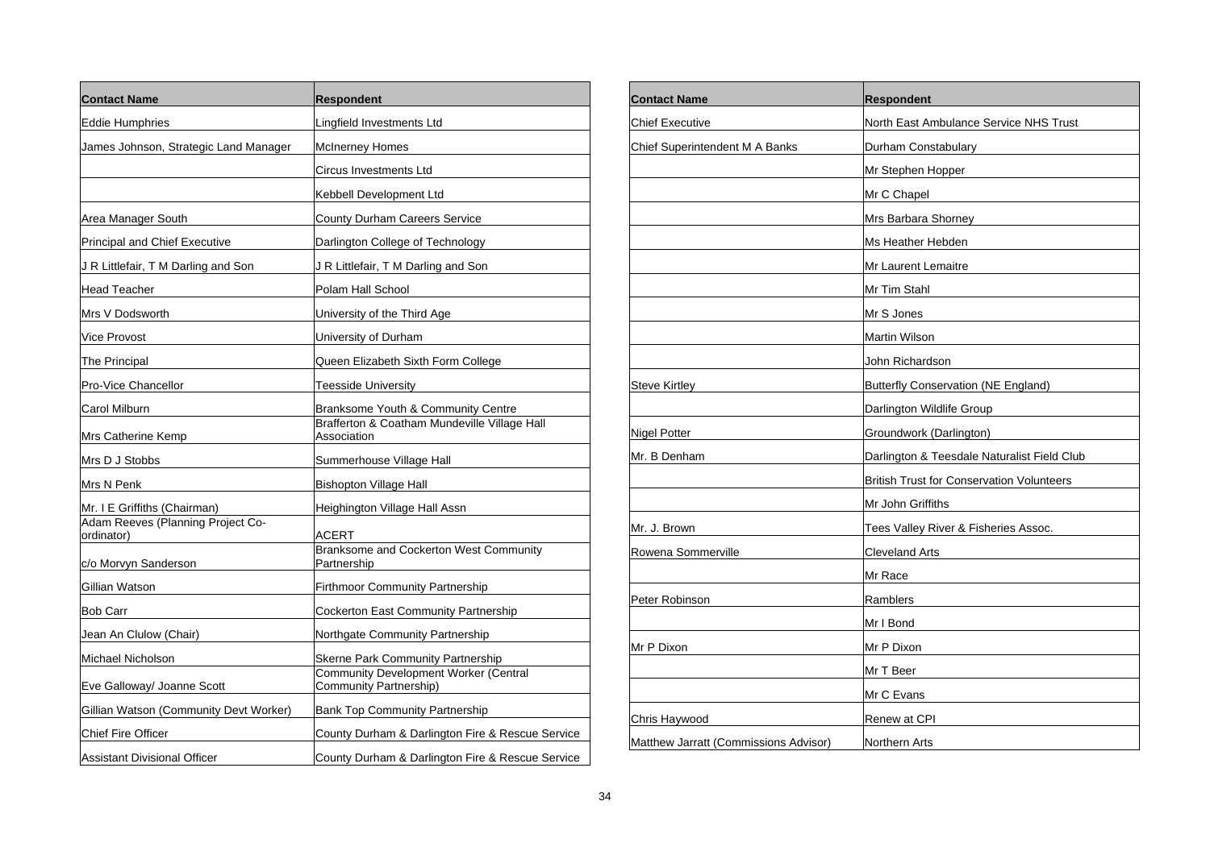| Contact Name | Respondent |
|---|---|
| Eddie Humphries | Lingfield Investments Ltd |
| James Johnson, Strategic Land Manager | McInerney Homes |
| | Circus Investments Ltd |
| | Kebbell Development Ltd |
| Area Manager South | County Durham Careers Service |
| Principal and Chief Executive | Darlington College of Technology |
| J R Littlefair, T M Darling and Son | J R Littlefair, T M Darling and Son |
| Head Teacher | Polam Hall School |
| Mrs V Dodsworth | University of the Third Age |
| Vice Provost | University of Durham |
| The Principal | Queen Elizabeth Sixth Form College |
| Pro-Vice Chancellor | Teesside University |
| Carol Milburn | Branksome Youth & Community Centre |
| Mrs Catherine Kemp | Brafferton & Coatham Mundeville Village Hall Association |
| Mrs D J Stobbs | Summerhouse Village Hall |
| Mrs N Penk | Bishopton Village Hall |
| Mr. I E Griffiths (Chairman) | Heighington Village Hall Assn |
| Adam Reeves (Planning Project Co-ordinator) | ACERT |
| c/o Morvyn Sanderson | Branksome and Cockerton West Community Partnership |
| Gillian Watson | Firthmoor Community Partnership |
| Bob Carr | Cockerton East Community Partnership |
| Jean An Clulow (Chair) | Northgate Community Partnership |
| Michael Nicholson | Skerne Park Community Partnership |
| Eve Galloway/ Joanne Scott | Community Development Worker (Central Community Partnership) |
| Gillian Watson (Community Devt Worker) | Bank Top Community Partnership |
| Chief Fire Officer | County Durham & Darlington Fire & Rescue Service |
| Assistant Divisional Officer | County Durham & Darlington Fire & Rescue Service |

| Contact Name | Respondent |
|---|---|
| Chief Executive | North East Ambulance Service NHS Trust |
| Chief Superintendent M A Banks | Durham Constabulary |
| | Mr Stephen Hopper |
| | Mr C Chapel |
| | Mrs Barbara Shorney |
| | Ms Heather Hebden |
| | Mr Laurent Lemaitre |
| | Mr Tim Stahl |
| | Mr S Jones |
| | Martin Wilson |
| | John Richardson |
| Steve Kirtley | Butterfly Conservation (NE England) |
| | Darlington Wildlife Group |
| Nigel Potter | Groundwork (Darlington) |
| Mr. B Denham | Darlington & Teesdale Naturalist Field Club |
| | British Trust for Conservation Volunteers |
| | Mr John Griffiths |
| Mr. J. Brown | Tees Valley River & Fisheries Assoc. |
| Rowena Sommerville | Cleveland Arts |
| | Mr Race |
| Peter Robinson | Ramblers |
| | Mr I Bond |
| Mr P Dixon | Mr P Dixon |
| | Mr T Beer |
| | Mr C Evans |
| Chris Haywood | Renew at CPI |
| Matthew Jarratt (Commissions Advisor) | Northern Arts |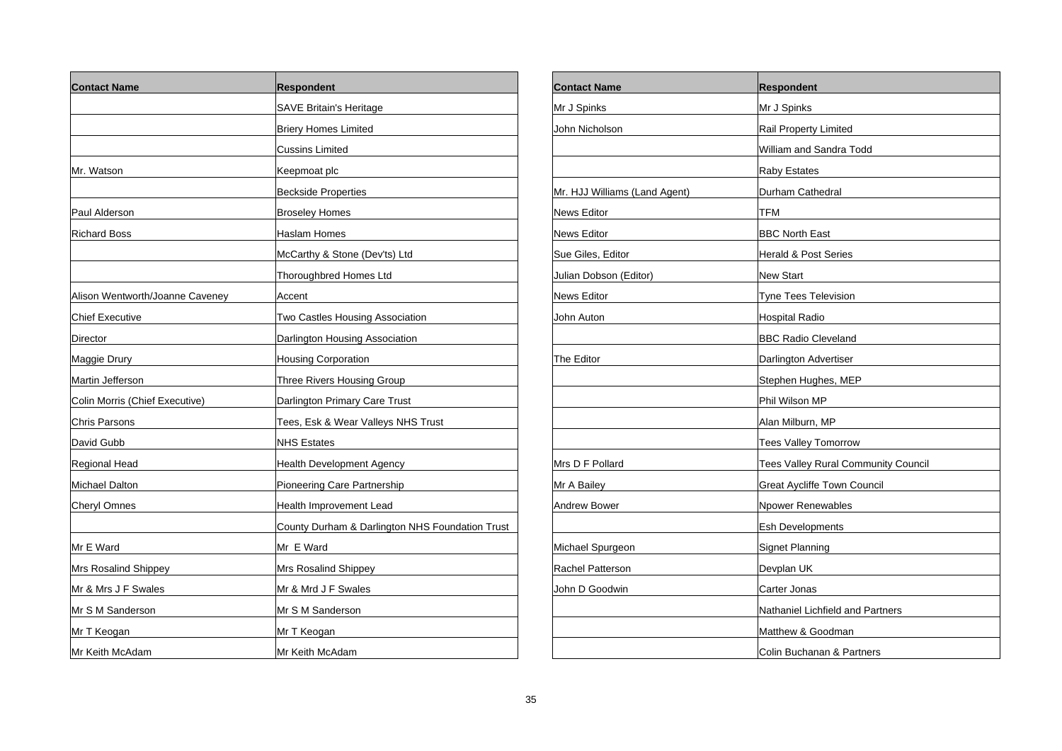| Contact Name | Respondent |
| --- | --- |
| | SAVE Britain's Heritage |
| | Briery Homes Limited |
| | Cussins Limited |
| Mr. Watson | Keepmoat plc |
| | Beckside Properties |
| Paul Alderson | Broseley Homes |
| Richard Boss | Haslam Homes |
| | McCarthy & Stone (Dev'ts) Ltd |
| | Thoroughbred Homes Ltd |
| Alison Wentworth/Joanne Caveney | Accent |
| Chief Executive | Two Castles Housing Association |
| Director | Darlington Housing Association |
| Maggie Drury | Housing Corporation |
| Martin Jefferson | Three Rivers Housing Group |
| Colin Morris (Chief Executive) | Darlington Primary Care Trust |
| Chris Parsons | Tees, Esk & Wear Valleys NHS Trust |
| David Gubb | NHS Estates |
| Regional Head | Health Development Agency |
| Michael Dalton | Pioneering Care Partnership |
| Cheryl Omnes | Health Improvement Lead |
| | County Durham & Darlington NHS Foundation Trust |
| Mr E Ward | Mr E Ward |
| Mrs Rosalind Shippey | Mrs Rosalind Shippey |
| Mr & Mrs J F Swales | Mr & Mrd J F Swales |
| Mr S M Sanderson | Mr S M Sanderson |
| Mr T Keogan | Mr T Keogan |
| Mr Keith McAdam | Mr Keith McAdam |

| Contact Name | Respondent |
| --- | --- |
| Mr J Spinks | Mr J Spinks |
| John Nicholson | Rail Property Limited |
| | William and Sandra Todd |
| | Raby Estates |
| Mr. HJJ Williams (Land Agent) | Durham Cathedral |
| News Editor | TFM |
| News Editor | BBC North East |
| Sue Giles, Editor | Herald & Post Series |
| Julian Dobson (Editor) | New Start |
| News Editor | Tyne Tees Television |
| John Auton | Hospital Radio |
| | BBC Radio Cleveland |
| The Editor | Darlington Advertiser |
| | Stephen Hughes, MEP |
| | Phil Wilson MP |
| | Alan Milburn, MP |
| | Tees Valley Tomorrow |
| Mrs D F Pollard | Tees Valley Rural Community Council |
| Mr A Bailey | Great Aycliffe Town Council |
| Andrew Bower | Npower Renewables |
| | Esh Developments |
| Michael Spurgeon | Signet Planning |
| Rachel Patterson | Devplan UK |
| John D Goodwin | Carter Jonas |
| | Nathaniel Lichfield and Partners |
| | Matthew & Goodman |
| | Colin Buchanan & Partners |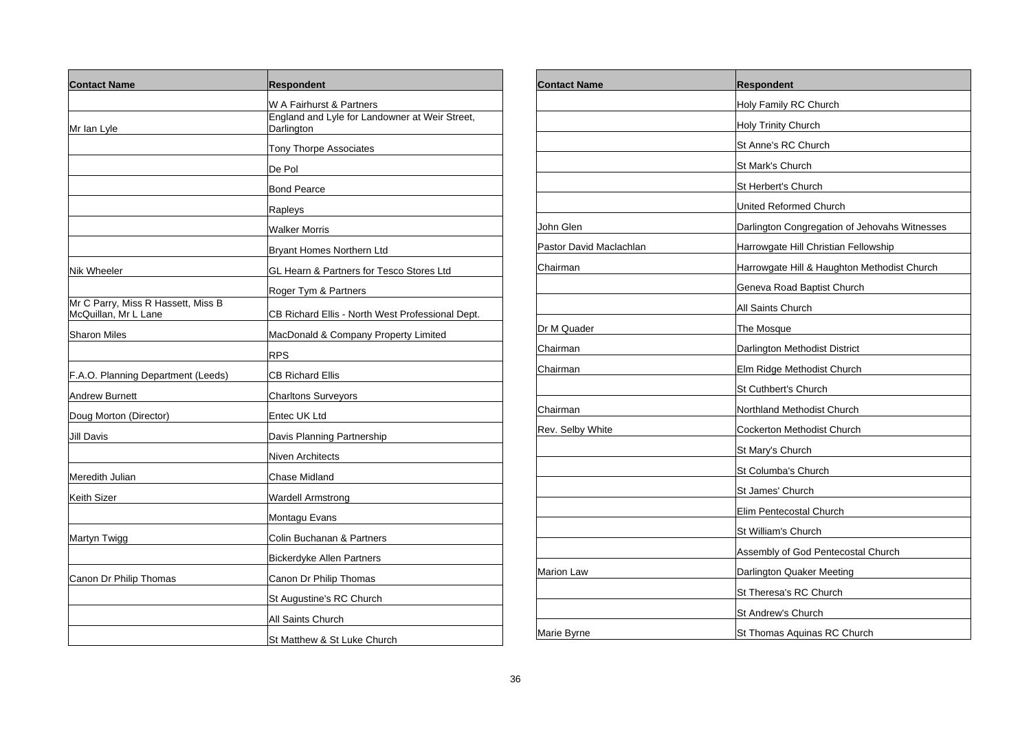| Contact Name | Respondent |
|---|---|
| | W A Fairhurst & Partners |
| Mr Ian Lyle | England and Lyle for Landowner at Weir Street, Darlington |
| | Tony Thorpe Associates |
| | De Pol |
| | Bond Pearce |
| | Rapleys |
| | Walker Morris |
| | Bryant Homes Northern Ltd |
| Nik Wheeler | GL Hearn & Partners for Tesco Stores Ltd |
| | Roger Tym & Partners |
| Mr C Parry, Miss R Hassett, Miss B McQuillan, Mr L Lane | CB Richard Ellis - North West Professional Dept. |
| Sharon Miles | MacDonald & Company Property Limited |
| | RPS |
| F.A.O. Planning Department (Leeds) | CB Richard Ellis |
| Andrew Burnett | Charltons Surveyors |
| Doug Morton (Director) | Entec UK Ltd |
| Jill Davis | Davis Planning Partnership |
| | Niven Architects |
| Meredith Julian | Chase Midland |
| Keith Sizer | Wardell Armstrong |
| | Montagu Evans |
| Martyn Twigg | Colin Buchanan & Partners |
| | Bickerdyke Allen Partners |
| Canon Dr Philip Thomas | Canon Dr Philip Thomas |
| | St Augustine's RC Church |
| | All Saints Church |
| | St Matthew & St Luke Church |

| Contact Name | Respondent |
|---|---|
| | Holy Family RC Church |
| | Holy Trinity Church |
| | St Anne's RC Church |
| | St Mark's Church |
| | St Herbert's Church |
| | United Reformed Church |
| John Glen | Darlington Congregation of Jehovahs Witnesses |
| Pastor David Maclachlan | Harrowgate Hill Christian Fellowship |
| Chairman | Harrowgate Hill & Haughton Methodist Church |
| | Geneva Road Baptist Church |
| | All Saints Church |
| Dr M Quader | The Mosque |
| Chairman | Darlington Methodist District |
| Chairman | Elm Ridge Methodist Church |
| | St Cuthbert's Church |
| Chairman | Northland Methodist Church |
| Rev. Selby White | Cockerton Methodist Church |
| | St Mary's Church |
| | St Columba's Church |
| | St James' Church |
| | Elim Pentecostal Church |
| | St William's Church |
| | Assembly of God Pentecostal Church |
| Marion Law | Darlington Quaker Meeting |
| | St Theresa's RC Church |
| | St Andrew's Church |
| Marie Byrne | St Thomas Aquinas RC Church |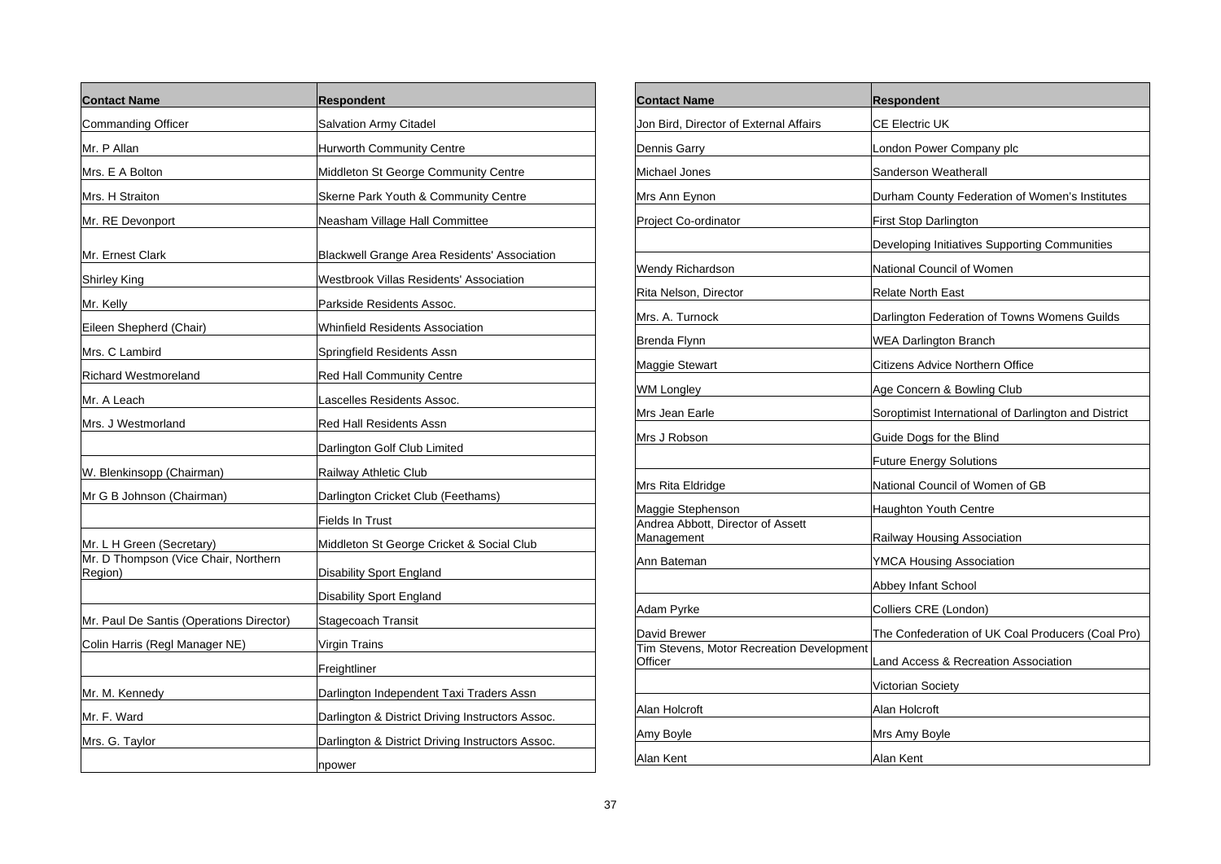| Contact Name | Respondent |
|---|---|
| Commanding Officer | Salvation Army Citadel |
| Mr. P Allan | Hurworth Community Centre |
| Mrs. E A Bolton | Middleton St George Community Centre |
| Mrs. H Straiton | Skerne Park Youth & Community Centre |
| Mr. RE Devonport | Neasham Village Hall Committee |
| Mr. Ernest Clark | Blackwell Grange Area Residents' Association |
| Shirley King | Westbrook Villas Residents' Association |
| Mr. Kelly | Parkside Residents Assoc. |
| Eileen Shepherd (Chair) | Whinfield Residents Association |
| Mrs. C Lambird | Springfield Residents Assn |
| Richard Westmoreland | Red Hall Community Centre |
| Mr. A Leach | Lascelles Residents Assoc. |
| Mrs. J Westmorland | Red Hall Residents Assn |
| | Darlington Golf Club Limited |
| W. Blenkinsopp (Chairman) | Railway Athletic Club |
| Mr G B Johnson (Chairman) | Darlington Cricket Club (Feethams) |
| | Fields In Trust |
| Mr. L H Green (Secretary) | Middleton St George Cricket & Social Club |
| Mr. D Thompson (Vice Chair, Northern Region) | Disability Sport England |
| | Disability Sport England |
| Mr. Paul De Santis (Operations Director) | Stagecoach Transit |
| Colin Harris (Regl Manager NE) | Virgin Trains |
| | Freightliner |
| Mr. M. Kennedy | Darlington Independent Taxi Traders Assn |
| Mr. F. Ward | Darlington & District Driving Instructors Assoc. |
| Mrs. G. Taylor | Darlington & District Driving Instructors Assoc. |
| | npower |

| Contact Name | Respondent |
|---|---|
| Jon Bird, Director of External Affairs | CE Electric UK |
| Dennis Garry | London Power Company plc |
| Michael Jones | Sanderson Weatherall |
| Mrs Ann Eynon | Durham County Federation of Women's Institutes |
| Project Co-ordinator | First Stop Darlington |
| | Developing Initiatives Supporting Communities |
| Wendy Richardson | National Council of Women |
| Rita Nelson, Director | Relate North East |
| Mrs. A. Turnock | Darlington Federation of Towns Womens Guilds |
| Brenda Flynn | WEA Darlington Branch |
| Maggie Stewart | Citizens Advice Northern Office |
| WM Longley | Age Concern & Bowling Club |
| Mrs Jean Earle | Soroptimist International of Darlington and District |
| Mrs J Robson | Guide Dogs for the Blind |
| | Future Energy Solutions |
| Mrs Rita Eldridge | National Council of Women of GB |
| Maggie Stephenson | Haughton Youth Centre |
| Andrea Abbott, Director of Assett Management | Railway Housing Association |
| Ann Bateman | YMCA Housing Association |
| | Abbey Infant School |
| Adam Pyrke | Colliers CRE (London) |
| David Brewer | The Confederation of UK Coal Producers (Coal Pro) |
| Tim Stevens, Motor Recreation Development Officer | Land Access & Recreation Association |
| | Victorian Society |
| Alan Holcroft | Alan Holcroft |
| Amy Boyle | Mrs Amy Boyle |
| Alan Kent | Alan Kent |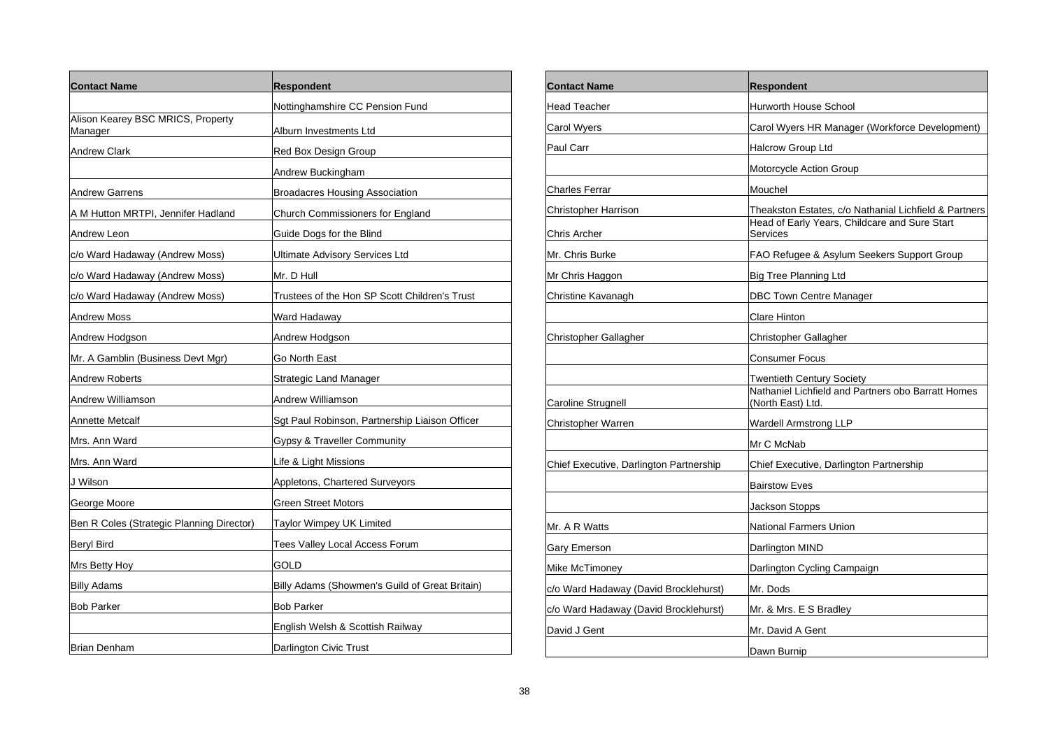| Contact Name | Respondent |
| --- | --- |
| | Nottinghamshire CC Pension Fund |
| Alison Kearey BSC MRICS, Property Manager | Alburn Investments Ltd |
| Andrew Clark | Red Box Design Group |
| | Andrew Buckingham |
| Andrew Garrens | Broadacres Housing Association |
| A M Hutton MRTPI, Jennifer Hadland | Church Commissioners for England |
| Andrew Leon | Guide Dogs for the Blind |
| c/o Ward Hadaway (Andrew Moss) | Ultimate Advisory Services Ltd |
| c/o Ward Hadaway (Andrew Moss) | Mr. D Hull |
| c/o Ward Hadaway (Andrew Moss) | Trustees of the Hon SP Scott Children's Trust |
| Andrew Moss | Ward Hadaway |
| Andrew Hodgson | Andrew Hodgson |
| Mr. A Gamblin (Business Devt Mgr) | Go North East |
| Andrew Roberts | Strategic Land Manager |
| Andrew Williamson | Andrew Williamson |
| Annette Metcalf | Sgt Paul Robinson, Partnership Liaison Officer |
| Mrs. Ann Ward | Gypsy & Traveller Community |
| Mrs. Ann Ward | Life & Light Missions |
| J Wilson | Appletons, Chartered Surveyors |
| George Moore | Green Street Motors |
| Ben R Coles (Strategic Planning Director) | Taylor Wimpey UK Limited |
| Beryl Bird | Tees Valley Local Access Forum |
| Mrs Betty Hoy | GOLD |
| Billy Adams | Billy Adams (Showmen's Guild of Great Britain) |
| Bob Parker | Bob Parker |
| | English Welsh & Scottish Railway |
| Brian Denham | Darlington Civic Trust |

| Contact Name | Respondent |
| --- | --- |
| Head Teacher | Hurworth House School |
| Carol Wyers | Carol Wyers HR Manager (Workforce Development) |
| Paul Carr | Halcrow Group Ltd |
| | Motorcycle Action Group |
| Charles Ferrar | Mouchel |
| Christopher Harrison | Theakston Estates, c/o Nathanial Lichfield & Partners |
| Chris Archer | Head of Early Years, Childcare and Sure Start Services |
| Mr. Chris Burke | FAO Refugee & Asylum Seekers Support Group |
| Mr Chris Haggon | Big Tree Planning Ltd |
| Christine Kavanagh | DBC Town Centre Manager |
| | Clare Hinton |
| Christopher Gallagher | Christopher Gallagher |
| | Consumer Focus |
| | Twentieth Century Society |
| Caroline Strugnell | Nathaniel Lichfield and Partners obo Barratt Homes (North East) Ltd. |
| Christopher Warren | Wardell Armstrong LLP |
| | Mr C McNab |
| Chief Executive, Darlington Partnership | Chief Executive, Darlington Partnership |
| | Bairstow Eves |
| | Jackson Stopps |
| Mr. A R Watts | National Farmers Union |
| Gary Emerson | Darlington MIND |
| Mike McTimoney | Darlington Cycling Campaign |
| c/o Ward Hadaway (David Brocklehurst) | Mr. Dods |
| c/o Ward Hadaway (David Brocklehurst) | Mr. & Mrs. E S Bradley |
| David J Gent | Mr. David A Gent |
| | Dawn Burnip |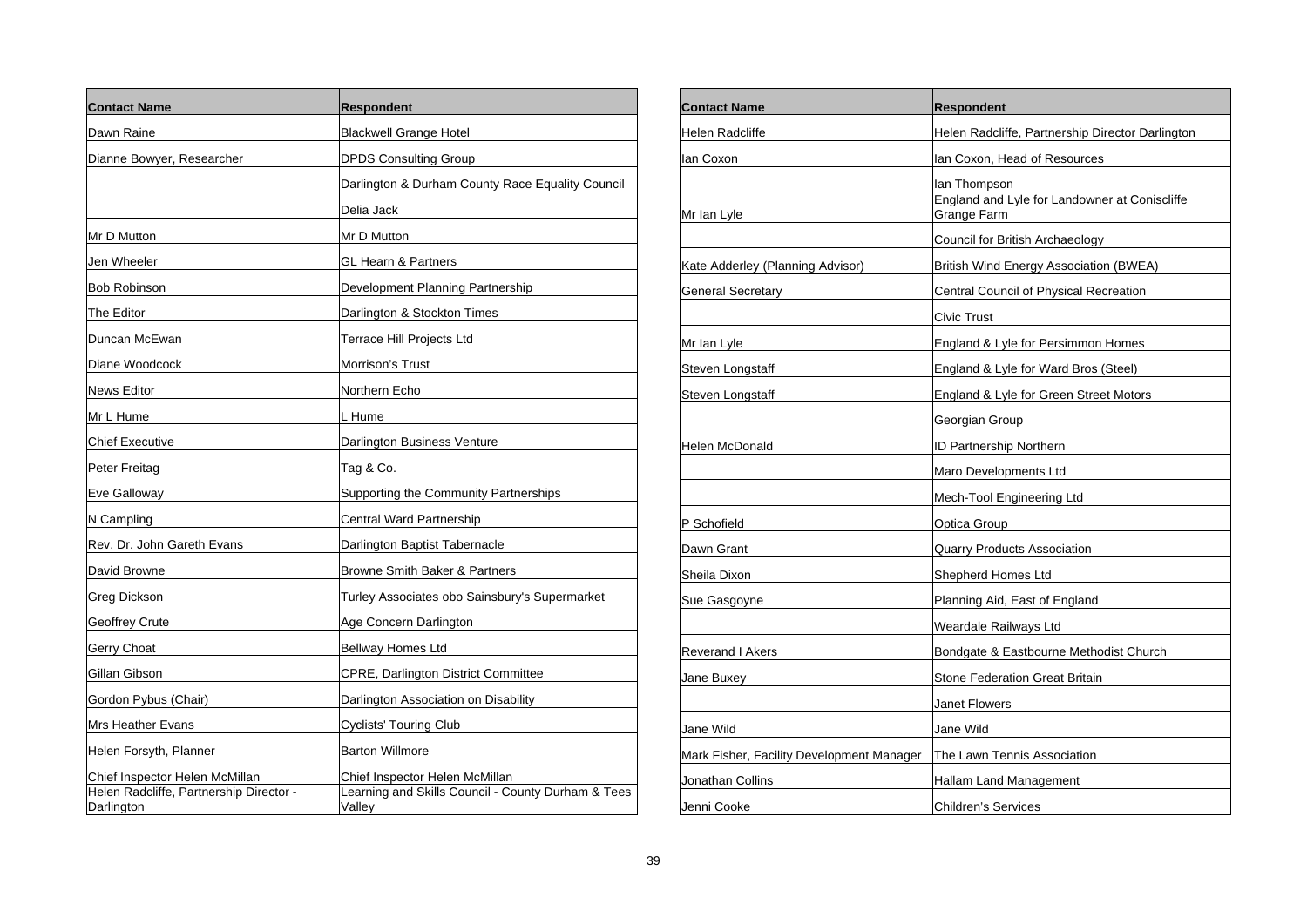| Contact Name | Respondent |
| --- | --- |
| Dawn Raine | Blackwell Grange Hotel |
| Dianne Bowyer, Researcher | DPDS Consulting Group |
| | Darlington & Durham County Race Equality Council |
| | Delia Jack |
| Mr D Mutton | Mr D Mutton |
| Jen Wheeler | GL Hearn & Partners |
| Bob Robinson | Development Planning Partnership |
| The Editor | Darlington & Stockton Times |
| Duncan McEwan | Terrace Hill Projects Ltd |
| Diane Woodcock | Morrison's Trust |
| News Editor | Northern Echo |
| Mr L Hume | L Hume |
| Chief Executive | Darlington Business Venture |
| Peter Freitag | Tag & Co. |
| Eve Galloway | Supporting the Community Partnerships |
| N Campling | Central Ward Partnership |
| Rev. Dr. John Gareth Evans | Darlington Baptist Tabernacle |
| David Browne | Browne Smith Baker & Partners |
| Greg Dickson | Turley Associates obo Sainsbury's Supermarket |
| Geoffrey Crute | Age Concern Darlington |
| Gerry Choat | Bellway Homes Ltd |
| Gillan Gibson | CPRE, Darlington District Committee |
| Gordon Pybus (Chair) | Darlington Association on Disability |
| Mrs Heather Evans | Cyclists' Touring Club |
| Helen Forsyth, Planner | Barton Willmore |
| Chief Inspector Helen McMillan | Chief Inspector Helen McMillan |
| Helen Radcliffe, Partnership Director - Darlington | Learning and Skills Council - County Durham & Tees Valley |

| Contact Name | Respondent |
| --- | --- |
| Helen Radcliffe | Helen Radcliffe, Partnership Director Darlington |
| Ian Coxon | Ian Coxon, Head of Resources |
| | Ian Thompson |
| Mr Ian Lyle | England and Lyle for Landowner at Coniscliffe Grange Farm |
| | Council for British Archaeology |
| Kate Adderley (Planning Advisor) | British Wind Energy Association (BWEA) |
| General Secretary | Central Council of Physical Recreation |
| | Civic Trust |
| Mr Ian Lyle | England & Lyle for Persimmon Homes |
| Steven Longstaff | England & Lyle for Ward Bros (Steel) |
| Steven Longstaff | England & Lyle for Green Street Motors |
| | Georgian Group |
| Helen McDonald | ID Partnership Northern |
| | Maro Developments Ltd |
| | Mech-Tool Engineering Ltd |
| P Schofield | Optica Group |
| Dawn Grant | Quarry Products Association |
| Sheila Dixon | Shepherd Homes Ltd |
| Sue Gasgoyne | Planning Aid, East of England |
| | Weardale Railways Ltd |
| Reverand I Akers | Bondgate & Eastbourne Methodist Church |
| Jane Buxey | Stone Federation Great Britain |
| | Janet Flowers |
| Jane Wild | Jane Wild |
| Mark Fisher, Facility Development Manager | The Lawn Tennis Association |
| Jonathan Collins | Hallam Land Management |
| Jenni Cooke | Children's Services |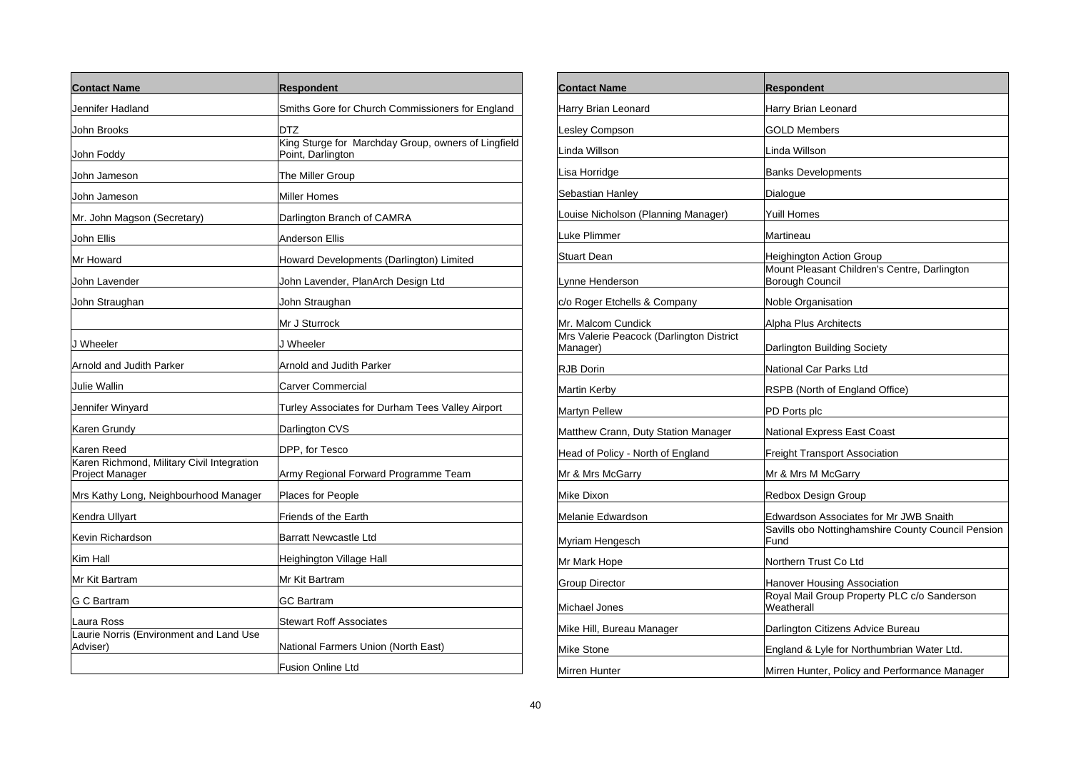| Contact Name | Respondent |
| --- | --- |
| Jennifer Hadland | Smiths Gore for Church Commissioners for England |
| John Brooks | DTZ |
| John Foddy | King Sturge for Marchday Group, owners of Lingfield Point, Darlington |
| John Jameson | The Miller Group |
| John Jameson | Miller Homes |
| Mr. John Magson (Secretary) | Darlington Branch of CAMRA |
| John Ellis | Anderson Ellis |
| Mr Howard | Howard Developments (Darlington) Limited |
| John Lavender | John Lavender, PlanArch Design Ltd |
| John Straughan | John Straughan |
| | Mr J Sturrock |
| J Wheeler | J Wheeler |
| Arnold and Judith Parker | Arnold and Judith Parker |
| Julie Wallin | Carver Commercial |
| Jennifer Winyard | Turley Associates for Durham Tees Valley Airport |
| Karen Grundy | Darlington CVS |
| Karen Reed | DPP, for Tesco |
| Karen Richmond, Military Civil Integration Project Manager | Army Regional Forward Programme Team |
| Mrs Kathy Long, Neighbourhood Manager | Places for People |
| Kendra Ullyart | Friends of the Earth |
| Kevin Richardson | Barratt Newcastle Ltd |
| Kim Hall | Heighington Village Hall |
| Mr Kit Bartram | Mr Kit Bartram |
| G C Bartram | GC Bartram |
| Laura Ross | Stewart Roff Associates |
| Laurie Norris (Environment and Land Use Adviser) | National Farmers Union (North East) |
| | Fusion Online Ltd |

| Contact Name | Respondent |
| --- | --- |
| Harry Brian Leonard | Harry Brian Leonard |
| Lesley Compson | GOLD Members |
| Linda Willson | Linda Willson |
| Lisa Horridge | Banks Developments |
| Sebastian Hanley | Dialogue |
| Louise Nicholson (Planning Manager) | Yuill Homes |
| Luke Plimmer | Martineau |
| Stuart Dean | Heighington Action Group |
| Lynne Henderson | Mount Pleasant Children's Centre, Darlington Borough Council |
| c/o Roger Etchells & Company | Noble Organisation |
| Mr. Malcom Cundick | Alpha Plus Architects |
| Mrs Valerie Peacock (Darlington District Manager) | Darlington Building Society |
| RJB Dorin | National Car Parks Ltd |
| Martin Kerby | RSPB (North of England Office) |
| Martyn Pellew | PD Ports plc |
| Matthew Crann, Duty Station Manager | National Express East Coast |
| Head of Policy - North of England | Freight Transport Association |
| Mr & Mrs McGarry | Mr & Mrs M McGarry |
| Mike Dixon | Redbox Design Group |
| Melanie Edwardson | Edwardson Associates for Mr JWB Snaith |
| Myriam Hengesch | Savills obo Nottinghamshire County Council Pension Fund |
| Mr Mark Hope | Northern Trust Co Ltd |
| Group Director | Hanover Housing Association |
| Michael Jones | Royal Mail Group Property PLC c/o Sanderson Weatherall |
| Mike Hill, Bureau Manager | Darlington Citizens Advice Bureau |
| Mike Stone | England & Lyle for Northumbrian Water Ltd. |
| Mirren Hunter | Mirren Hunter, Policy and Performance Manager |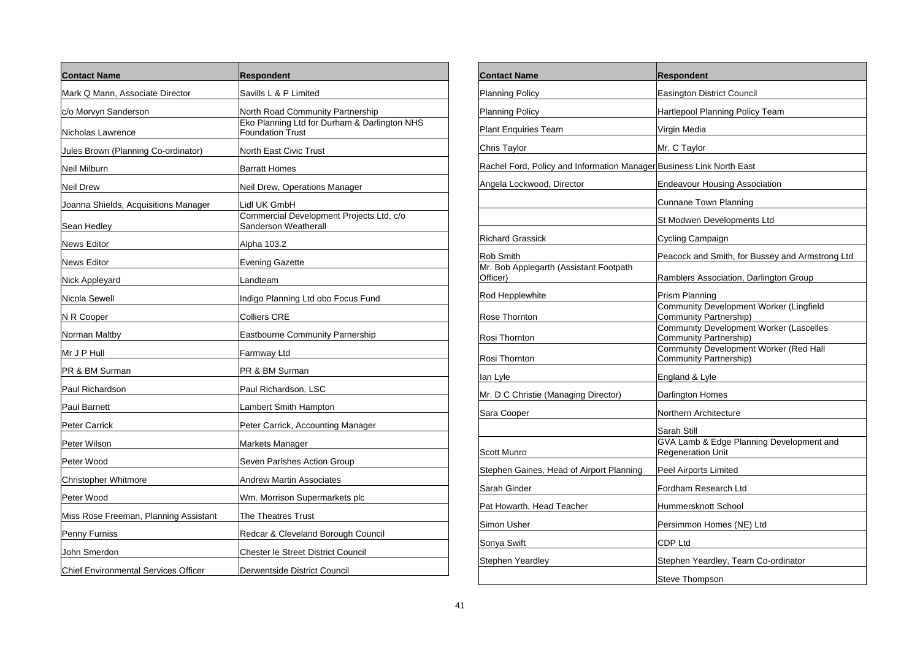| Contact Name | Respondent |
|---|---|
| Mark Q Mann, Associate Director | Savills L & P Limited |
| c/o Morvyn Sanderson | North Road Community Partnership |
| Nicholas Lawrence | Eko Planning Ltd for Durham & Darlington NHS Foundation Trust |
| Jules Brown (Planning Co-ordinator) | North East Civic Trust |
| Neil Milburn | Barratt Homes |
| Neil Drew | Neil Drew, Operations Manager |
| Joanna Shields, Acquisitions Manager | Lidl UK GmbH |
| Sean Hedley | Commercial Development Projects Ltd, c/o Sanderson Weatherall |
| News Editor | Alpha 103.2 |
| News Editor | Evening Gazette |
| Nick Appleyard | Landteam |
| Nicola Sewell | Indigo Planning Ltd obo Focus Fund |
| N R Cooper | Colliers CRE |
| Norman Maltby | Eastbourne Community Parnership |
| Mr J P Hull | Farmway Ltd |
| PR & BM Surman | PR & BM Surman |
| Paul Richardson | Paul Richardson, LSC |
| Paul Barnett | Lambert Smith Hampton |
| Peter Carrick | Peter Carrick, Accounting Manager |
| Peter Wilson | Markets Manager |
| Peter Wood | Seven Parishes Action Group |
| Christopher Whitmore | Andrew Martin Associates |
| Peter Wood | Wm. Morrison Supermarkets plc |
| Miss Rose Freeman, Planning Assistant | The Theatres Trust |
| Penny Furniss | Redcar & Cleveland Borough Council |
| John Smerdon | Chester le Street District Council |
| Chief Environmental Services Officer | Derwentside District Council |

| Contact Name | Respondent |
|---|---|
| Planning Policy | Easington District Council |
| Planning Policy | Hartlepool Planning Policy Team |
| Plant Enquiries Team | Virgin Media |
| Chris Taylor | Mr. C Taylor |
| Rachel Ford, Policy and Information Manager | Business Link North East |
| Angela Lockwood, Director | Endeavour Housing Association |
| | Cunnane Town Planning |
| | St Modwen Developments Ltd |
| Richard Grassick | Cycling Campaign |
| Rob Smith | Peacock and Smith, for Bussey and Armstrong Ltd |
| Mr. Bob Applegarth (Assistant Footpath Officer) | Ramblers Association, Darlington Group |
| Rod Hepplewhite | Prism Planning |
| Rose Thornton | Community Development Worker (Lingfield Community Partnership) |
| Rosi Thornton | Community Development Worker (Lascelles Community Partnership) |
| Rosi Thornton | Community Development Worker (Red Hall Community Partnership) |
| Ian Lyle | England & Lyle |
| Mr. D C Christie (Managing Director) | Darlington Homes |
| Sara Cooper | Northern Architecture |
| | Sarah Still |
| Scott Munro | GVA Lamb & Edge Planning Development and Regeneration Unit |
| Stephen Gaines, Head of Airport Planning | Peel Airports Limited |
| Sarah Ginder | Fordham Research Ltd |
| Pat Howarth, Head Teacher | Hummersknott School |
| Simon Usher | Persimmon Homes (NE) Ltd |
| Sonya Swift | CDP Ltd |
| Stephen Yeardley | Stephen Yeardley, Team Co-ordinator |
| | Steve Thompson |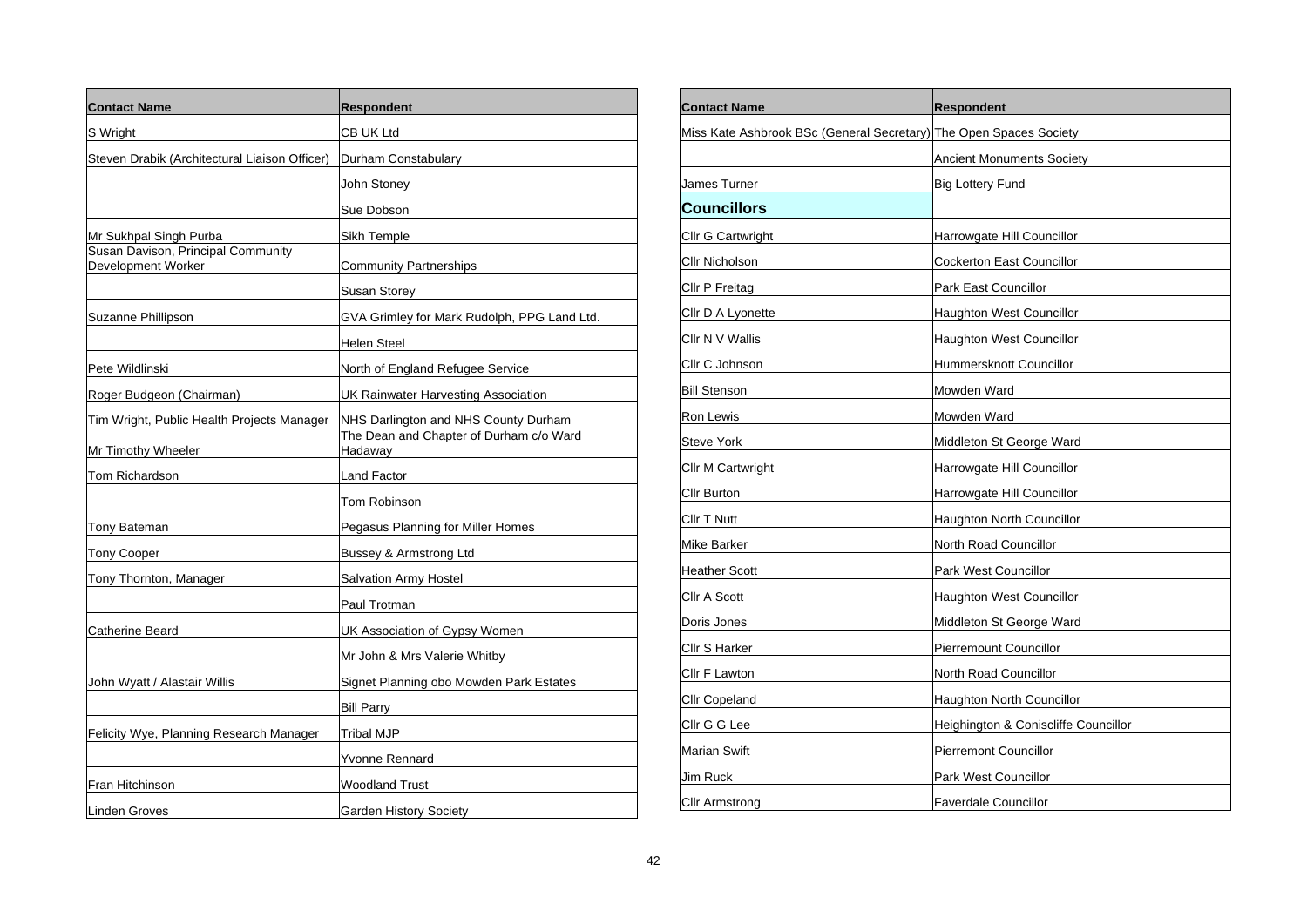| Contact Name | Respondent |
| --- | --- |
| S Wright | CB UK Ltd |
| Steven Drabik (Architectural Liaison Officer) | Durham Constabulary |
| | John Stoney |
| | Sue Dobson |
| Mr Sukhpal Singh Purba | Sikh Temple |
| Susan Davison, Principal Community Development Worker | Community Partnerships |
| | Susan Storey |
| Suzanne Phillipson | GVA Grimley for Mark Rudolph, PPG Land Ltd. |
| | Helen Steel |
| Pete Wildlinski | North of England Refugee Service |
| Roger Budgeon (Chairman) | UK Rainwater Harvesting Association |
| Tim Wright, Public Health Projects Manager | NHS Darlington and NHS County Durham |
| Mr Timothy Wheeler | The Dean and Chapter of Durham c/o Ward Hadaway |
| Tom Richardson | Land Factor |
| | Tom Robinson |
| Tony Bateman | Pegasus Planning for Miller Homes |
| Tony Cooper | Bussey & Armstrong Ltd |
| Tony Thornton, Manager | Salvation Army Hostel |
| | Paul Trotman |
| Catherine Beard | UK Association of Gypsy Women |
| | Mr John & Mrs Valerie Whitby |
| John Wyatt / Alastair Willis | Signet Planning obo Mowden Park Estates |
| | Bill Parry |
| Felicity Wye, Planning Research Manager | Tribal MJP |
| | Yvonne Rennard |
| Fran Hitchinson | Woodland Trust |
| Linden Groves | Garden History Society |

| Contact Name | Respondent |
| --- | --- |
| Miss Kate Ashbrook BSc (General Secretary) | The Open Spaces Society |
| | Ancient Monuments Society |
| James Turner | Big Lottery Fund |
| **Councillors** | |
| Cllr G Cartwright | Harrowgate Hill Councillor |
| Cllr Nicholson | Cockerton East Councillor |
| Cllr P Freitag | Park East Councillor |
| Cllr D A Lyonette | Haughton West Councillor |
| Cllr N V Wallis | Haughton West Councillor |
| Cllr C Johnson | Hummersknott Councillor |
| Bill Stenson | Mowden Ward |
| Ron Lewis | Mowden Ward |
| Steve York | Middleton St George Ward |
| Cllr M Cartwright | Harrowgate Hill Councillor |
| Cllr Burton | Harrowgate Hill Councillor |
| Cllr T Nutt | Haughton North Councillor |
| Mike Barker | North Road Councillor |
| Heather Scott | Park West Councillor |
| Cllr A Scott | Haughton West Councillor |
| Doris Jones | Middleton St George Ward |
| Cllr S Harker | Pierremount Councillor |
| Cllr F Lawton | North Road Councillor |
| Cllr Copeland | Haughton North Councillor |
| Cllr G G Lee | Heighington & Coniscliffe Councillor |
| Marian Swift | Pierremont Councillor |
| Jim Ruck | Park West Councillor |
| Cllr Armstrong | Faverdale Councillor |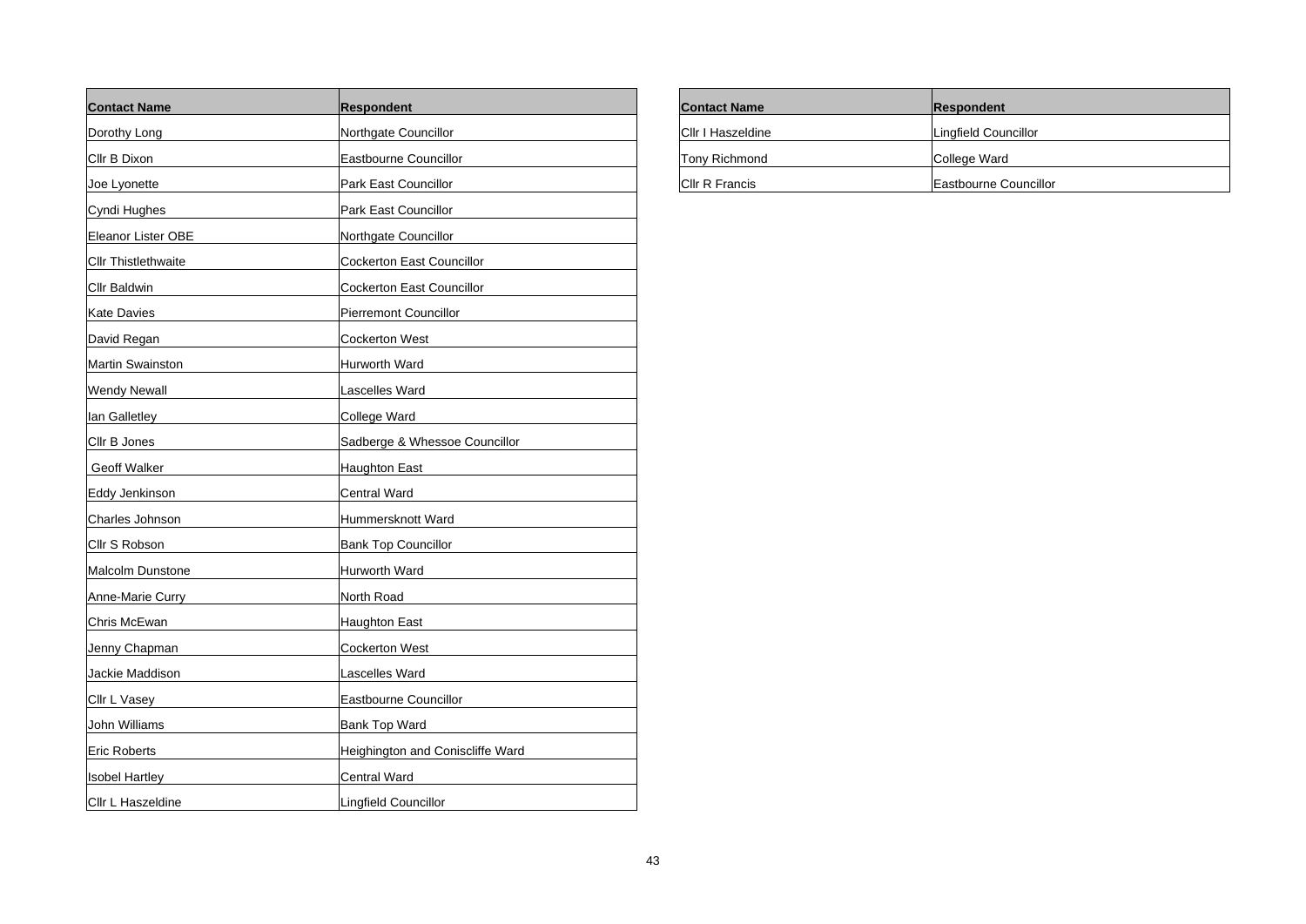| Contact Name | Respondent |
|---|---|
| Dorothy Long | Northgate Councillor |
| Cllr B Dixon | Eastbourne Councillor |
| Joe Lyonette | Park East Councillor |
| Cyndi Hughes | Park East Councillor |
| Eleanor Lister OBE | Northgate Councillor |
| Cllr Thistlethwaite | Cockerton East Councillor |
| Cllr Baldwin | Cockerton East Councillor |
| Kate Davies | Pierremont Councillor |
| David Regan | Cockerton West |
| Martin Swainston | Hurworth Ward |
| Wendy Newall | Lascelles Ward |
| Ian Galletley | College Ward |
| Cllr B Jones | Sadberge & Whessoe Councillor |
| Geoff Walker | Haughton East |
| Eddy Jenkinson | Central Ward |
| Charles Johnson | Hummersknott Ward |
| Cllr S Robson | Bank Top Councillor |
| Malcolm Dunstone | Hurworth Ward |
| Anne-Marie Curry | North Road |
| Chris McEwan | Haughton East |
| Jenny Chapman | Cockerton West |
| Jackie Maddison | Lascelles Ward |
| Cllr L Vasey | Eastbourne Councillor |
| John Williams | Bank Top Ward |
| Eric Roberts | Heighington and Coniscliffe Ward |
| Isobel Hartley | Central Ward |
| Cllr L Haszeldine | Lingfield Councillor |
| Cllr I Haszeldine | Lingfield Councillor |
| Tony Richmond | College Ward |
| Cllr R Francis | Eastbourne Councillor |